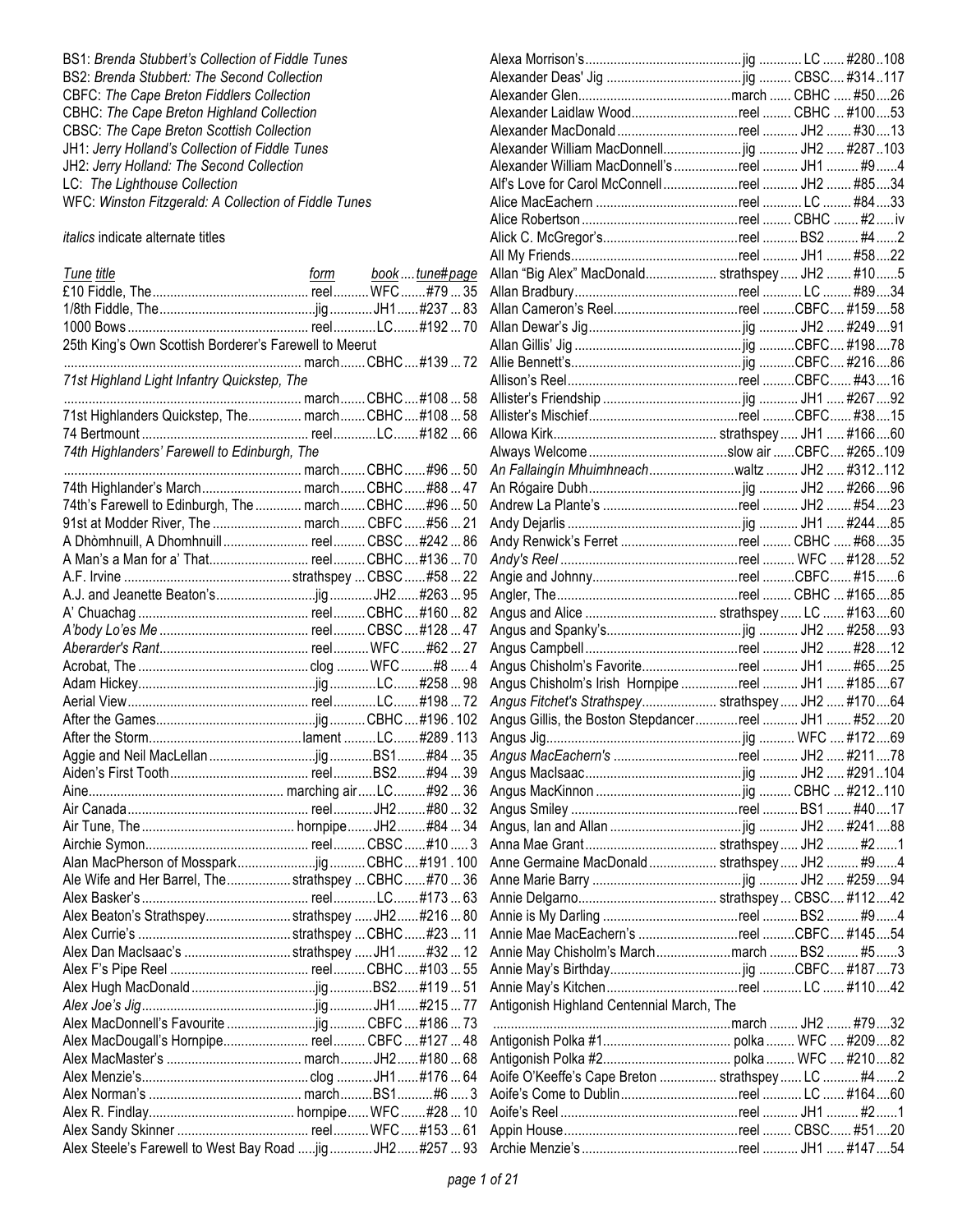BS1: *Brenda Stubbert's Collection of Fiddle Tunes*
BS2: *Brenda Stubbert: The Second Collection*
CBFC: *The Cape Breton Fiddlers Collection*
CBHC: *The Cape Breton Highland Collection*
CBSC: *The Cape Breton Scottish Collection*
JH1: *Jerry Holland's Collection of Fiddle Tunes*
JH2: *Jerry Holland: The Second Collection*
LC: *The Lighthouse Collection*
WFC: *Winston Fitzgerald: A Collection of Fiddle Tunes*

*italics* indicate alternate titles

| Tune title | form | book | tune# | page |
|---|---|---|---|---|
| £10 Fiddle, The | reel | WFC | #79 | 35 |
| 1/8th Fiddle, The | jig | JH1 | #237 | 83 |
| 1000 Bows | reel | LC | #192 | 70 |
| 25th King's Own Scottish Borderer's Farewell to Meerut | march | CBHC | #139 | 72 |
| *71st Highland Light Infantry Quickstep, The* | march | CBHC | #108 | 58 |
| 71st Highlanders Quickstep, The | march | CBHC | #108 | 58 |
| 74 Bertmount | reel | LC | #182 | 66 |
| *74th Highlanders' Farewell to Edinburgh, The* | march | CBHC | #96 | 50 |
| 74th Highlander's March | march | CBHC | #88 | 47 |
| 74th's Farewell to Edinburgh, The | march | CBHC | #96 | 50 |
| 91st at Modder River, The | march | CBFC | #56 | 21 |
| A Dhòmhnuill, A Dhomhnuill | reel | CBSC | #242 | 86 |
| A Man's a Man for a' That | reel | CBHC | #136 | 70 |
| A.F. Irvine | strathspey | CBSC | #58 | 22 |
| A.J. and Jeanette Beaton's | jig | JH2 | #263 | 95 |
| A' Chuachag | reel | CBHC | #160 | 82 |
| *A'body Lo'es Me* | reel | CBSC | #128 | 47 |
| *Aberarder's Rant* | reel | WFC | #62 | 27 |
| Acrobat, The | clog | WFC | #8 | 4 |
| Adam Hickey | jig | LC | #258 | 98 |
| Aerial View | reel | LC | #198 | 72 |
| After the Games | jig | CBHC | #196 | 102 |
| After the Storm | lament | LC | #289 | 113 |
| Aggie and Neil MacLellan | jig | BS1 | #84 | 35 |
| Aiden's First Tooth | reel | BS2 | #94 | 39 |
| Aine | marching air | LC | #92 | 36 |
| Air Canada | reel | JH2 | #80 | 32 |
| Air Tune, The | hornpipe | JH2 | #84 | 34 |
| Airchie Symon | reel | CBSC | #10 | 3 |
| Alan MacPherson of Mosspark | jig | CBHC | #191 | 100 |
| Ale Wife and Her Barrel, The | strathspey | CBHC | #70 | 36 |
| Alex Basker's | reel | LC | #173 | 63 |
| Alex Beaton's Strathspey | strathspey | JH2 | #216 | 80 |
| Alex Currie's | strathspey | CBHC | #23 | 11 |
| Alex Dan MacIsaac's | strathspey | JH1 | #32 | 12 |
| Alex F's Pipe Reel | reel | CBHC | #103 | 55 |
| Alex Hugh MacDonald | jig | BS2 | #119 | 51 |
| *Alex Joe's Jig* | jig | JH1 | #215 | 77 |
| Alex MacDonnell's Favourite | jig | CBFC | #186 | 73 |
| Alex MacDougall's Hornpipe | reel | CBFC | #127 | 48 |
| Alex MacMaster's | march | JH2 | #180 | 68 |
| Alex Menzie's | clog | JH1 | #176 | 64 |
| Alex Norman's | march | BS1 | #6 | 3 |
| Alex R. Findlay | hornpipe | WFC | #28 | 10 |
| Alex Sandy Skinner | reel | WFC | #153 | 61 |
| Alex Steele's Farewell to West Bay Road | jig | JH2 | #257 | 93 |
| Alexa Morrison's | jig | LC | #280 | 108 |
| Alexander Deas' Jig | jig | CBSC | #314 | 117 |
| Alexander Glen | march | CBHC | #50 | 26 |
| Alexander Laidlaw Wood | reel | CBHC | #100 | 53 |
| Alexander MacDonald | reel | JH2 | #30 | 13 |
| Alexander William MacDonnell | jig | JH2 | #287 | 103 |
| Alexander William MacDonnell's | reel | JH1 | #9 | 4 |
| Alf's Love for Carol McConnell | reel | JH2 | #85 | 34 |
| Alice MacEachern | reel | LC | #84 | 33 |
| Alice Robertson | reel | CBHC | #2 | iv |
| Alick C. McGregor's | reel | BS2 | #4 | 2 |
| All My Friends | reel | JH1 | #58 | 22 |
| Allan "Big Alex" MacDonald | strathspey | JH2 | #10 | 5 |
| Allan Bradbury | reel | LC | #89 | 34 |
| Allan Cameron's Reel | reel | CBFC | #159 | 58 |
| Allan Dewar's Jig | jig | JH2 | #249 | 91 |
| Allan Gillis' Jig | jig | CBFC | #198 | 78 |
| Allie Bennett's | jig | CBFC | #216 | 86 |
| Allison's Reel | reel | CBFC | #43 | 16 |
| Allister's Friendship | jig | JH1 | #267 | 92 |
| Allister's Mischief | reel | CBFC | #38 | 15 |
| Allowa Kirk | strathspey | JH1 | #166 | 60 |
| Always Welcome | slow air | CBFC | #265 | 109 |
| *An Fallaingín Mhuimhneach* | waltz | JH2 | #312 | 112 |
| An Rógaire Dubh | jig | JH2 | #266 | 96 |
| Andrew La Plante's | reel | JH2 | #54 | 23 |
| Andy Dejarlis | jig | JH1 | #244 | 85 |
| Andy Renwick's Ferret | reel | CBHC | #68 | 35 |
| *Andy's Reel* | reel | WFC | #128 | 52 |
| Angie and Johnny | reel | CBFC | #15 | 6 |
| Angler, The | reel | CBHC | #165 | 85 |
| Angus and Alice | strathspey | LC | #163 | 60 |
| Angus and Spanky's | jig | JH2 | #258 | 93 |
| Angus Campbell | reel | JH2 | #28 | 12 |
| Angus Chisholm's Favorite | reel | JH1 | #65 | 25 |
| Angus Chisholm's Irish Hornpipe | reel | JH1 | #185 | 67 |
| *Angus Fitchet's Strathspey* | strathspey | JH2 | #170 | 64 |
| Angus Gillis, the Boston Stepdancer | reel | JH1 | #52 | 20 |
| Angus Jig | jig | WFC | #172 | 69 |
| *Angus MacEachern's* | reel | JH2 | #211 | 78 |
| Angus MacIsaac | jig | JH2 | #291 | 104 |
| Angus MacKinnon | jig | CBHC | #212 | 110 |
| Angus Smiley | reel | BS1 | #40 | 17 |
| Angus, Ian and Allan | jig | JH2 | #241 | 88 |
| Anna Mae Grant | strathspey | JH2 | #2 | 1 |
| Anne Germaine MacDonald | strathspey | JH2 | #9 | 4 |
| Anne Marie Barry | jig | JH2 | #259 | 94 |
| Annie Delgarno | strathspey | CBSC | #112 | 42 |
| Annie is My Darling | reel | BS2 | #9 | 4 |
| Annie Mae MacEachern's | reel | CBFC | #145 | 54 |
| Annie May Chisholm's March | march | BS2 | #5 | 3 |
| Annie May's Birthday | jig | CBFC | #187 | 73 |
| Annie May's Kitchen | reel | LC | #110 | 42 |
| Antigonish Highland Centennial March, The | march | JH2 | #79 | 32 |
| Antigonish Polka #1 | polka | WFC | #209 | 82 |
| Antigonish Polka #2 | polka | WFC | #210 | 82 |
| Aoife O'Keeffe's Cape Breton | strathspey | LC | #4 | 2 |
| Aoife's Come to Dublin | reel | LC | #164 | 60 |
| Aoife's Reel | reel | JH1 | #2 | 1 |
| Appin House | reel | CBSC | #51 | 20 |
| Archie Menzie's | reel | JH1 | #147 | 54 |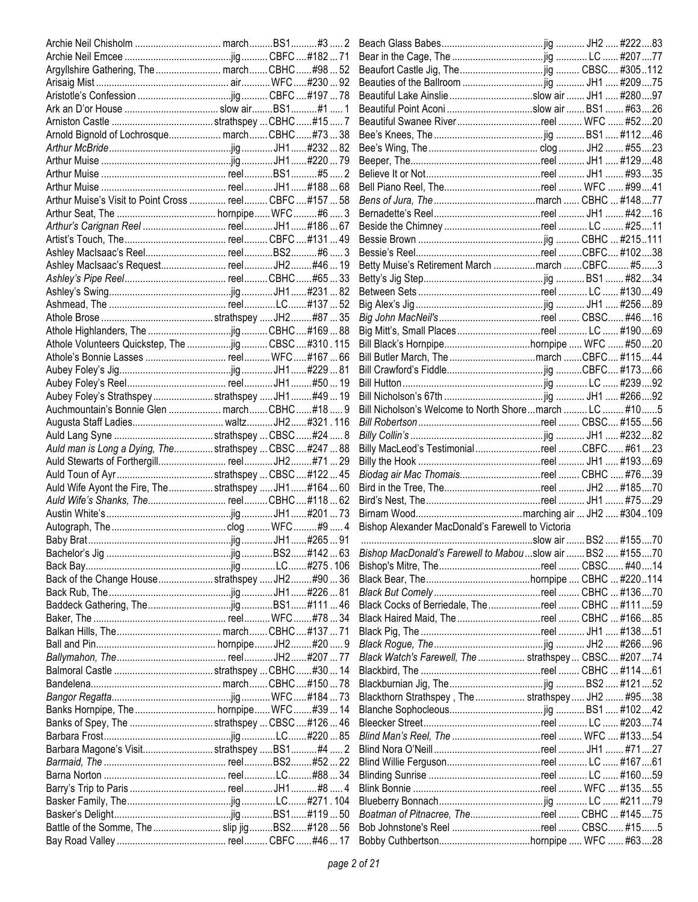| Title | Type | Book | No. | Page |
|---|---|---|---|---|
| Archie Neil Chisholm | march | BS1 | #3 | 2 |
| Archie Neil Emcee | jig | CBFC | #182 | 71 |
| Argyllshire Gathering, The | march | CBHC | #98 | 52 |
| Arisaig Mist | air | WFC | #230 | 92 |
| Aristotle's Confession | jig | CBFC | #197 | 78 |
| Ark an D'or House | slow air | BS1 | #1 | 1 |
| Arniston Castle | strathspey | CBHC | #15 | 7 |
| Arnold Bignold of Lochrosque | march | CBHC | #73 | 38 |
| *Arthur McBride* | jig | JH1 | #232 | 82 |
| Arthur Muise | jig | JH1 | #220 | 79 |
| Arthur Muise | reel | BS1 | #5 | 2 |
| Arthur Muise | reel | JH1 | #188 | 68 |
| Arthur Muise's Visit to Point Cross | reel | CBFC | #157 | 58 |
| Arthur Seat, The | hornpipe | WFC | #6 | 3 |
| *Arthur's Carignan Reel* | reel | JH1 | #186 | 67 |
| Artist's Touch, The | reel | CBFC | #131 | 49 |
| Ashley MacIsaac's Reel | reel | BS2 | #6 | 3 |
| Ashley MacIsaac's Request | reel | JH2 | #46 | 19 |
| *Ashley's Pipe Reel* | reel | CBHC | #65 | 33 |
| Ashley's Swing | jig | JH1 | #231 | 82 |
| Ashmead, The | reel | LC | #137 | 52 |
| Athole Brose | strathspey | JH2 | #87 | 35 |
| Athole Highlanders, The | jig | CBHC | #169 | 88 |
| Athole Volunteers Quickstep, The | jig | CBSC | #310 | 115 |
| Athole's Bonnie Lasses | reel | WFC | #167 | 66 |
| Aubey Foley's Jig | jig | JH1 | #229 | 81 |
| Aubey Foley's Reel | reel | JH1 | #50 | 19 |
| Aubey Foley's Strathspey | strathspey | JH1 | #49 | 19 |
| Auchmountain's Bonnie Glen | march | CBHC | #18 | 9 |
| Augusta Staff Ladies | waltz | JH2 | #321 | 116 |
| Auld Lang Syne | strathspey | CBSC | #24 | 8 |
| *Auld man is Long a Dying, The* | strathspey | CBSC | #247 | 88 |
| Auld Stewarts of Forthergill | reel | JH2 | #71 | 29 |
| Auld Toun of Ayr | strathspey | CBSC | #122 | 45 |
| Auld Wife Ayont the Fire, The | strathspey | JH1 | #164 | 60 |
| *Auld Wife's Shanks, The* | reel | CBHC | #118 | 62 |
| Austin White's | jig | JH1 | #201 | 73 |
| Autograph, The | clog | WFC | #9 | 4 |
| Baby Brat | jig | JH1 | #265 | 91 |
| Bachelor's Jig | jig | BS2 | #142 | 63 |
| Back Bay | jig | LC | #275 | 106 |
| Back of the Change House | strathspey | JH2 | #90 | 36 |
| Back Rub, The | jig | JH1 | #226 | 81 |
| Baddeck Gathering, The | jig | BS1 | #111 | 46 |
| Baker, The | reel | WFC | #78 | 34 |
| Balkan Hills, The | march | CBHC | #137 | 71 |
| Ball and Pin | hornpipe | JH2 | #20 | 9 |
| *Ballymahon, The* | reel | JH2 | #207 | 77 |
| Balmoral Castle | strathspey | CBHC | #30 | 14 |
| Bandelena | march | CBHC | #150 | 78 |
| *Bangor Regatta* | jig | WFC | #184 | 73 |
| Banks Hornpipe, The | hornpipe | WFC | #39 | 14 |
| Banks of Spey, The | strathspey | CBSC | #126 | 46 |
| Barbara Frost | jig | LC | #220 | 85 |
| Barbara Magone's Visit | strathspey | BS1 | #4 | 2 |
| *Barmaid, The* | reel | BS2 | #52 | 22 |
| Barna Norton | reel | LC | #88 | 34 |
| Barry's Trip to Paris | reel | JH1 | #8 | 4 |
| Basker Family, The | jig | LC | #271 | 104 |
| Basker's Delight | jig | BS1 | #119 | 50 |
| Battle of the Somme, The | slip jig | BS2 | #128 | 56 |
| Bay Road Valley | reel | CBFC | #46 | 17 |
| Beach Glass Babes | jig | JH2 | #222 | 83 |
| Bear in the Cage, The | jig | LC | #207 | 77 |
| Beaufort Castle Jig, The | jig | CBSC | #305 | 112 |
| Beauties of the Ballroom | jig | JH1 | #209 | 75 |
| Beautiful Lake Ainslie | slow air | JH1 | #280 | 97 |
| Beautiful Point Aconi | slow air | BS1 | #63 | 26 |
| Beautiful Swanee River | reel | WFC | #52 | 20 |
| Bee's Knees, The | jig | BS1 | #112 | 46 |
| Bee's Wing, The | clog | JH2 | #55 | 23 |
| Beeper, The | reel | JH1 | #129 | 48 |
| Believe It or Not | reel | JH1 | #93 | 35 |
| Bell Piano Reel, The | reel | WFC | #99 | 41 |
| *Bens of Jura, The* | march | CBHC | #148 | 77 |
| Bernadette's Reel | reel | JH1 | #42 | 16 |
| Beside the Chimney | reel | LC | #25 | 11 |
| Bessie Brown | jig | CBHC | #215 | 111 |
| Bessie's Reel | reel | CBFC | #102 | 38 |
| Betty Muise's Retirement March | march | CBFC | #5 | 3 |
| Betty's Jig Step | jig | BS1 | #82 | 34 |
| Between Sets | reel | LC | #130 | 49 |
| Big Alex's Jig | jig | JH1 | #256 | 89 |
| *Big John MacNeil's* | reel | CBSC | #46 | 16 |
| Big Mitt's, Small Places | reel | LC | #190 | 69 |
| Bill Black's Hornpipe | hornpipe | WFC | #50 | 20 |
| Bill Butler March, The | march | CBFC | #115 | 44 |
| Bill Crawford's Fiddle | jig | CBFC | #173 | 66 |
| Bill Hutton | jig | LC | #239 | 92 |
| Bill Nicholson's 67th | jig | JH1 | #266 | 92 |
| Bill Nicholson's Welcome to North Shore | march | LC | #10 | 5 |
| *Bill Robertson* | reel | CBSC | #155 | 56 |
| *Billy Collin's* | jig | JH1 | #232 | 82 |
| Billy MacLeod's Testimonial | reel | CBFC | #61 | 23 |
| Billy the Hook | reel | JH1 | #193 | 69 |
| *Biodag air Mac Thomais* | reel | CBHC | #76 | 39 |
| Bird in the Tree, The | reel | JH2 | #185 | 70 |
| Bird's Nest, The | reel | JH1 | #75 | 29 |
| Birnam Wood | marching air | JH2 | #304 | 109 |
| Bishop Alexander MacDonald's Farewell to Victoria | slow air | BS2 | #155 | 70 |
| *Bishop MacDonald's Farewell to Mabou* | slow air | BS2 | #155 | 70 |
| Bishop's Mitre, The | reel | CBSC | #40 | 14 |
| Black Bear, The | hornpipe | CBHC | #220 | 114 |
| *Black But Comely* | reel | CBHC | #136 | 70 |
| Black Cocks of Berriedale, The | reel | CBHC | #111 | 59 |
| Black Haired Maid, The | reel | CBHC | #166 | 85 |
| Black Pig, The | reel | JH1 | #138 | 51 |
| *Black Rogue, The* | jig | JH2 | #266 | 96 |
| *Black Watch's Farewell, The* | strathspey | CBSC | #207 | 74 |
| Blackbird, The | reel | CBHC | #114 | 61 |
| Blackburnian Jig, The | jig | BS2 | #121 | 52 |
| Blackthorn Strathspey , The | strathspey | JH2 | #95 | 38 |
| Blanche Sophocleous | jig | BS1 | #102 | 42 |
| Bleecker Street | reel | LC | #203 | 74 |
| *Blind Man's Reel, The* | reel | WFC | #133 | 54 |
| Blind Nora O'Neill | reel | JH1 | #71 | 27 |
| Blind Willie Ferguson | reel | LC | #167 | 61 |
| Blinding Sunrise | reel | LC | #160 | 59 |
| Blink Bonnie | reel | WFC | #135 | 55 |
| Blueberry Bonnach | jig | LC | #211 | 79 |
| *Boatman of Pitnacree, The* | reel | CBHC | #145 | 75 |
| Bob Johnstone's Reel | reel | CBSC | #15 | 5 |
| Bobby Cuthbertson | hornpipe | WFC | #63 | 28 |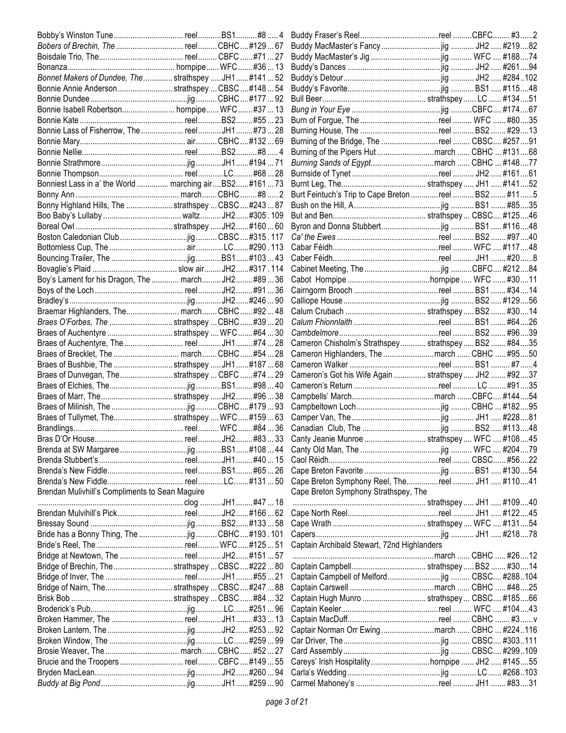| Title | Type | Book | # | Page |
|---|---|---|---|---|
| Bobby's Winston Tune | reel | BS1 | #8 | 4 |
| *Bobers of Brechin, The* | reel | CBHC | #129 | 67 |
| Boisdale Trio, The | reel | CBFC | #71 | 27 |
| Bonanza | hornpipe | WFC | #36 | 13 |
| *Bonnet Makers of Dundee, The* | strathspey | JH1 | #141 | 52 |
| Bonnie Annie Anderson | strathspey | CBSC | #148 | 54 |
| Bonnie Dundee | jig | CBHC | #177 | 92 |
| Bonnie Isabell Robertson | hornpipe | WFC | #37 | 13 |
| Bonnie Kate | reel | BS2 | #55 | 23 |
| Bonnie Lass of Fisherrow, The | reel | JH1 | #73 | 28 |
| Bonnie Mary | air | CBHC | #132 | 69 |
| Bonnie Nellie | reel | BS2 | #8 | 4 |
| Bonnie Strathmore | jig | JH1 | #194 | 71 |
| Bonnie Thompson | reel | LC | #68 | 28 |
| Bonniest Lass in a' the World | marching air | BS2 | #161 | 73 |
| Bonny Ann | march | CBHC | #8 | 2 |
| Bonny Highland Hills, The | strathspey | CBSC | #243 | 87 |
| Boo Baby's Lullaby | waltz | JH2 | #305 | 109 |
| Boreal Owl | strathspey | JH2 | #160 | 60 |
| Boston Caledonian Club | jig | CBSC | #315 | 117 |
| Bottomless Cup, The | air | LC | #290 | 113 |
| Bouncing Trailer, The | jig | BS1 | #103 | 43 |
| Bovaglie's Plaid | slow air | JH2 | #317 | 114 |
| Boy's Lament for his Dragon, The | march | JH2 | #89 | 36 |
| Boys of the Loch | reel | JH2 | #91 | 36 |
| Bradley's | jig | JH2 | #246 | 90 |
| Braemar Highlanders, The | march | CBHC | #92 | 48 |
| *Braes O'Forbes, The* | strathspey | CBHC | #39 | 20 |
| Braes of Auchentyre | strathspey | WFC | #64 | 30 |
| Braes of Auchentyre, The | reel | JH1 | #74 | 28 |
| Braes of Brecklet, The | march | CBHC | #54 | 28 |
| Braes of Bushbie, The | strathspey | JH1 | #187 | 68 |
| Braes of Dunvegan, The | strathspey | CBFC | #74 | 29 |
| Braes of Elchies, The | jig | BS1 | #98 | 40 |
| Braes of Marr, The | strathspey | JH2 | #96 | 38 |
| Braes of Milinish, The | jig | CBHC | #179 | 93 |
| Braes of Tullymet, The | strathspey | WFC | #159 | 63 |
| Brandlings | reel | WFC | #84 | 36 |
| Bras D'Or House | reel | JH2 | #83 | 33 |
| Brenda at SW Margaree | jig | BS1 | #108 | 44 |
| Brenda Stubbert's | reel | JH1 | #40 | 15 |
| Brenda's New Fiddle | reel | BS1 | #65 | 26 |
| Brenda's New Fiddle | reel | LC | #131 | 50 |
| Brendan Mulivhill's Compliments to Sean Maguire | clog | JH1 | #47 | 18 |
| Brendan Mulvihill's Pick | reel | JH2 | #166 | 62 |
| Bressay Sound | jig | BS2 | #133 | 58 |
| Bride has a Bonny Thing, The | jig | CBHC | #193 | 101 |
| Bride's Reel, The | reel | WFC | #125 | 51 |
| Bridge at Newtown, The | reel | JH2 | #151 | 57 |
| Bridge of Brechin, The | strathspey | CBSC | #222 | 80 |
| Bridge of Inver, The | reel | JH1 | #55 | 21 |
| Bridge of Nairn, The | strathspey | CBSC | #247 | 88 |
| Brisk Bob | strathspey | CBSC | #84 | 32 |
| Broderick's Pub | jig | LC | #251 | 96 |
| Broken Hammer, The | reel | JH1 | #33 | 13 |
| Broken Lantern, The | jig | JH2 | #253 | 92 |
| Broken Window, The | jig | LC | #259 | 99 |
| Brosie Weaver, The | march | CBHC | #52 | 27 |
| Brucie and the Troopers | reel | CBFC | #149 | 55 |
| Bryden MacLean | jig | JH2 | #260 | 94 |
| *Buddy at Big Pond* | jig | JH1 | #259 | 90 |
| Buddy Fraser's Reel | reel | CBFC | #3 | 2 |
| Buddy MacMaster's Fancy | jig | JH2 | #219 | 82 |
| Buddy MacMaster's Jig | jig | WFC | #188 | 74 |
| Buddy's Dances | jig | JH2 | #261 | 94 |
| Buddy's Detour | jig | JH2 | #284 | 102 |
| Buddy's Favorite | jig | BS1 | #115 | 48 |
| Bull Beer | strathspey | LC | #134 | 51 |
| *Bung in Your Eye* | jig | CBFC | #174 | 67 |
| Burn of Forgue, The | reel | WFC | #80 | 35 |
| Burning House, The | reel | BS2 | #29 | 13 |
| Burning of the Bridge, The | reel | CBSC | #257 | 91 |
| Burning of the Pipers Hut | march | CBHC | #131 | 68 |
| *Burning Sands of Egypt* | march | CBHC | #148 | 77 |
| Burnside of Tynet | reel | JH2 | #161 | 61 |
| Burnt Leg, The | strathspey | JH1 | #141 | 52 |
| Burt Feintuch's Trip to Cape Breton | reel | BS2 | #11 | 5 |
| Bush on the Hill, A | jig | BS1 | #85 | 35 |
| But and Ben | strathspey | CBSC | #125 | 46 |
| Byron and Donna Stubbert | jig | BS1 | #116 | 48 |
| *Ca' the Ewes* | reel | BS2 | #97 | 40 |
| Cabar Féidh | reel | WFC | #117 | 48 |
| Caber Féidh | reel | JH1 | #20 | 8 |
| Cabinet Meeting, The | jig | CBFC | #212 | 84 |
| Cabot Hornpipe | hornpipe | WFC | #30 | 11 |
| Cairngorm Brooch | reel | BS1 | #34 | 14 |
| Calliope House | jig | BS2 | #129 | 56 |
| Calum Crubach | strathspey | BS2 | #30 | 14 |
| *Calum Fhionnlaith* | reel | BS1 | #64 | 26 |
| *Cambdelmore* | reel | BS2 | #96 | 39 |
| Cameron Chisholm's Strathspey | strathspey | BS2 | #84 | 35 |
| Cameron Highlanders, The | march | CBHC | #95 | 50 |
| Cameron Walker | reel | BS1 | #7 | 4 |
| Cameron's Got his Wife Again | strathspey | JH2 | #92 | 37 |
| Cameron's Return | reel | LC | #91 | 35 |
| Campbells' March | march | CBFC | #144 | 54 |
| Campbeltown Loch | jig | CBHC | #182 | 95 |
| Camper Van, The | jig | JH1 | #228 | 81 |
| Canadian Club, The | jig | BS2 | #113 | 48 |
| Canty Jeanie Munroe | strathspey | WFC | #108 | 45 |
| Canty Old Man, The | jig | WFC | #204 | 79 |
| Caol Réidh | reel | CBSC | #56 | 22 |
| Cape Breton Favorite | jig | BS1 | #130 | 54 |
| Cape Breton Symphony Reel, The | reel | JH1 | #110 | 41 |
| Cape Breton Symphony Strathspey, The | strathspey | JH1 | #109 | 40 |
| Cape North Reel | reel | JH1 | #122 | 45 |
| Cape Wrath | strathspey | WFC | #131 | 54 |
| Capers | jig | JH1 | #218 | 78 |
| Captain Archibald Stewart, 72nd Highlanders | march | CBHC | #26 | 12 |
| Captain Campbell | strathspey | BS2 | #30 | 14 |
| Captain Campbell of Melford | jig | CBSC | #288 | 104 |
| Captain Carswell | march | CBHC | #48 | 25 |
| Captain Hugh Munro | strathspey | CBSC | #185 | 66 |
| Captain Keeler | reel | WFC | #104 | 43 |
| Captain MacDuff | reel | CBHC | #3 | v |
| Captair Norman Orr Ewing | march | CBHC | #224 | 116 |
| Car Driver, The | jig | CBSC | #303 | 111 |
| Card Assembly | jig | CBSC | #299 | 109 |
| Careys' Irish Hospitality | hornpipe | JH2 | #145 | 55 |
| Carla's Wedding | jig | LC | #268 | 103 |
| Carmel Mahoney's | reel | JH1 | #83 | 31 |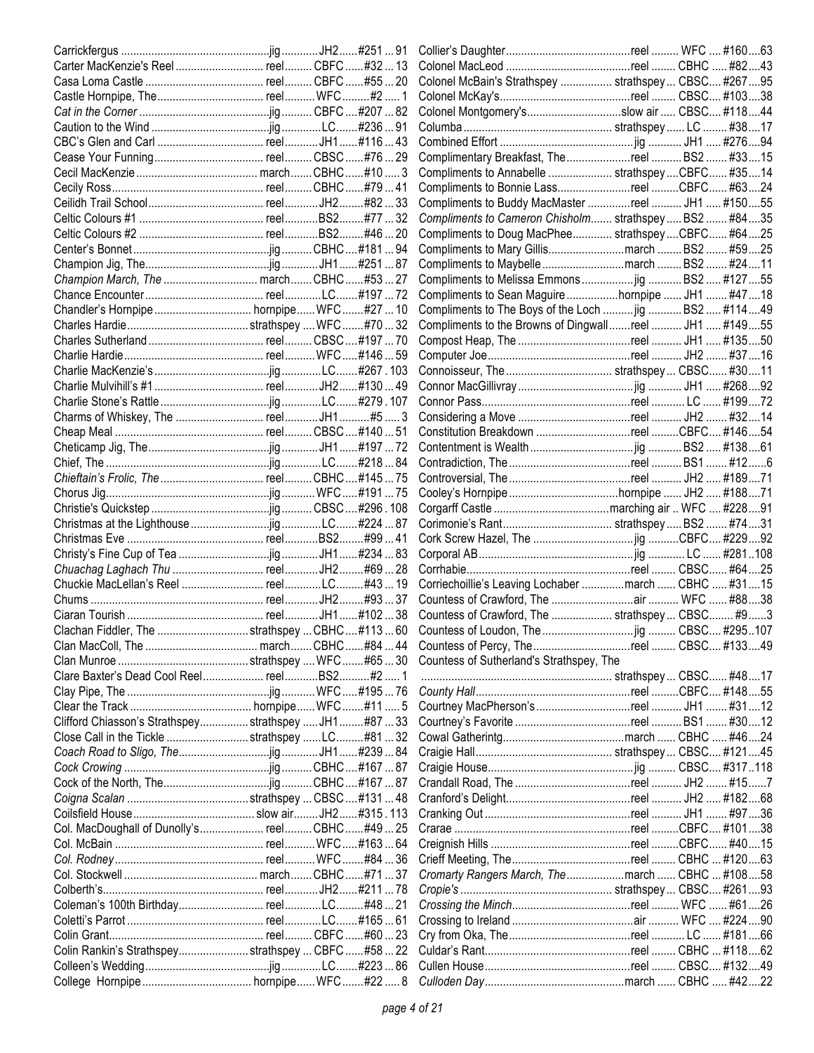| Title | Type | Book | # | Page |
|---|---|---|---|---|
| Carrickfergus | jig | JH2 | #251 | 91 |
| Carter MacKenzie's Reel | reel | CBFC | #32 | 13 |
| Casa Loma Castle | reel | CBFC | #55 | 20 |
| Castle Hornpipe, The | reel | WFC | #2 | 1 |
| *Cat in the Corner* | jig | CBFC | #207 | 82 |
| Caution to the Wind | jig | LC | #236 | 91 |
| CBC's Glen and Carl | reel | JH1 | #116 | 43 |
| Cease Your Funning | reel | CBSC | #76 | 29 |
| Cecil MacKenzie | march | CBHC | #10 | 3 |
| Cecily Ross | reel | CBHC | #79 | 41 |
| Ceilidh Trail School | reel | JH2 | #82 | 33 |
| Celtic Colours #1 | reel | BS2 | #77 | 32 |
| Celtic Colours #2 | reel | BS2 | #46 | 20 |
| Center's Bonnet | jig | CBHC | #181 | 94 |
| Champion Jig, The | jig | JH1 | #251 | 87 |
| *Champion March, The* | march | CBHC | #53 | 27 |
| Chance Encounter | reel | LC | #197 | 72 |
| Chandler's Hornpipe | hornpipe | WFC | #27 | 10 |
| Charles Hardie | strathspey | WFC | #70 | 32 |
| Charles Sutherland | reel | CBSC | #197 | 70 |
| Charlie Hardie | reel | WFC | #146 | 59 |
| Charlie MacKenzie's | jig | LC | #267 | 103 |
| Charlie Mulvihill's #1 | reel | JH2 | #130 | 49 |
| Charlie Stone's Rattle | jig | LC | #279 | 107 |
| Charms of Whiskey, The | reel | JH1 | #5 | 3 |
| Cheap Meal | reel | CBSC | #140 | 51 |
| Cheticamp Jig, The | jig | JH1 | #197 | 72 |
| Chief, The | jig | LC | #218 | 84 |
| *Chieftain's Frolic, The* | reel | CBHC | #145 | 75 |
| Chorus Jig | jig | WFC | #191 | 75 |
| Christie's Quickstep | jig | CBSC | #296 | 108 |
| Christmas at the Lighthouse | jig | LC | #224 | 87 |
| Christmas Eve | reel | BS2 | #99 | 41 |
| Christy's Fine Cup of Tea | jig | JH1 | #234 | 83 |
| *Chuachag Laghach Thu* | reel | JH2 | #69 | 28 |
| Chuckie MacLellan's Reel | reel | LC | #43 | 19 |
| Chums | reel | JH2 | #93 | 37 |
| Ciaran Tourish | reel | JH1 | #102 | 38 |
| Clachan Fiddler, The | strathspey | CBHC | #113 | 60 |
| Clan MacColl, The | march | CBHC | #84 | 44 |
| Clan Munroe | strathspey | WFC | #65 | 30 |
| Clare Baxter's Dead Cool Reel | reel | BS2 | #2 | 1 |
| Clay Pipe, The | jig | WFC | #195 | 76 |
| Clear the Track | hornpipe | WFC | #11 | 5 |
| Clifford Chiasson's Strathspey | strathspey | JH1 | #87 | 33 |
| Close Call in the Tickle | strathspey | LC | #81 | 32 |
| *Coach Road to Sligo, The* | jig | JH1 | #239 | 84 |
| *Cock Crowing* | jig | CBHC | #167 | 87 |
| Cock of the North, The | jig | CBHC | #167 | 87 |
| *Coigna Scalan* | strathspey | CBSC | #131 | 48 |
| Coilsfield House | slow air | JH2 | #315 | 113 |
| Col. MacDoughall of Dunolly's | reel | CBHC | #49 | 25 |
| Col. McBain | reel | WFC | #163 | 64 |
| *Col. Rodney* | reel | WFC | #84 | 36 |
| Col. Stockwell | march | CBHC | #71 | 37 |
| Colberth's | reel | JH2 | #211 | 78 |
| Coleman's 100th Birthday | reel | LC | #48 | 21 |
| Coletti's Parrot | reel | LC | #165 | 61 |
| Colin Grant | reel | CBFC | #60 | 23 |
| Colin Rankin's Strathspey | strathspey | CBFC | #58 | 22 |
| Colleen's Wedding | jig | LC | #223 | 86 |
| College Hornpipe | hornpipe | WFC | #22 | 8 |
| Collier's Daughter | reel | WFC | #160 | 63 |
| Colonel MacLeod | reel | CBHC | #82 | 43 |
| Colonel McBain's Strathspey | strathspey | CBSC | #267 | 95 |
| Colonel McKay's | reel | CBSC | #103 | 38 |
| Colonel Montgomery's | slow air | CBSC | #118 | 44 |
| Columba | strathspey | LC | #38 | 17 |
| Combined Effort | jig | JH1 | #276 | 94 |
| Complimentary Breakfast, The | reel | BS2 | #33 | 15 |
| Compliments to Annabelle | strathspey | CBFC | #35 | 14 |
| Compliments to Bonnie Lass | reel | CBFC | #63 | 24 |
| Compliments to Buddy MacMaster | reel | JH1 | #150 | 55 |
| *Compliments to Cameron Chisholm* | strathspey | BS2 | #84 | 35 |
| Compliments to Doug MacPhee | strathspey | CBFC | #64 | 25 |
| Compliments to Mary Gillis | march | BS2 | #59 | 25 |
| Compliments to Maybelle | march | BS2 | #24 | 11 |
| Compliments to Melissa Emmons | jig | BS2 | #127 | 55 |
| Compliments to Sean Maguire | hornpipe | JH1 | #47 | 18 |
| Compliments to The Boys of the Loch | jig | BS2 | #114 | 49 |
| Compliments to the Browns of Dingwall | reel | JH1 | #149 | 55 |
| Compost Heap, The | reel | JH1 | #135 | 50 |
| Computer Joe | reel | JH2 | #37 | 16 |
| Connoisseur, The | strathspey | CBSC | #30 | 11 |
| Connor MacGillivray | jig | JH1 | #268 | 92 |
| Connor Pass | reel | LC | #199 | 72 |
| Considering a Move | reel | JH2 | #32 | 14 |
| Constitution Breakdown | reel | CBFC | #146 | 54 |
| Contentment is Wealth | jig | BS2 | #138 | 61 |
| Contradiction, The | reel | BS1 | #12 | 6 |
| Controversial, The | reel | JH2 | #189 | 71 |
| Cooley's Hornpipe | hornpipe | JH2 | #188 | 71 |
| Corgarff Castle | marching air | WFC | #228 | 91 |
| Corimonie's Rant | strathspey | BS2 | #74 | 31 |
| Cork Screw Hazel, The | jig | CBFC | #229 | 92 |
| Corporal AB | jig | LC | #281 | 108 |
| Corrhabie | reel | CBSC | #64 | 25 |
| Corriechoillie's Leaving Lochaber | march | CBHC | #31 | 15 |
| Countess of Crawford, The | air | WFC | #88 | 38 |
| Countess of Crawford, The | strathspey | CBSC | #9 | 3 |
| Countess of Loudon, The | jig | CBSC | #295 | 107 |
| Countess of Percy, The | reel | CBSC | #133 | 49 |
| Countess of Sutherland's Strathspey, The | strathspey | CBSC | #48 | 17 |
| *County Hall* | reel | CBFC | #148 | 55 |
| Courtney MacPherson's | reel | JH1 | #31 | 12 |
| Courtney's Favorite | reel | BS1 | #30 | 12 |
| Cowal Gatheringt | march | CBHC | #46 | 24 |
| Craigie Hall | strathspey | CBSC | #121 | 45 |
| Craigie House | jig | CBSC | #317 | 118 |
| Crandall Road, The | reel | JH2 | #15 | 7 |
| Cranford's Delight | reel | JH2 | #182 | 68 |
| Cranking Out | reel | JH1 | #97 | 36 |
| Crarae | reel | CBFC | #101 | 38 |
| Creignish Hills | reel | CBFC | #40 | 15 |
| Crieff Meeting, The | reel | CBHC | #120 | 63 |
| *Cromarty Rangers March, The* | march | CBHC | #108 | 58 |
| *Cropie's* | strathspey | CBSC | #261 | 93 |
| *Crossing the Minch* | reel | WFC | #61 | 26 |
| Crossing to Ireland | air | WFC | #224 | 90 |
| Cry from Oka, The | reel | LC | #181 | 66 |
| Culdar's Rant | reel | CBHC | #118 | 62 |
| Cullen House | reel | CBSC | #132 | 49 |
| *Culloden Day* | march | CBHC | #42 | 22 |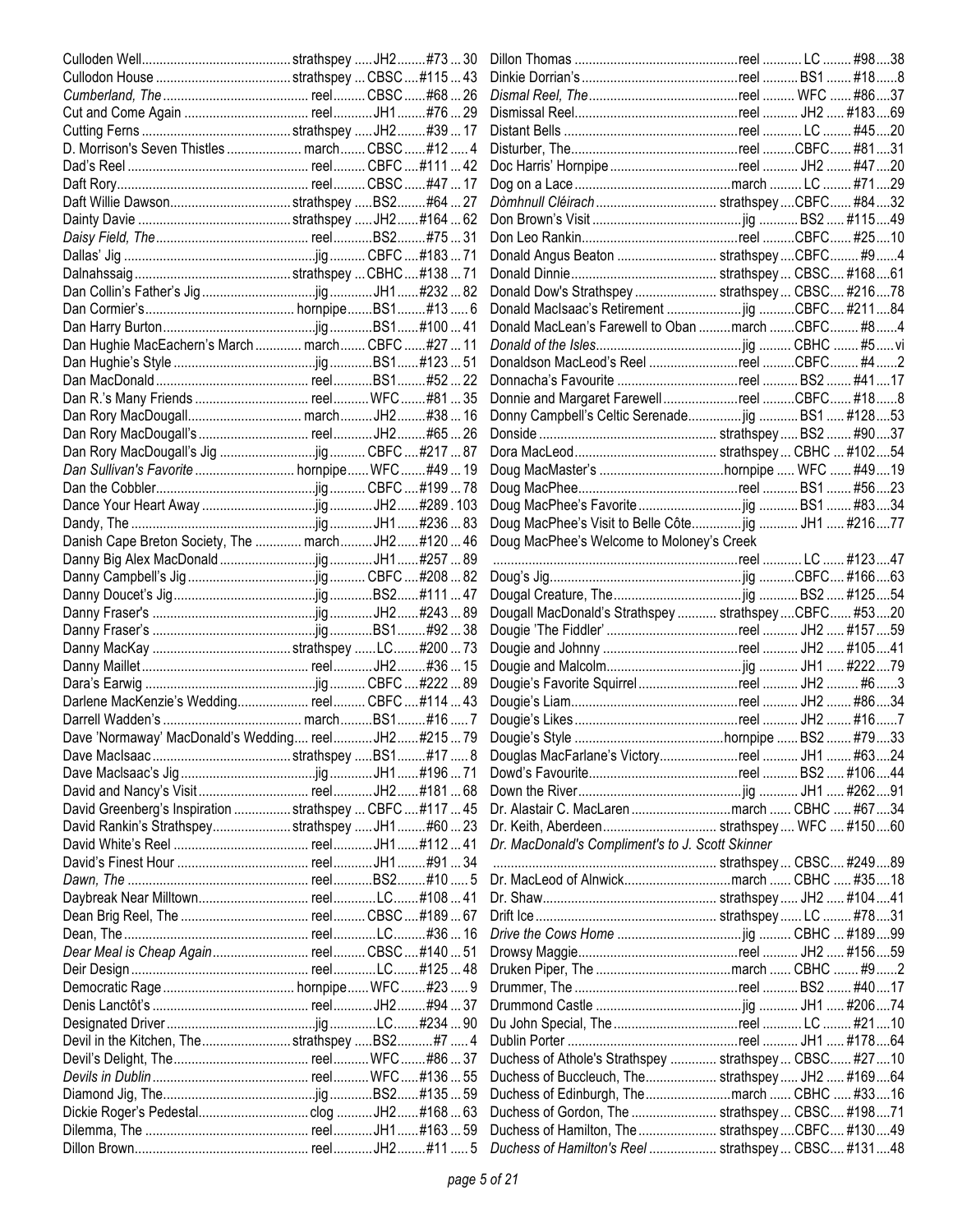| Title | Type | Book | # | Page |
|---|---|---|---|---|
| Culloden Well | strathspey | JH2 | #73 | 30 |
| Cullodon House | strathspey | CBSC | #115 | 43 |
| *Cumberland, The* | reel | CBSC | #68 | 26 |
| Cut and Come Again | reel | JH1 | #76 | 29 |
| Cutting Ferns | strathspey | JH2 | #39 | 17 |
| D. Morrison's Seven Thistles | march | CBSC | #12 | 4 |
| Dad's Reel | reel | CBFC | #111 | 42 |
| Daft Rory | reel | CBSC | #47 | 17 |
| Daft Willie Dawson | strathspey | BS2 | #64 | 27 |
| Dainty Davie | strathspey | JH2 | #164 | 62 |
| *Daisy Field, The* | reel | BS2 | #75 | 31 |
| Dallas' Jig | jig | CBFC | #183 | 71 |
| Dalnahssaig | strathspey | CBHC | #138 | 71 |
| Dan Collin's Father's Jig | jig | JH1 | #232 | 82 |
| Dan Cormier's | hornpipe | BS1 | #13 | 6 |
| Dan Harry Burton | jig | BS1 | #100 | 41 |
| Dan Hughie MacEachern's March | march | CBFC | #27 | 11 |
| Dan Hughie's Style | jig | BS1 | #123 | 51 |
| Dan MacDonald | reel | BS1 | #52 | 22 |
| Dan R.'s Many Friends | reel | WFC | #81 | 35 |
| Dan Rory MacDougall | march | JH2 | #38 | 16 |
| Dan Rory MacDougall's | reel | JH2 | #65 | 26 |
| Dan Rory MacDougall's Jig | jig | CBFC | #217 | 87 |
| *Dan Sullivan's Favorite* | hornpipe | WFC | #49 | 19 |
| Dan the Cobbler | jig | CBFC | #199 | 78 |
| Dance Your Heart Away | jig | JH2 | #289 | 103 |
| Dandy, The | jig | JH1 | #236 | 83 |
| Danish Cape Breton Society, The | march | JH2 | #120 | 46 |
| Danny Big Alex MacDonald | jig | JH1 | #257 | 89 |
| Danny Campbell's Jig | jig | CBFC | #208 | 82 |
| Danny Doucet's Jig | jig | BS2 | #111 | 47 |
| Danny Fraser's | jig | JH2 | #243 | 89 |
| Danny Fraser's | jig | BS1 | #92 | 38 |
| Danny MacKay | strathspey | LC | #200 | 73 |
| Danny Maillet | reel | JH2 | #36 | 15 |
| Dara's Earwig | jig | CBFC | #222 | 89 |
| Darlene MacKenzie's Wedding | reel | CBFC | #114 | 43 |
| Darrell Wadden's | march | BS1 | #16 | 7 |
| Dave 'Normaway' MacDonald's Wedding | reel | JH2 | #215 | 79 |
| Dave MacIsaac | strathspey | BS1 | #17 | 8 |
| Dave MacIsaac's Jig | jig | JH1 | #196 | 71 |
| David and Nancy's Visit | reel | JH2 | #181 | 68 |
| David Greenberg's Inspiration | strathspey | CBFC | #117 | 45 |
| David Rankin's Strathspey | strathspey | JH1 | #60 | 23 |
| David White's Reel | reel | JH1 | #112 | 41 |
| David's Finest Hour | reel | JH1 | #91 | 34 |
| *Dawn, The* | reel | BS2 | #10 | 5 |
| Daybreak Near Milltown | reel | LC | #108 | 41 |
| Dean Brig Reel, The | reel | CBSC | #189 | 67 |
| Dean, The | reel | LC | #36 | 16 |
| *Dear Meal is Cheap Again* | reel | CBSC | #140 | 51 |
| Deir Design | reel | LC | #125 | 48 |
| Democratic Rage | hornpipe | WFC | #23 | 9 |
| Denis Lanctôt's | reel | JH2 | #94 | 37 |
| Designated Driver | jig | LC | #234 | 90 |
| Devil in the Kitchen, The | strathspey | BS2 | #7 | 4 |
| Devil's Delight, The | reel | WFC | #86 | 37 |
| *Devils in Dublin* | reel | WFC | #136 | 55 |
| Diamond Jig, The | jig | BS2 | #135 | 59 |
| Dickie Roger's Pedestal | clog | JH2 | #168 | 63 |
| Dilemma, The | reel | JH1 | #163 | 59 |
| Dillon Brown | reel | JH2 | #11 | 5 |
| Dillon Thomas | reel | LC | #98 | 38 |
| Dinkie Dorrian's | reel | BS1 | #18 | 8 |
| *Dismal Reel, The* | reel | WFC | #86 | 37 |
| Dismissal Reel | reel | JH2 | #183 | 69 |
| Distant Bells | reel | LC | #45 | 20 |
| Disturber, The | reel | CBFC | #81 | 31 |
| Doc Harris' Hornpipe | reel | JH2 | #47 | 20 |
| Dog on a Lace | march | LC | #71 | 29 |
| *Dòmhnull Cléirach* | strathspey | CBFC | #84 | 32 |
| Don Brown's Visit | jig | BS2 | #115 | 49 |
| Don Leo Rankin | reel | CBFC | #25 | 10 |
| Donald Angus Beaton | strathspey | CBFC | #9 | 4 |
| Donald Dinnie | strathspey | CBSC | #168 | 61 |
| Donald Dow's Strathspey | strathspey | CBSC | #216 | 78 |
| Donald MacIsaac's Retirement | jig | CBFC | #211 | 84 |
| Donald MacLean's Farewell to Oban | march | CBFC | #8 | 4 |
| *Donald of the Isles* | jig | CBHC | #5 | vi |
| Donaldson MacLeod's Reel | reel | CBFC | #4 | 2 |
| Donnacha's Favourite | reel | BS2 | #41 | 17 |
| Donnie and Margaret Farewell | reel | CBFC | #18 | 8 |
| Donny Campbell's Celtic Serenade | jig | BS1 | #128 | 53 |
| Donside | strathspey | BS2 | #90 | 37 |
| Dora MacLeod | strathspey | CBHC | #102 | 54 |
| Doug MacMaster's | hornpipe | WFC | #49 | 19 |
| Doug MacPhee | reel | BS1 | #56 | 23 |
| Doug MacPhee's Favorite | jig | BS1 | #83 | 34 |
| Doug MacPhee's Visit to Belle Côte | jig | JH1 | #216 | 77 |
| Doug MacPhee's Welcome to Moloney's Creek | reel | LC | #123 | 47 |
| Doug's Jig | jig | CBFC | #166 | 63 |
| Dougal Creature, The | jig | BS2 | #125 | 54 |
| Dougall MacDonald's Strathspey | strathspey | CBFC | #53 | 20 |
| Dougie 'The Fiddler' | reel | JH2 | #157 | 59 |
| Dougie and Johnny | reel | JH2 | #105 | 41 |
| Dougie and Malcolm | jig | JH1 | #222 | 79 |
| Dougie's Favorite Squirrel | reel | JH2 | #6 | 3 |
| Dougie's Liam | reel | JH2 | #86 | 34 |
| Dougie's Likes | reel | JH2 | #16 | 7 |
| Dougie's Style | hornpipe | BS2 | #79 | 33 |
| Douglas MacFarlane's Victory | reel | JH1 | #63 | 24 |
| Dowd's Favourite | reel | BS2 | #106 | 44 |
| Down the River | jig | JH1 | #262 | 91 |
| Dr. Alastair C. MacLaren | march | CBHC | #67 | 34 |
| Dr. Keith, Aberdeen | strathspey | WFC | #150 | 60 |
| *Dr. MacDonald's Compliment's to J. Scott Skinner* | strathspey | CBSC | #249 | 89 |
| Dr. MacLeod of Alnwick | march | CBHC | #35 | 18 |
| Dr. Shaw | strathspey | JH2 | #104 | 41 |
| Drift Ice | strathspey | LC | #78 | 31 |
| *Drive the Cows Home* | jig | CBHC | #189 | 99 |
| Drowsy Maggie | reel | JH2 | #156 | 59 |
| Druken Piper, The | march | CBHC | #9 | 2 |
| Drummer, The | reel | BS2 | #40 | 17 |
| Drummond Castle | jig | JH1 | #206 | 74 |
| Du John Special, The | reel | LC | #21 | 10 |
| Dublin Porter | reel | JH1 | #178 | 64 |
| Duchess of Athole's Strathspey | strathspey | CBSC | #27 | 10 |
| Duchess of Buccleuch, The | strathspey | JH2 | #169 | 64 |
| Duchess of Edinburgh, The | march | CBHC | #33 | 16 |
| Duchess of Gordon, The | strathspey | CBSC | #198 | 71 |
| Duchess of Hamilton, The | strathspey | CBFC | #130 | 49 |
| *Duchess of Hamilton's Reel* | strathspey | CBSC | #131 | 48 |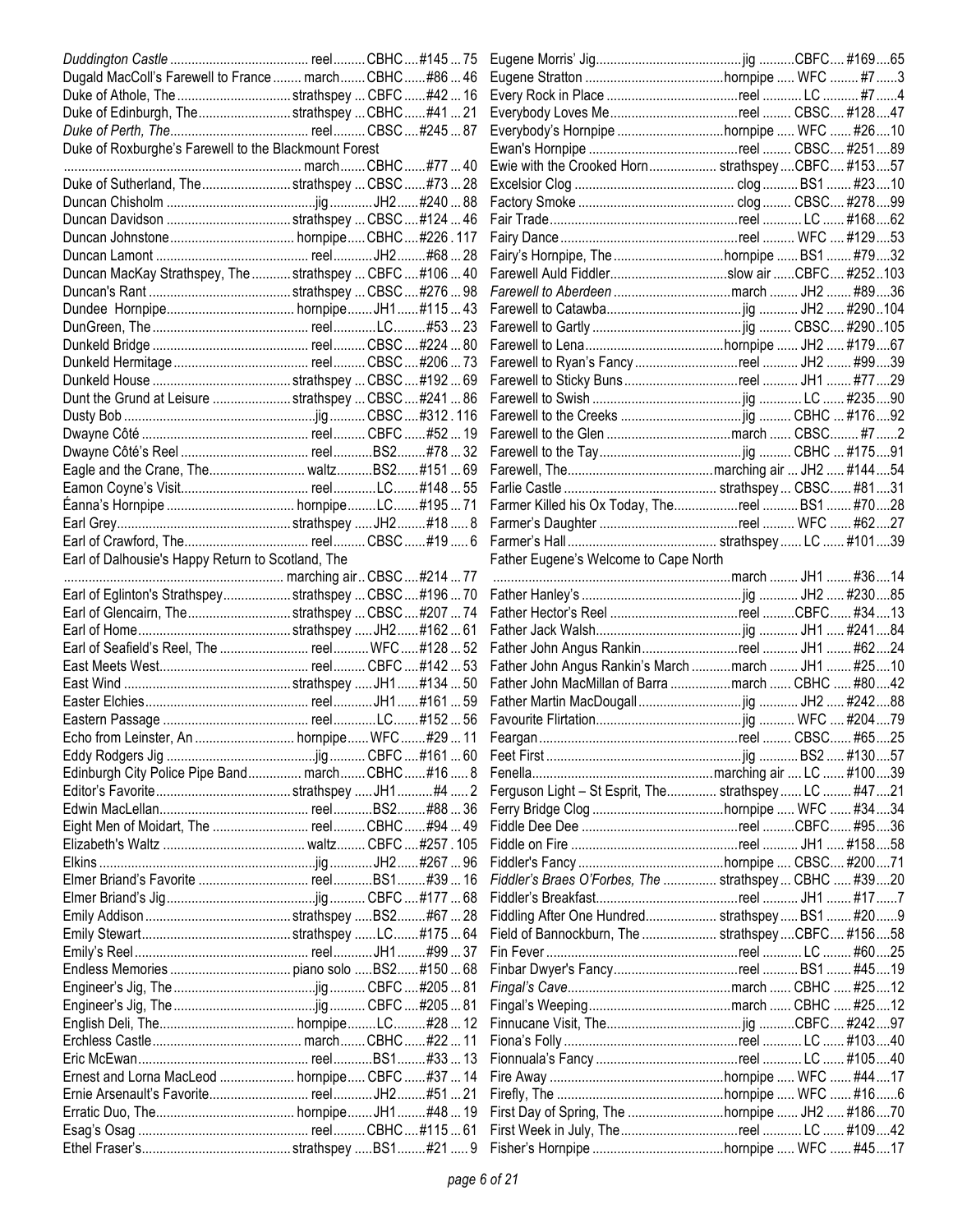| Title | Type | Book | # | Page |
|---|---|---|---|---|
| *Duddington Castle* | reel | CBHC | #145 | 75 |
| Dugald MacColl's Farewell to France | march | CBHC | #86 | 46 |
| Duke of Athole, The | strathspey | CBFC | #42 | 16 |
| Duke of Edinburgh, The | strathspey | CBHC | #41 | 21 |
| *Duke of Perth, The* | reel | CBSC | #245 | 87 |
| Duke of Roxburghe's Farewell to the Blackmount Forest | march | CBHC | #77 | 40 |
| Duke of Sutherland, The | strathspey | CBSC | #73 | 28 |
| Duncan Chisholm | jig | JH2 | #240 | 88 |
| Duncan Davidson | strathspey | CBSC | #124 | 46 |
| Duncan Johnstone | hornpipe | CBHC | #226 | 117 |
| Duncan Lamont | reel | JH2 | #68 | 28 |
| Duncan MacKay Strathspey, The | strathspey | CBFC | #106 | 40 |
| Duncan's Rant | strathspey | CBSC | #276 | 98 |
| Dundee Hornpipe | hornpipe | JH1 | #115 | 43 |
| DunGreen, The | reel | LC | #53 | 23 |
| Dunkeld Bridge | reel | CBSC | #224 | 80 |
| Dunkeld Hermitage | reel | CBSC | #206 | 73 |
| Dunkeld House | strathspey | CBSC | #192 | 69 |
| Dunt the Grund at Leisure | strathspey | CBSC | #241 | 86 |
| Dusty Bob | jig | CBSC | #312 | 116 |
| Dwayne Côté | reel | CBFC | #52 | 19 |
| Dwayne Côté's Reel | reel | BS2 | #78 | 32 |
| Eagle and the Crane, The | waltz | BS2 | #151 | 69 |
| Eamon Coyne's Visit | reel | LC | #148 | 55 |
| Éanna's Hornpipe | hornpipe | LC | #195 | 71 |
| Earl Grey | strathspey | JH2 | #18 | 8 |
| Earl of Crawford, The | reel | CBSC | #19 | 6 |
| Earl of Dalhousie's Happy Return to Scotland, The | marching air | CBSC | #214 | 77 |
| Earl of Eglinton's Strathspey | strathspey | CBSC | #196 | 70 |
| Earl of Glencairn, The | strathspey | CBSC | #207 | 74 |
| Earl of Home | strathspey | JH2 | #162 | 61 |
| Earl of Seafield's Reel, The | reel | WFC | #128 | 52 |
| East Meets West | reel | CBFC | #142 | 53 |
| East Wind | strathspey | JH1 | #134 | 50 |
| Easter Elchies | reel | JH1 | #161 | 59 |
| Eastern Passage | reel | LC | #152 | 56 |
| Echo from Leinster, An | hornpipe | WFC | #29 | 11 |
| Eddy Rodgers Jig | jig | CBFC | #161 | 60 |
| Edinburgh City Police Pipe Band | march | CBHC | #16 | 8 |
| Editor's Favorite | strathspey | JH1 | #4 | 2 |
| Edwin MacLellan | reel | BS2 | #88 | 36 |
| Eight Men of Moidart, The | reel | CBHC | #94 | 49 |
| Elizabeth's Waltz | waltz | CBFC | #257 | 105 |
| Elkins | jig | JH2 | #267 | 96 |
| Elmer Briand's Favorite | reel | BS1 | #39 | 16 |
| Elmer Briand's Jig | jig | CBFC | #177 | 68 |
| Emily Addison | strathspey | BS2 | #67 | 28 |
| Emily Stewart | strathspey | LC | #175 | 64 |
| Emily's Reel | reel | JH1 | #99 | 37 |
| Endless Memories | piano solo | BS2 | #150 | 68 |
| Engineer's Jig, The | jig | CBFC | #205 | 81 |
| Engineer's Jig, The | jig | CBFC | #205 | 81 |
| English Deli, The | hornpipe | LC | #28 | 12 |
| Erchless Castle | march | CBHC | #22 | 11 |
| Eric McEwan | reel | BS1 | #33 | 13 |
| Ernest and Lorna MacLeod | hornpipe | CBFC | #37 | 14 |
| Ernie Arsenault's Favorite | reel | JH2 | #51 | 21 |
| Erratic Duo, The | hornpipe | JH1 | #48 | 19 |
| Esag's Osag | reel | CBHC | #115 | 61 |
| Ethel Fraser's | strathspey | BS1 | #21 | 9 |
| Eugene Morris' Jig | jig | CBFC | #169 | 65 |
| Eugene Stratton | hornpipe | WFC | #7 | 3 |
| Every Rock in Place | reel | LC | #7 | 4 |
| Everybody Loves Me | reel | CBSC | #128 | 47 |
| Everybody's Hornpipe | hornpipe | WFC | #26 | 10 |
| Ewan's Hornpipe | reel | CBSC | #251 | 89 |
| Ewie with the Crooked Horn | strathspey | CBFC | #153 | 57 |
| Excelsior Clog | clog | BS1 | #23 | 10 |
| Factory Smoke | clog | CBSC | #278 | 99 |
| Fair Trade | reel | LC | #168 | 62 |
| Fairy Dance | reel | WFC | #129 | 53 |
| Fairy's Hornpipe, The | hornpipe | BS1 | #79 | 32 |
| Farewell Auld Fiddler | slow air | CBFC | #252 | 103 |
| *Farewell to Aberdeen* | march | JH2 | #89 | 36 |
| Farewell to Catawba | jig | JH2 | #290 | 104 |
| Farewell to Gartly | jig | CBSC | #290 | 105 |
| Farewell to Lena | hornpipe | JH2 | #179 | 67 |
| Farewell to Ryan's Fancy | reel | JH2 | #99 | 39 |
| Farewell to Sticky Buns | reel | JH1 | #77 | 29 |
| Farewell to Swish | jig | LC | #235 | 90 |
| Farewell to the Creeks | jig | CBHC | #176 | 92 |
| Farewell to the Glen | march | CBSC | #7 | 2 |
| Farewell to the Tay | jig | CBHC | #175 | 91 |
| Farewell, The | marching air | JH2 | #144 | 54 |
| Farlie Castle | strathspey | CBSC | #81 | 31 |
| Farmer Killed his Ox Today, The | reel | BS1 | #70 | 28 |
| Farmer's Daughter | reel | WFC | #62 | 27 |
| Farmer's Hall | strathspey | LC | #101 | 39 |
| Father Eugene's Welcome to Cape North | march | JH1 | #36 | 14 |
| Father Hanley's | jig | JH2 | #230 | 85 |
| Father Hector's Reel | reel | CBFC | #34 | 13 |
| Father Jack Walsh | jig | JH1 | #241 | 84 |
| Father John Angus Rankin | reel | JH1 | #62 | 24 |
| Father John Angus Rankin's March | march | JH1 | #25 | 10 |
| Father John MacMillan of Barra | march | CBHC | #80 | 42 |
| Father Martin MacDougall | jig | JH2 | #242 | 88 |
| Favourite Flirtation | jig | WFC | #204 | 79 |
| Feargan | reel | CBSC | #65 | 25 |
| Feet First | jig | BS2 | #130 | 57 |
| Fenella | marching air | LC | #100 | 39 |
| Ferguson Light – St Esprit, The | strathspey | LC | #47 | 21 |
| Ferry Bridge Clog | hornpipe | WFC | #34 | 34 |
| Fiddle Dee Dee | reel | CBFC | #95 | 36 |
| Fiddle on Fire | reel | JH1 | #158 | 58 |
| Fiddler's Fancy | hornpipe | CBSC | #200 | 71 |
| *Fiddler's Braes O'Forbes, The* | strathspey | CBHC | #39 | 20 |
| Fiddler's Breakfast | reel | JH1 | #17 | 7 |
| Fiddling After One Hundred | strathspey | BS1 | #20 | 9 |
| Field of Bannockburn, The | strathspey | CBFC | #156 | 58 |
| Fin Fever | reel | LC | #60 | 25 |
| Finbar Dwyer's Fancy | reel | BS1 | #45 | 19 |
| *Fingal's Cave* | march | CBHC | #25 | 12 |
| Fingal's Weeping | march | CBHC | #25 | 12 |
| Finnucane Visit, The | jig | CBFC | #242 | 97 |
| Fiona's Folly | reel | LC | #103 | 40 |
| Fionnuala's Fancy | reel | LC | #105 | 40 |
| Fire Away | hornpipe | WFC | #44 | 17 |
| Firefly, The | hornpipe | WFC | #16 | 6 |
| First Day of Spring, The | hornpipe | JH2 | #186 | 70 |
| First Week in July, The | reel | LC | #109 | 42 |
| Fisher's Hornpipe | hornpipe | WFC | #45 | 17 |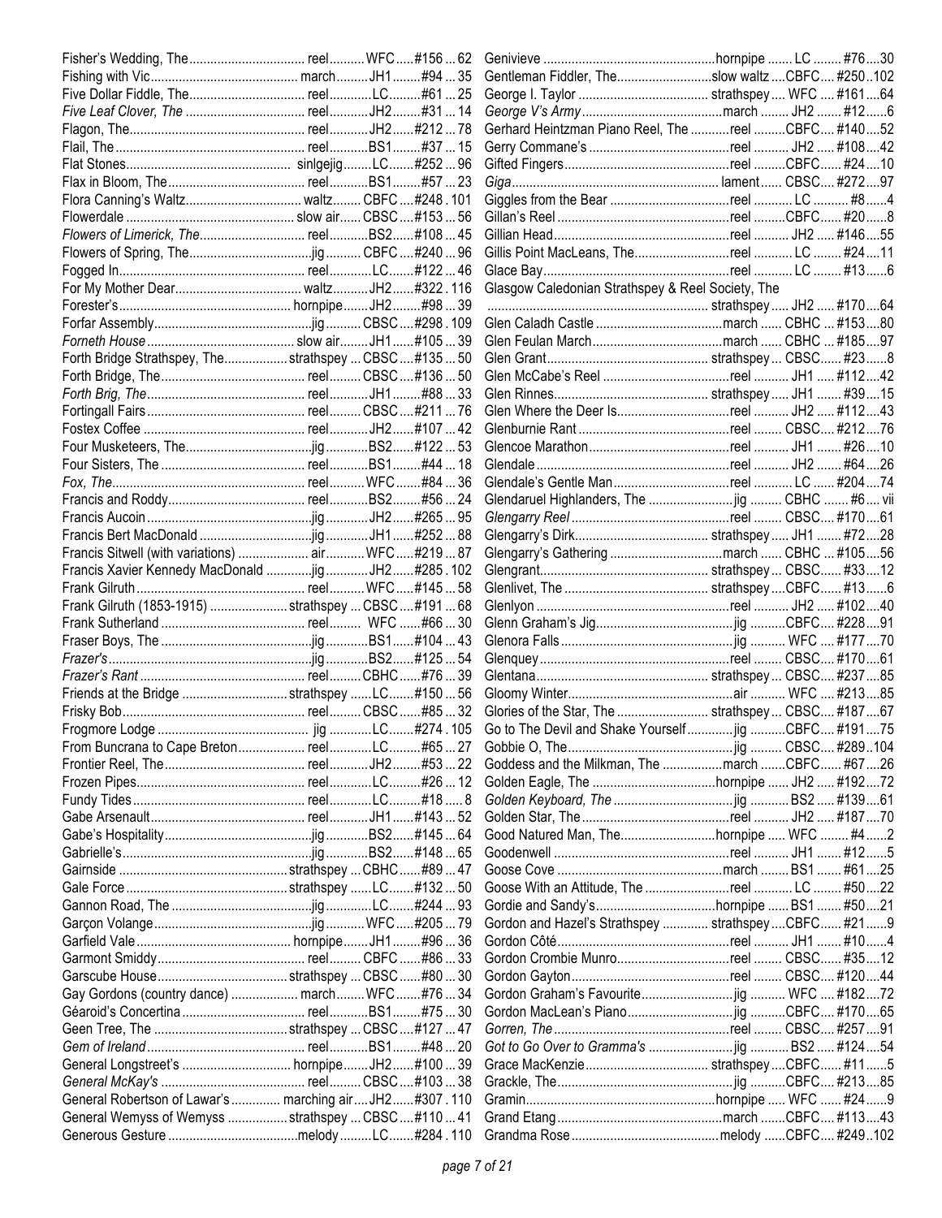| Title | Type | Book | No. | Page |
|---|---|---|---|---|
| Fisher's Wedding, The | reel | WFC | #156 | 62 |
| Fishing with Vic | march | JH1 | #94 | 35 |
| Five Dollar Fiddle, The | reel | LC | #61 | 25 |
| *Five Leaf Clover, The* | reel | JH2 | #31 | 14 |
| Flagon, The | reel | JH2 | #212 | 78 |
| Flail, The | reel | BS1 | #37 | 15 |
| Flat Stones | sinlgejig | LC | #252 | 96 |
| Flax in Bloom, The | reel | BS1 | #57 | 23 |
| Flora Canning's Waltz | waltz | CBFC | #248 | 101 |
| Flowerdale | slow air | CBSC | #153 | 56 |
| *Flowers of Limerick, The* | reel | BS2 | #108 | 45 |
| Flowers of Spring, The | jig | CBFC | #240 | 96 |
| Fogged In | reel | LC | #122 | 46 |
| For My Mother Dear | waltz | JH2 | #322 | 116 |
| Forester's | hornpipe | JH2 | #98 | 39 |
| Forfar Assembly | jig | CBSC | #298 | 109 |
| *Forneth House* | slow air | JH1 | #105 | 39 |
| Forth Bridge Strathspey, The | strathspey | CBSC | #135 | 50 |
| Forth Bridge, The | reel | CBSC | #136 | 50 |
| *Forth Brig, The* | reel | JH1 | #88 | 33 |
| Fortingall Fairs | reel | CBSC | #211 | 76 |
| Fostex Coffee | reel | JH2 | #107 | 42 |
| Four Musketeers, The | jig | BS2 | #122 | 53 |
| Four Sisters, The | reel | BS1 | #44 | 18 |
| *Fox, The* | reel | WFC | #84 | 36 |
| Francis and Roddy | reel | BS2 | #56 | 24 |
| Francis Aucoin | jig | JH2 | #265 | 95 |
| Francis Bert MacDonald | jig | JH1 | #252 | 88 |
| Francis Sitwell (with variations) | air | WFC | #219 | 87 |
| Francis Xavier Kennedy MacDonald | jig | JH2 | #285 | 102 |
| Frank Gilruth | reel | WFC | #145 | 58 |
| Frank Gilruth (1853-1915) | strathspey | CBSC | #191 | 68 |
| Frank Sutherland | reel | WFC | #66 | 30 |
| Fraser Boys, The | jig | BS1 | #104 | 43 |
| *Frazer's* | jig | BS2 | #125 | 54 |
| *Frazer's Rant* | reel | CBHC | #76 | 39 |
| Friends at the Bridge | strathspey | LC | #150 | 56 |
| Frisky Bob | reel | CBSC | #85 | 32 |
| Frogmore Lodge | jig | LC | #274 | 105 |
| From Buncrana to Cape Breton | reel | LC | #65 | 27 |
| Frontier Reel, The | reel | JH2 | #53 | 22 |
| Frozen Pipes | reel | LC | #26 | 12 |
| Fundy Tides | reel | LC | #18 | 8 |
| Gabe Arsenault | reel | JH1 | #143 | 52 |
| Gabe's Hospitality | jig | BS2 | #145 | 64 |
| Gabrielle's | jig | BS2 | #148 | 65 |
| Gairnside | strathspey | CBHC | #89 | 47 |
| Gale Force | strathspey | LC | #132 | 50 |
| Gannon Road, The | jig | LC | #244 | 93 |
| Garçon Volange | jig | WFC | #205 | 79 |
| Garfield Vale | hornpipe | JH1 | #96 | 36 |
| Garmont Smiddy | reel | CBFC | #86 | 33 |
| Garscube House | strathspey | CBSC | #80 | 30 |
| Gay Gordons (country dance) | march | WFC | #76 | 34 |
| Géaroid's Concertina | reel | BS1 | #75 | 30 |
| Geen Tree, The | strathspey | CBSC | #127 | 47 |
| *Gem of Ireland* | reel | BS1 | #48 | 20 |
| General Longstreet's | hornpipe | JH2 | #100 | 39 |
| *General McKay's* | reel | CBSC | #103 | 38 |
| General Robertson of Lawar's | marching air | JH2 | #307 | 110 |
| General Wemyss of Wemyss | strathspey | CBSC | #110 | 41 |
| Generous Gesture | melody | LC | #284 | 110 |
| Genivieve | hornpipe | LC | #76 | 30 |
| Gentleman Fiddler, The | slow waltz | CBFC | #250 | 102 |
| George I. Taylor | strathspey | WFC | #161 | 64 |
| *George V's Army* | march | JH2 | #12 | 6 |
| Gerhard Heintzman Piano Reel, The | reel | CBFC | #140 | 52 |
| Gerry Commane's | reel | JH2 | #108 | 42 |
| Gifted Fingers | reel | CBFC | #24 | 10 |
| *Giga* | lament | CBSC | #272 | 97 |
| Giggles from the Bear | reel | LC | #8 | 4 |
| Gillan's Reel | reel | CBFC | #20 | 8 |
| Gillian Head | reel | JH2 | #146 | 55 |
| Gillis Point MacLeans, The | reel | LC | #24 | 11 |
| Glace Bay | reel | LC | #13 | 6 |
| Glasgow Caledonian Strathspey & Reel Society, The | strathspey | JH2 | #170 | 64 |
| Glen Caladh Castle | march | CBHC | #153 | 80 |
| Glen Feulan March | march | CBHC | #185 | 97 |
| Glen Grant | strathspey | CBSC | #23 | 8 |
| Glen McCabe's Reel | reel | JH1 | #112 | 42 |
| Glen Rinnes | strathspey | JH1 | #39 | 15 |
| Glen Where the Deer Is | reel | JH2 | #112 | 43 |
| Glenburnie Rant | reel | CBSC | #212 | 76 |
| Glencoe Marathon | reel | JH1 | #26 | 10 |
| Glendale | reel | JH2 | #64 | 26 |
| Glendale's Gentle Man | reel | LC | #204 | 74 |
| Glendaruel Highlanders, The | jig | CBHC | #6 | vii |
| *Glengarry Reel* | reel | CBSC | #170 | 61 |
| Glengarry's Dirk | strathspey | JH1 | #72 | 28 |
| Glengarry's Gathering | march | CBHC | #105 | 56 |
| Glengrant | strathspey | CBSC | #33 | 12 |
| Glenlivet, The | strathspey | CBFC | #13 | 6 |
| Glenlyon | reel | JH2 | #102 | 40 |
| Glenn Graham's Jig | jig | CBFC | #228 | 91 |
| Glenora Falls | jig | WFC | #177 | 70 |
| Glenquey | reel | CBSC | #170 | 61 |
| Glentana | strathspey | CBSC | #237 | 85 |
| Gloomy Winter | air | WFC | #213 | 85 |
| Glories of the Star, The | strathspey | CBSC | #187 | 67 |
| Go to The Devil and Shake Yourself | jig | CBFC | #191 | 75 |
| Gobbie O, The | jig | CBSC | #289 | 104 |
| Goddess and the Milkman, The | march | CBFC | #67 | 26 |
| Golden Eagle, The | hornpipe | JH2 | #192 | 72 |
| *Golden Keyboard, The* | jig | BS2 | #139 | 61 |
| Golden Star, The | reel | JH2 | #187 | 70 |
| Good Natured Man, The | hornpipe | WFC | #4 | 2 |
| Goodenwell | reel | JH1 | #12 | 5 |
| Goose Cove | march | BS1 | #61 | 25 |
| Goose With an Attitude, The | reel | LC | #50 | 22 |
| Gordie and Sandy's | hornpipe | BS1 | #50 | 21 |
| Gordon and Hazel's Strathspey | strathspey | CBFC | #21 | 9 |
| Gordon Côté | reel | JH1 | #10 | 4 |
| Gordon Crombie Munro | reel | CBSC | #35 | 12 |
| Gordon Gayton | reel | CBSC | #120 | 44 |
| Gordon Graham's Favourite | jig | WFC | #182 | 72 |
| Gordon MacLean's Piano | jig | CBFC | #170 | 65 |
| *Gorren, The* | reel | CBSC | #257 | 91 |
| *Got to Go Over to Gramma's* | jig | BS2 | #124 | 54 |
| Grace MacKenzie | strathspey | CBFC | #11 | 5 |
| Grackle, The | jig | CBFC | #213 | 85 |
| Gramin | hornpipe | WFC | #24 | 9 |
| Grand Etang | march | CBFC | #113 | 43 |
| Grandma Rose | melody | CBFC | #249 | 102 |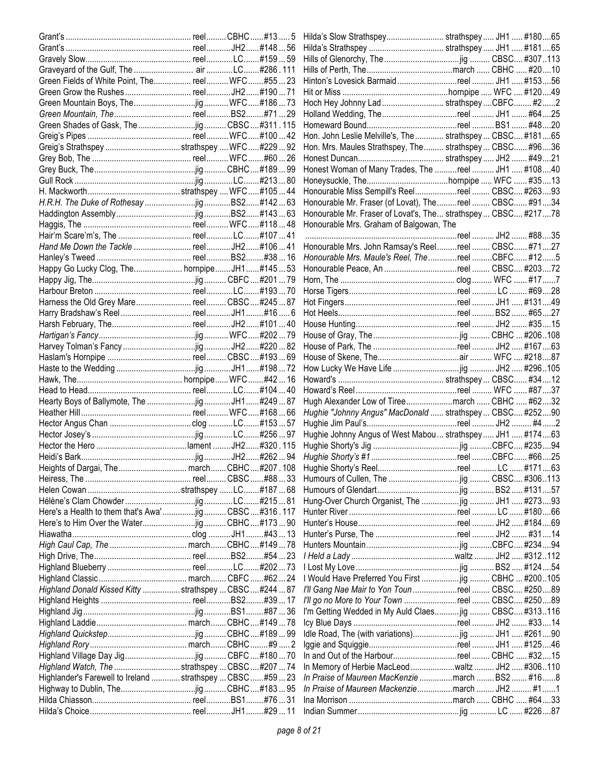| Title | Type | Book | # | Page |
|---|---|---|---|---|
| Grant's | reel | CBHC | #13 | 5 |
| Grant's | reel | JH2 | #148 | 56 |
| Gravely Slow | reel | LC | #159 | 59 |
| Graveyard of the Gulf, The | air | LC | #286 | 111 |
| Green Fields of White Point, The | reel | WFC | #55 | 23 |
| Green Grow the Rushes | reel | JH2 | #190 | 71 |
| Green Mountain Boys, The | jig | WFC | #186 | 73 |
| *Green Mountain, The* | reel | BS2 | #71 | 29 |
| Green Shades of Gask, The | jig | CBSC | #311 | 115 |
| Greig's Pipes | reel | WFC | #100 | 42 |
| Greig's Strathspey | strathspey | WFC | #229 | 92 |
| Grey Bob, The | reel | WFC | #60 | 26 |
| Grey Buck, The | jig | CBHC | #189 | 99 |
| Gull Rock | jig | LC | #213 | 80 |
| H. Mackworth | strathspey | WFC | #105 | 44 |
| *H.R.H. The Duke of Rothesay* | jig | BS2 | #142 | 63 |
| Haddington Assembly | jig | BS2 | #143 | 63 |
| Haggis, The | reel | WFC | #118 | 48 |
| Hair'm Scare'm's, The | reel | LC | #107 | 41 |
| *Hand Me Down the Tackle* | reel | JH2 | #106 | 41 |
| Hanley's Tweed | reel | BS2 | #38 | 16 |
| Happy Go Lucky Clog, The | hornpipe | JH1 | #145 | 53 |
| Happy Jig, The | jig | CBFC | #201 | 79 |
| Harbour Breton | reel | LC | #193 | 70 |
| Harness the Old Grey Mare | reel | CBSC | #245 | 87 |
| Harry Bradshaw's Reel | reel | JH1 | #16 | 6 |
| Harsh February, The | reel | JH2 | #101 | 40 |
| *Hartigan's Fancy* | jig | WFC | #202 | 79 |
| Harvey Tolman's Fancy | jig | JH2 | #220 | 82 |
| Haslam's Hornpipe | reel | CBSC | #193 | 69 |
| Haste to the Wedding | jig | JH1 | #198 | 72 |
| Hawk, The | hornpipe | WFC | #42 | 16 |
| Head to Head | reel | LC | #104 | 40 |
| Hearty Boys of Ballymote, The | jig | JH1 | #249 | 87 |
| Heather Hill | reel | WFC | #168 | 66 |
| Hector Angus Chan | clog | LC | #153 | 57 |
| Hector Josey's | jig | LC | #256 | 97 |
| Hector the Hero | lament | JH2 | #320 | 115 |
| Heidi's Bark | jig | JH2 | #262 | 94 |
| Heights of Dargai, The | march | CBHC | #207 | 108 |
| Heiress, The | reel | CBSC | #88 | 33 |
| Helen Cowan | strathspey | LC | #187 | 68 |
| Hélène's Clam Chowder | jig | LC | #215 | 81 |
| Here's a Health to them that's Awa' | jig | CBSC | #316 | 117 |
| Here's to Him Over the Water | jig | CBHC | #173 | 90 |
| Hiawatha | clog | JH1 | #43 | 13 |
| *High Caul Cap, The* | march | CBHC | #149 | 78 |
| High Drive, The | reel | BS2 | #54 | 23 |
| Highland Blueberry | reel | LC | #202 | 73 |
| Highland Classic | march | CBFC | #62 | 24 |
| *Highland Donald Kissed Kitty* | strathspey | CBSC | #244 | 87 |
| Highland Heights | reel | BS2 | #39 | 17 |
| Highland Jig | jig | BS1 | #87 | 36 |
| Highland Laddie | march | CBHC | #149 | 78 |
| *Highland Quickstep* | jig | CBHC | #189 | 99 |
| *Highland Rory* | march | CBHC | #9 | 2 |
| Highland Village Day Jig | jig | CBFC | #180 | 70 |
| *Highland Watch, The* | strathspey | CBSC | #207 | 74 |
| Highlander's Farewell to Ireland | strathspey | CBSC | #59 | 23 |
| Highway to Dublin, The | jig | CBHC | #183 | 95 |
| Hilda Chiasson | reel | BS1 | #76 | 31 |
| Hilda's Choice | reel | JH1 | #29 | 11 |
| Hilda's Slow Strathspey | strathspey | JH1 | #180 | 65 |
| Hilda's Strathspey | strathspey | JH1 | #181 | 65 |
| Hills of Glenorchy, The | jig | CBSC | #307 | 113 |
| Hills of Perth, The | march | CBHC | #20 | 10 |
| Hinton's Lovesick Barmaid | reel | JH1 | #153 | 56 |
| Hit or Miss | hornpipe | WFC | #120 | 49 |
| Hoch Hey Johnny Lad | strathspey | CBFC | #2 | 2 |
| Holland Wedding, The | reel | JH1 | #64 | 25 |
| Homeward Bound | reel | BS1 | #48 | 20 |
| Hon. John Leslie Melville's, The | strathspey | CBSC | #181 | 65 |
| Hon. Mrs. Maules Strathspey, The | strathspey | CBSC | #96 | 36 |
| Honest Duncan | strathspey | JH2 | #49 | 21 |
| Honest Woman of Many Trades, The | reel | JH1 | #108 | 40 |
| Honeysuckle, The | hornpipe | WFC | #35 | 13 |
| Honourable Miss Sempill's Reel | reel | CBSC | #263 | 93 |
| Honourable Mr. Fraser (of Lovat), The | reel | CBSC | #91 | 34 |
| Honourable Mr. Fraser of Lovat's, The | strathspey | CBSC | #217 | 78 |
| Honourable Mrs. Graham of Balgowan, The | reel | JH2 | #88 | 35 |
| Honourable Mrs. John Ramsay's Reel | reel | CBSC | #71 | 27 |
| *Honourable Mrs. Maule's Reel, The* | reel | CBFC | #12 | 5 |
| Honourable Peace, An | reel | CBSC | #203 | 72 |
| Horn, The | clog | WFC | #17 | 7 |
| Horse Tigers | reel | LC | #69 | 28 |
| Hot Fingers | reel | JH1 | #131 | 49 |
| Hot Heels | reel | BS2 | #65 | 27 |
| House Hunting | reel | JH2 | #35 | 15 |
| House of Gray, The | jig | CBHC | #206 | 108 |
| House of Park, The | reel | JH2 | #167 | 63 |
| House of Skene, The | air | WFC | #218 | 87 |
| How Lucky We Have Life | jig | JH2 | #296 | 105 |
| Howard's | strathspey | CBSC | #34 | 12 |
| Howard's Reel | reel | WFC | #87 | 37 |
| Hugh Alexander Low of Tiree | march | CBHC | #62 | 32 |
| *Hughie "Johnny Angus" MacDonald* | strathspey | CBSC | #252 | 90 |
| Hughie Jim Paul's | reel | JH2 | #4 | 2 |
| Hughie Johnny Angus of West Mabou | strathspey | JH1 | #174 | 63 |
| Hughie Shorty's Jig | jig | CBFC | #235 | 94 |
| *Hughie Shorty's #1* | reel | CBFC | #66 | 25 |
| Hughie Shorty's Reel | reel | LC | #171 | 63 |
| Humours of Cullen, The | jig | CBSC | #306 | 113 |
| Humours of Glendart | jig | BS2 | #131 | 57 |
| Hung-Over Church Organist, The | jig | JH1 | #273 | 93 |
| Hunter River | reel | LC | #180 | 66 |
| Hunter's House | reel | JH2 | #184 | 69 |
| Hunter's Purse, The | reel | JH2 | #31 | 14 |
| Hunters Mountain | jig | CBFC | #234 | 94 |
| *I Held a Lady* | waltz | JH2 | #312 | 112 |
| I Lost My Love | jig | BS2 | #124 | 54 |
| I Would Have Preferred You First | jig | CBHC | #200 | 105 |
| *I'll Gang Nae Mair to Yon Toun* | reel | CBSC | #250 | 89 |
| *I'll go no More to Your Town* | reel | CBSC | #250 | 89 |
| I'm Getting Wedded in My Auld Claes | jig | CBSC | #313 | 116 |
| Icy Blue Days | reel | JH2 | #33 | 14 |
| Idle Road, The (with variations) | jig | JH1 | #261 | 90 |
| Iggie and Squiggie | reel | JH1 | #125 | 46 |
| In and Out of the Harbour | reel | CBHC | #32 | 15 |
| In Memory of Herbie MacLeod | waltz | JH2 | #306 | 110 |
| *In Praise of Maureen MacKenzie* | march | BS2 | #16 | 8 |
| *In Praise of Maureen Mackenzie* | march | JH2 | #1 | 1 |
| Ina Morrison | march | CBHC | #64 | 33 |
| Indian Summer | jig | LC | #226 | 87 |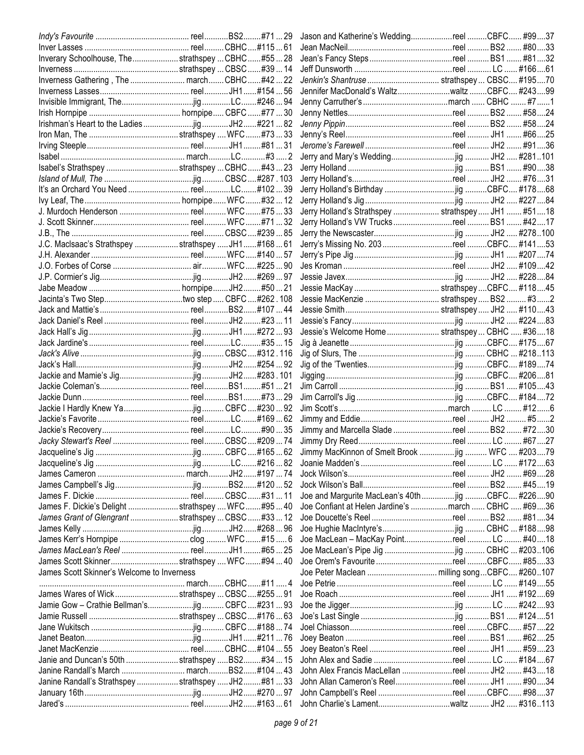| Title | Type | Book | # | Page |
|---|---|---|---|---|
| *Indy's Favourite* | reel | BS2 | #71 | 29 |
| Inver Lasses | reel | CBHC | #115 | 61 |
| Inverary Schoolhouse, The | strathspey | CBHC | #55 | 28 |
| Inverness | strathspey | CBSC | #39 | 14 |
| Inverness Gathering , The | march | CBHC | #42 | 22 |
| Inverness Lasses | reel | JH1 | #154 | 56 |
| Invisible Immigrant, The | jig | LC | #246 | 94 |
| Irish Hornpipe | hornpipe | CBFC | #77 | 30 |
| Irishman's Heart to the Ladies | jig | JH2 | #221 | 82 |
| Iron Man, The | strathspey | WFC | #73 | 33 |
| Irving Steeple | reel | JH1 | #81 | 31 |
| Isabel | march | LC | #3 | 2 |
| Isabel's Strathspey | strathspey | CBHC | #43 | 23 |
| *Island of Mull, The* | jig | CBSC | #287 | 103 |
| It's an Orchard You Need | reel | LC | #102 | 39 |
| Ivy Leaf, The | hornpipe | WFC | #32 | 12 |
| J. Murdoch Henderson | reel | WFC | #75 | 33 |
| J. Scott Skinner | reel | WFC | #71 | 32 |
| J.B., The | reel | CBSC | #239 | 85 |
| J.C. MacIsaac's Strathspey | strathspey | JH1 | #168 | 61 |
| J.H. Alexander | reel | WFC | #140 | 57 |
| J.O. Forbes of Corse | air | WFC | #225 | 90 |
| J.P. Cormier's Jig | jig | JH2 | #269 | 97 |
| Jabe Meadow | hornpipe | JH2 | #50 | 21 |
| Jacinta's Two Step | two step | CBFC | #262 | 108 |
| Jack and Mattie's | reel | BS2 | #107 | 44 |
| Jack Daniel's Reel | reel | JH2 | #23 | 11 |
| Jack Hall's Jig | jig | JH1 | #272 | 93 |
| Jack Jardine's | reel | LC | #35 | 15 |
| *Jack's Alive* | jig | CBSC | #312 | 116 |
| Jack's Hall | jig | JH2 | #254 | 92 |
| Jackie and Mamie's Jig | jig | JH2 | #283 | 101 |
| Jackie Coleman's | reel | BS1 | #51 | 21 |
| Jackie Dunn | reel | BS1 | #73 | 29 |
| Jackie I Hardly Knew Ya | jig | CBFC | #230 | 92 |
| Jackie's Favorite | reel | LC | #169 | 62 |
| Jackie's Recovery | reel | LC | #90 | 35 |
| *Jacky Stewart's Reel* | reel | CBSC | #209 | 74 |
| Jacqueline's Jig | jig | CBFC | #165 | 62 |
| Jacqueline's Jig | jig | LC | #216 | 82 |
| James Cameron | march | JH2 | #197 | 74 |
| James Campbell's Jig | jig | BS2 | #120 | 52 |
| James F. Dickie | reel | CBSC | #31 | 11 |
| James F. Dickie's Delight | strathspey | WFC | #95 | 40 |
| *James Grant of Glengrant* | strathspey | CBSC | #33 | 12 |
| James Kelly | jig | JH2 | #268 | 96 |
| James Kerr's Hornpipe | clog | WFC | #15 | 6 |
| *James MacLean's Reel* | reel | JH1 | #65 | 25 |
| James Scott Skinner | strathspey | WFC | #94 | 40 |
| James Scott Skinner's Welcome to Inverness | march | CBHC | #11 | 4 |
| James Wares of Wick | strathspey | CBSC | #255 | 91 |
| Jamie Gow – Crathie Bellman's | jig | CBFC | #231 | 93 |
| Jamie Russell | strathspey | CBSC | #176 | 63 |
| Jane Wukitsch | jig | CBFC | #188 | 74 |
| Janet Beaton | jig | JH1 | #211 | 76 |
| Janet MacKenzie | reel | CBHC | #104 | 55 |
| Janie and Duncan's 50th | strathspey | BS2 | #34 | 15 |
| Janine Randall's March | march | BS2 | #104 | 43 |
| Janine Randall's Strathspey | strathspey | JH2 | #81 | 33 |
| January 16th | jig | JH2 | #270 | 97 |
| Jared's | reel | JH2 | #163 | 61 |
| Jason and Katherine's Wedding | reel | CBFC | #99 | 37 |
| Jean MacNeil | reel | BS2 | #80 | 33 |
| Jean's Fancy Steps | reel | BS1 | #81 | 32 |
| Jeff Dunsworth | reel | LC | #166 | 61 |
| *Jenkin's Shantruse* | strathspey | CBSC | #195 | 70 |
| Jennifer MacDonald's Waltz | waltz | CBFC | #243 | 99 |
| Jenny Carruther's | march | CBHC | #7 | 1 |
| Jenny Nettles | reel | BS2 | #58 | 24 |
| *Jenny Pippin* | reel | BS2 | #58 | 24 |
| Jenny's Reel | reel | JH1 | #66 | 25 |
| *Jerome's Farewell* | reel | JH2 | #91 | 36 |
| Jerry and Mary's Wedding | jig | JH2 | #281 | 101 |
| Jerry Holland | jig | BS1 | #90 | 38 |
| Jerry Holland's | reel | JH2 | #76 | 31 |
| Jerry Holland's Birthday | jig | CBFC | #178 | 68 |
| Jerry Holland's Jig | jig | JH2 | #227 | 84 |
| Jerry Holland's Strathspey | strathspey | JH1 | #51 | 18 |
| Jerry Holland's VW Trucks | reel | BS1 | #42 | 17 |
| Jerry the Newscaster | jig | JH2 | #278 | 100 |
| Jerry's Missing No. 203 | reel | CBFC | #141 | 53 |
| Jerry's Pipe Jig | jig | JH1 | #207 | 74 |
| Jes Kroman | reel | JH2 | #109 | 42 |
| Jessie Javex | jig | JH2 | #228 | 84 |
| Jessie MacKay | strathspey | CBFC | #118 | 45 |
| Jessie MacKenzie | strathspey | BS2 | #3 | 2 |
| Jessie Smith | strathspey | JH2 | #110 | 43 |
| Jessie's Fancy | jig | JH2 | #224 | 83 |
| Jessie's Welcome Home | strathspey | CBHC | #36 | 18 |
| Jig à Jeanette | jig | CBFC | #175 | 67 |
| Jig of Slurs, The | jig | CBHC | #218 | 113 |
| Jig of the 'Twenties | jig | CBFC | #189 | 74 |
| Jigging | jig | CBFC | #206 | 81 |
| Jim Carroll | jig | BS1 | #105 | 43 |
| Jim Carroll's Jig | jig | CBFC | #184 | 72 |
| Jim Scott's | march | LC | #12 | 6 |
| Jimmy and Eddie | reel | JH2 | #5 | 2 |
| Jimmy and Marcella Slade | reel | BS2 | #72 | 30 |
| Jimmy Dry Reed | reel | LC | #67 | 27 |
| Jimmy MacKinnon of Smelt Brook | jig | WFC | #203 | 79 |
| Joanie Madden's | reel | LC | #172 | 63 |
| Jock Wilson's | reel | JH2 | #69 | 28 |
| Jock Wilson's Ball | reel | BS2 | #45 | 19 |
| Joe and Margurite MacLean's 40th | jig | CBFC | #226 | 90 |
| Joe Confiant at Helen Jardine's | march | CBHC | #69 | 36 |
| Joe Doucette's Reel | reel | BS2 | #81 | 34 |
| Joe Hughie MacIntyre's | jig | CBHC | #188 | 98 |
| Joe MacLean – MacKay Point | reel | LC | #40 | 18 |
| Joe MacLean's Pipe Jig | jig | CBHC | #203 | 106 |
| Joe Orem's Favourite | reel | CBFC | #85 | 33 |
| Joe Peter Maclean | milling song | CBFC | #260 | 107 |
| Joe Petrie | reel | LC | #149 | 55 |
| Joe Roach | reel | JH1 | #192 | 69 |
| Joe the Jigger | jig | LC | #242 | 93 |
| Joe's Last Single | jig | BS1 | #124 | 51 |
| Joel Chiasson | reel | CBFC | #57 | 22 |
| Joey Beaton | reel | BS1 | #62 | 25 |
| Joey Beaton's Reel | reel | JH1 | #59 | 23 |
| John Alex and Sadie | reel | LC | #184 | 67 |
| John Alex Francis MacLellan | reel | JH2 | #43 | 18 |
| John Allan Cameron's Reel | reel | JH1 | #90 | 34 |
| John Campbell's Reel | reel | CBFC | #98 | 37 |
| John Charlie's Lament | waltz | JH2 | #316 | 113 |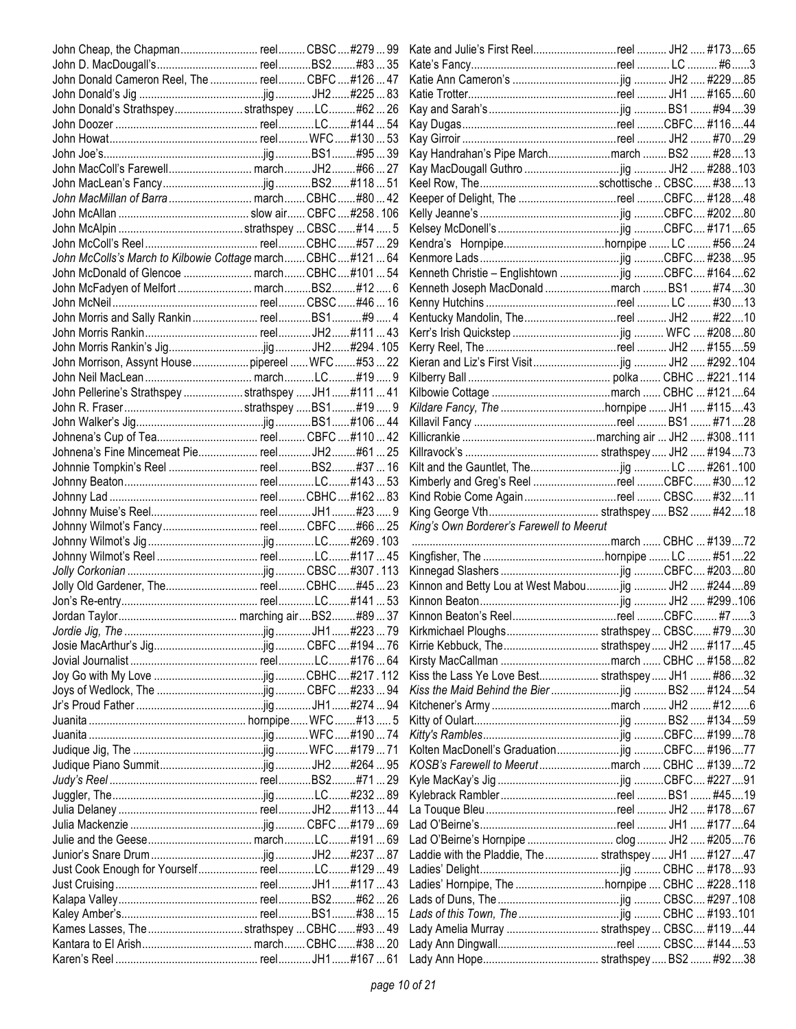| Title | Type | Book | # | Page |
|---|---|---|---|---|
| John Cheap, the Chapman | reel | CBSC | #279 | 99 |
| John D. MacDougall's | reel | BS2 | #83 | 35 |
| John Donald Cameron Reel, The | reel | CBFC | #126 | 47 |
| John Donald's Jig | jig | JH2 | #225 | 83 |
| John Donald's Strathspey | strathspey | LC | #62 | 26 |
| John Doozer | reel | LC | #144 | 54 |
| John Howat | reel | WFC | #130 | 53 |
| John Joe's | jig | BS1 | #95 | 39 |
| John MacColl's Farewell | march | JH2 | #66 | 27 |
| John MacLean's Fancy | jig | BS2 | #118 | 51 |
| *John MacMillan of Barra* | march | CBHC | #80 | 42 |
| John McAllan | slow air | CBFC | #258 | 106 |
| John McAlpin | strathspey | CBSC | #14 | 5 |
| John McColl's Reel | reel | CBHC | #57 | 29 |
| *John McColls's March to Kilbowie Cottage* | march | CBHC | #121 | 64 |
| John McDonald of Glencoe | march | CBHC | #101 | 54 |
| John McFadyen of Melfort | march | BS2 | #12 | 6 |
| John McNeil | reel | CBSC | #46 | 16 |
| John Morris and Sally Rankin | reel | BS1 | #9 | 4 |
| John Morris Rankin | reel | JH2 | #111 | 43 |
| John Morris Rankin's Jig | jig | JH2 | #294 | 105 |
| John Morrison, Assynt House | pipereel | WFC | #53 | 22 |
| John Neil MacLean | march | LC | #19 | 9 |
| John Pellerine's Strathspey | strathspey | JH1 | #111 | 41 |
| John R. Fraser | strathspey | BS1 | #19 | 9 |
| John Walker's Jig | jig | BS1 | #106 | 44 |
| Johnena's Cup of Tea | reel | CBFC | #110 | 42 |
| Johnena's Fine Mincemeat Pie | reel | JH2 | #61 | 25 |
| Johnnie Tompkin's Reel | reel | BS2 | #37 | 16 |
| Johnny Beaton | reel | LC | #143 | 53 |
| Johnny Lad | reel | CBHC | #162 | 83 |
| Johnny Muise's Reel | reel | JH1 | #23 | 9 |
| Johnny Wilmot's Fancy | reel | CBFC | #66 | 25 |
| Johnny Wilmot's Jig | jig | LC | #269 | 103 |
| Johnny Wilmot's Reel | reel | LC | #117 | 45 |
| *Jolly Corkonian* | jig | CBSC | #307 | 113 |
| Jolly Old Gardener, The | reel | CBHC | #45 | 23 |
| Jon's Re-entry | reel | LC | #141 | 53 |
| Jordan Taylor | marching air | BS2 | #89 | 37 |
| *Jordie Jig, The* | jig | JH1 | #223 | 79 |
| Josie MacArthur's Jig | jig | CBFC | #194 | 76 |
| Jovial Journalist | reel | LC | #176 | 64 |
| Joy Go with My Love | jig | CBHC | #217 | 112 |
| Joys of Wedlock, The | jig | CBFC | #233 | 94 |
| Jr's Proud Father | jig | JH1 | #274 | 94 |
| Juanita | hornpipe | WFC | #13 | 5 |
| Juanita | jig | WFC | #190 | 74 |
| Judique Jig, The | jig | WFC | #179 | 71 |
| Judique Piano Summit | jig | JH2 | #264 | 95 |
| *Judy's Reel* | reel | BS2 | #71 | 29 |
| Juggler, The | jig | LC | #232 | 89 |
| Julia Delaney | reel | JH2 | #113 | 44 |
| Julia Mackenzie | jig | CBFC | #179 | 69 |
| Julie and the Geese | march | LC | #191 | 69 |
| Junior's Snare Drum | jig | JH2 | #237 | 87 |
| Just Cook Enough for Yourself | reel | LC | #129 | 49 |
| Just Cruising | reel | JH1 | #117 | 43 |
| Kalapa Valley | reel | BS2 | #62 | 26 |
| Kaley Amber's | reel | BS1 | #38 | 15 |
| Kames Lasses, The | strathspey | CBHC | #93 | 49 |
| Kantara to El Arish | march | CBHC | #38 | 20 |
| Karen's Reel | reel | JH1 | #167 | 61 |
| Kate and Julie's First Reel | reel | JH2 | #173 | 65 |
| Kate's Fancy | reel | LC | #6 | 3 |
| Katie Ann Cameron's | jig | JH2 | #229 | 85 |
| Katie Trotter | reel | JH1 | #165 | 60 |
| Kay and Sarah's | jig | BS1 | #94 | 39 |
| Kay Dugas | reel | CBFC | #116 | 44 |
| Kay Girroir | reel | JH2 | #70 | 29 |
| Kay Handrahan's Pipe March | march | BS2 | #28 | 13 |
| Kay MacDougall Guthro | jig | JH2 | #288 | 103 |
| Keel Row, The | schottische | CBSC | #38 | 13 |
| Keeper of Delight, The | reel | CBFC | #128 | 48 |
| Kelly Jeanne's | jig | CBFC | #202 | 80 |
| Kelsey McDonell's | jig | CBFC | #171 | 65 |
| Kendra's Hornpipe | hornpipe | LC | #56 | 24 |
| Kenmore Lads | jig | CBFC | #238 | 95 |
| Kenneth Christie – Englishtown | jig | CBFC | #164 | 62 |
| Kenneth Joseph MacDonald | march | BS1 | #74 | 30 |
| Kenny Hutchins | reel | LC | #30 | 13 |
| Kentucky Mandolin, The | reel | JH2 | #22 | 10 |
| Kerr's Irish Quickstep | jig | WFC | #208 | 80 |
| Kerry Reel, The | reel | JH2 | #155 | 59 |
| Kieran and Liz's First Visit | jig | JH2 | #292 | 104 |
| Kilberry Ball | polka | CBHC | #221 | 114 |
| Kilbowie Cottage | march | CBHC | #121 | 64 |
| *Kildare Fancy, The* | hornpipe | JH1 | #115 | 43 |
| Killavil Fancy | reel | BS1 | #71 | 28 |
| Killicrankie | marching air | JH2 | #308 | 111 |
| Killravock's | strathspey | JH2 | #194 | 73 |
| Kilt and the Gauntlet, The | jig | LC | #261 | 100 |
| Kimberly and Greg's Reel | reel | CBFC | #30 | 12 |
| Kind Robie Come Again | reel | CBSC | #32 | 11 |
| King George Vth | strathspey | BS2 | #42 | 18 |
| *King's Own Borderer's Farewell to Meerut* | march | CBHC | #139 | 72 |
| Kingfisher, The | hornpipe | LC | #51 | 22 |
| Kinnegad Slashers | jig | CBFC | #203 | 80 |
| Kinnon and Betty Lou at West Mabou | jig | JH2 | #244 | 89 |
| Kinnon Beaton | jig | JH2 | #299 | 106 |
| Kinnon Beaton's Reel | reel | CBFC | #7 | 3 |
| Kirkmichael Ploughs | strathspey | CBSC | #79 | 30 |
| Kirrie Kebbuck, The | strathspey | JH2 | #117 | 45 |
| Kirsty MacCallman | march | CBHC | #158 | 82 |
| Kiss the Lass Ye Love Best | strathspey | JH1 | #86 | 32 |
| *Kiss the Maid Behind the Bier* | jig | BS2 | #124 | 54 |
| Kitchener's Army | march | JH2 | #12 | 6 |
| Kitty of Oulart | jig | BS2 | #134 | 59 |
| *Kitty's Rambles* | jig | CBFC | #199 | 78 |
| Kolten MacDonell's Graduation | jig | CBFC | #196 | 77 |
| *KOSB's Farewell to Meerut* | march | CBHC | #139 | 72 |
| Kyle MacKay's Jig | jig | CBFC | #227 | 91 |
| Kylebrack Rambler | reel | BS1 | #45 | 19 |
| La Touque Bleu | reel | JH2 | #178 | 67 |
| Lad O'Beirne's | reel | JH1 | #177 | 64 |
| Lad O'Beirne's Hornpipe | clog | JH2 | #205 | 76 |
| Laddie with the Pladdie, The | strathspey | JH1 | #127 | 47 |
| Ladies' Delight | jig | CBHC | #178 | 93 |
| Ladies' Hornpipe, The | hornpipe | CBHC | #228 | 118 |
| Lads of Duns, The | jig | CBSC | #297 | 108 |
| *Lads of this Town, The* | jig | CBHC | #193 | 101 |
| Lady Amelia Murray | strathspey | CBSC | #119 | 44 |
| Lady Ann Dingwall | reel | CBSC | #144 | 53 |
| Lady Ann Hope | strathspey | BS2 | #92 | 38 |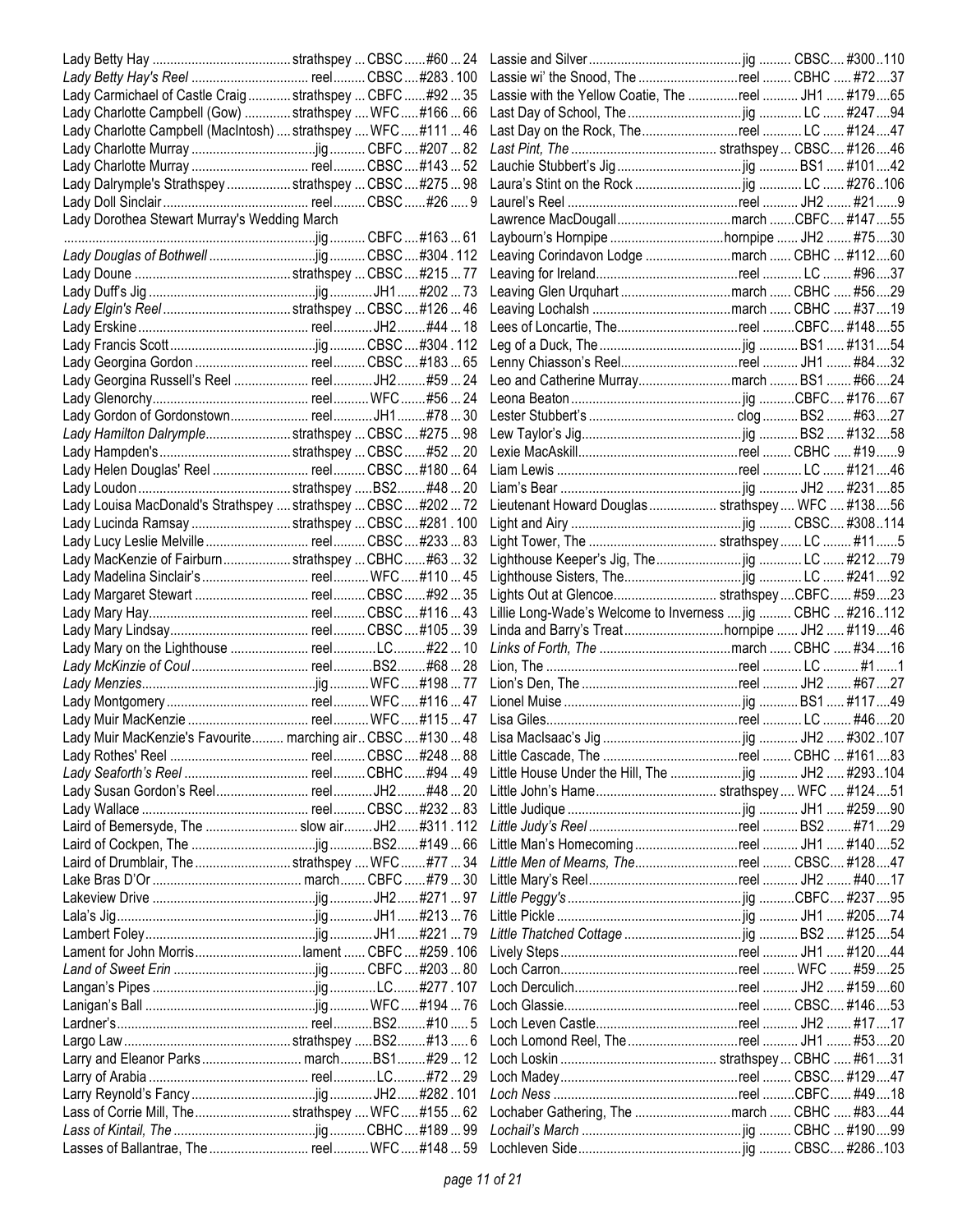| Title | Type | Book | Tune # | Page |
|---|---|---|---|---|
| Lady Betty Hay | strathspey | CBSC | #60 | 24 |
| *Lady Betty Hay's Reel* | reel | CBSC | #283 | 100 |
| Lady Carmichael of Castle Craig | strathspey | CBFC | #92 | 35 |
| Lady Charlotte Campbell (Gow) | strathspey | WFC | #166 | 66 |
| Lady Charlotte Campbell (MacIntosh) | strathspey | WFC | #111 | 46 |
| Lady Charlotte Murray | jig | CBFC | #207 | 82 |
| Lady Charlotte Murray | reel | CBSC | #143 | 52 |
| Lady Dalrymple's Strathspey | strathspey | CBSC | #275 | 98 |
| Lady Doll Sinclair | reel | CBSC | #26 | 9 |
| Lady Dorothea Stewart Murray's Wedding March | jig | CBFC | #163 | 61 |
| *Lady Douglas of Bothwell* | jig | CBSC | #304 | 112 |
| Lady Doune | strathspey | CBSC | #215 | 77 |
| Lady Duff's Jig | jig | JH1 | #202 | 73 |
| *Lady Elgin's Reel* | strathspey | CBSC | #126 | 46 |
| Lady Erskine | reel | JH2 | #44 | 18 |
| Lady Francis Scott | jig | CBSC | #304 | 112 |
| Lady Georgina Gordon | reel | CBSC | #183 | 65 |
| Lady Georgina Russell's Reel | reel | JH2 | #59 | 24 |
| Lady Glenorchy | reel | WFC | #56 | 24 |
| Lady Gordon of Gordonstown | reel | JH1 | #78 | 30 |
| *Lady Hamilton Dalrymple* | strathspey | CBSC | #275 | 98 |
| Lady Hampden's | strathspey | CBSC | #52 | 20 |
| Lady Helen Douglas' Reel | reel | CBSC | #180 | 64 |
| Lady Loudon | strathspey | BS2 | #48 | 20 |
| Lady Louisa MacDonald's Strathspey | strathspey | CBSC | #202 | 72 |
| Lady Lucinda Ramsay | strathspey | CBSC | #281 | 100 |
| Lady Lucy Leslie Melville | reel | CBSC | #233 | 83 |
| Lady MacKenzie of Fairburn | strathspey | CBHC | #63 | 32 |
| Lady Madelina Sinclair's | reel | WFC | #110 | 45 |
| Lady Margaret Stewart | reel | CBSC | #92 | 35 |
| Lady Mary Hay | reel | CBSC | #116 | 43 |
| Lady Mary Lindsay | reel | CBSC | #105 | 39 |
| Lady Mary on the Lighthouse | reel | LC | #22 | 10 |
| *Lady McKinzie of Coul* | reel | BS2 | #68 | 28 |
| *Lady Menzies* | jig | WFC | #198 | 77 |
| Lady Montgomery | reel | WFC | #116 | 47 |
| Lady Muir MacKenzie | reel | WFC | #115 | 47 |
| Lady Muir MacKenzie's Favourite | marching air | CBSC | #130 | 48 |
| Lady Rothes' Reel | reel | CBSC | #248 | 88 |
| *Lady Seaforth's Reel* | reel | CBHC | #94 | 49 |
| Lady Susan Gordon's Reel | reel | JH2 | #48 | 20 |
| Lady Wallace | reel | CBSC | #232 | 83 |
| Laird of Bemersyde, The | slow air | JH2 | #311 | 112 |
| Laird of Cockpen, The | jig | BS2 | #149 | 66 |
| Laird of Drumblair, The | strathspey | WFC | #77 | 34 |
| Lake Bras D'Or | march | CBFC | #79 | 30 |
| Lakeview Drive | jig | JH2 | #271 | 97 |
| Lala's Jig | jig | JH1 | #213 | 76 |
| Lambert Foley | jig | JH1 | #221 | 79 |
| Lament for John Morris | lament | CBFC | #259 | 106 |
| *Land of Sweet Erin* | jig | CBFC | #203 | 80 |
| Langan's Pipes | jig | LC | #277 | 107 |
| Lanigan's Ball | jig | WFC | #194 | 76 |
| Lardner's | reel | BS2 | #10 | 5 |
| Largo Law | strathspey | BS2 | #13 | 6 |
| Larry and Eleanor Parks | march | BS1 | #29 | 12 |
| Larry of Arabia | reel | LC | #72 | 29 |
| Larry Reynold's Fancy | jig | JH2 | #282 | 101 |
| Lass of Corrie Mill, The | strathspey | WFC | #155 | 62 |
| *Lass of Kintail, The* | jig | CBHC | #189 | 99 |
| Lasses of Ballantrae, The | reel | WFC | #148 | 59 |
| Lassie and Silver | jig | CBSC | #300 | 110 |
| Lassie wi' the Snood, The | reel | CBHC | #72 | 37 |
| Lassie with the Yellow Coatie, The | reel | JH1 | #179 | 65 |
| Last Day of School, The | jig | LC | #247 | 94 |
| Last Day on the Rock, The | reel | LC | #124 | 47 |
| *Last Pint, The* | strathspey | CBSC | #126 | 46 |
| Lauchie Stubbert's Jig | jig | BS1 | #101 | 42 |
| Laura's Stint on the Rock | jig | LC | #276 | 106 |
| Laurel's Reel | reel | JH2 | #21 | 9 |
| Lawrence MacDougall | march | CBFC | #147 | 55 |
| Laybourn's Hornpipe | hornpipe | JH2 | #75 | 30 |
| Leaving Corindavon Lodge | march | CBHC | #112 | 60 |
| Leaving for Ireland | reel | LC | #96 | 37 |
| Leaving Glen Urquhart | march | CBHC | #56 | 29 |
| Leaving Lochalsh | march | CBHC | #37 | 19 |
| Lees of Loncartie, The | reel | CBFC | #148 | 55 |
| Leg of a Duck, The | jig | BS1 | #131 | 54 |
| Lenny Chiasson's Reel | reel | JH1 | #84 | 32 |
| Leo and Catherine Murray | march | BS1 | #66 | 24 |
| Leona Beaton | jig | CBFC | #176 | 67 |
| Lester Stubbert's | clog | BS2 | #63 | 27 |
| Lew Taylor's Jig | jig | BS2 | #132 | 58 |
| Lexie MacAskill | reel | CBHC | #19 | 9 |
| Liam Lewis | reel | LC | #121 | 46 |
| Liam's Bear | jig | JH2 | #231 | 85 |
| Lieutenant Howard Douglas | strathspey | WFC | #138 | 56 |
| Light and Airy | jig | CBSC | #308 | 114 |
| Light Tower, The | strathspey | LC | #11 | 5 |
| Lighthouse Keeper's Jig, The | jig | LC | #212 | 79 |
| Lighthouse Sisters, The | jig | LC | #241 | 92 |
| Lights Out at Glencoe | strathspey | CBFC | #59 | 23 |
| Lillie Long-Wade's Welcome to Inverness | jig | CBHC | #216 | 112 |
| Linda and Barry's Treat | hornpipe | JH2 | #119 | 46 |
| *Links of Forth, The* | march | CBHC | #34 | 16 |
| Lion, The | reel | LC | #1 | 1 |
| Lion's Den, The | reel | JH2 | #67 | 27 |
| Lionel Muise | jig | BS1 | #117 | 49 |
| Lisa Giles | reel | LC | #46 | 20 |
| Lisa MacIsaac's Jig | jig | JH2 | #302 | 107 |
| Little Cascade, The | reel | CBHC | #161 | 83 |
| Little House Under the Hill, The | jig | JH2 | #293 | 104 |
| Little John's Hame | strathspey | WFC | #124 | 51 |
| Little Judique | jig | JH1 | #259 | 90 |
| *Little Judy's Reel* | reel | BS2 | #71 | 29 |
| Little Man's Homecoming | reel | JH1 | #140 | 52 |
| *Little Men of Mearns, The* | reel | CBSC | #128 | 47 |
| Little Mary's Reel | reel | JH2 | #40 | 17 |
| *Little Peggy's* | jig | CBFC | #237 | 95 |
| Little Pickle | jig | JH1 | #205 | 74 |
| *Little Thatched Cottage* | jig | BS2 | #125 | 54 |
| Lively Steps | reel | JH1 | #120 | 44 |
| Loch Carron | reel | WFC | #59 | 25 |
| Loch Derculich | reel | JH2 | #159 | 60 |
| Loch Glassie | reel | CBSC | #146 | 53 |
| Loch Leven Castle | reel | JH2 | #17 | 17 |
| Loch Lomond Reel, The | reel | JH1 | #53 | 20 |
| Loch Loskin | strathspey | CBHC | #61 | 31 |
| Loch Madey | reel | CBSC | #129 | 47 |
| *Loch Ness* | reel | CBFC | #49 | 18 |
| Lochaber Gathering, The | march | CBHC | #83 | 44 |
| *Lochail's March* | jig | CBHC | #190 | 99 |
| Lochleven Side | jig | CBSC | #286 | 103 |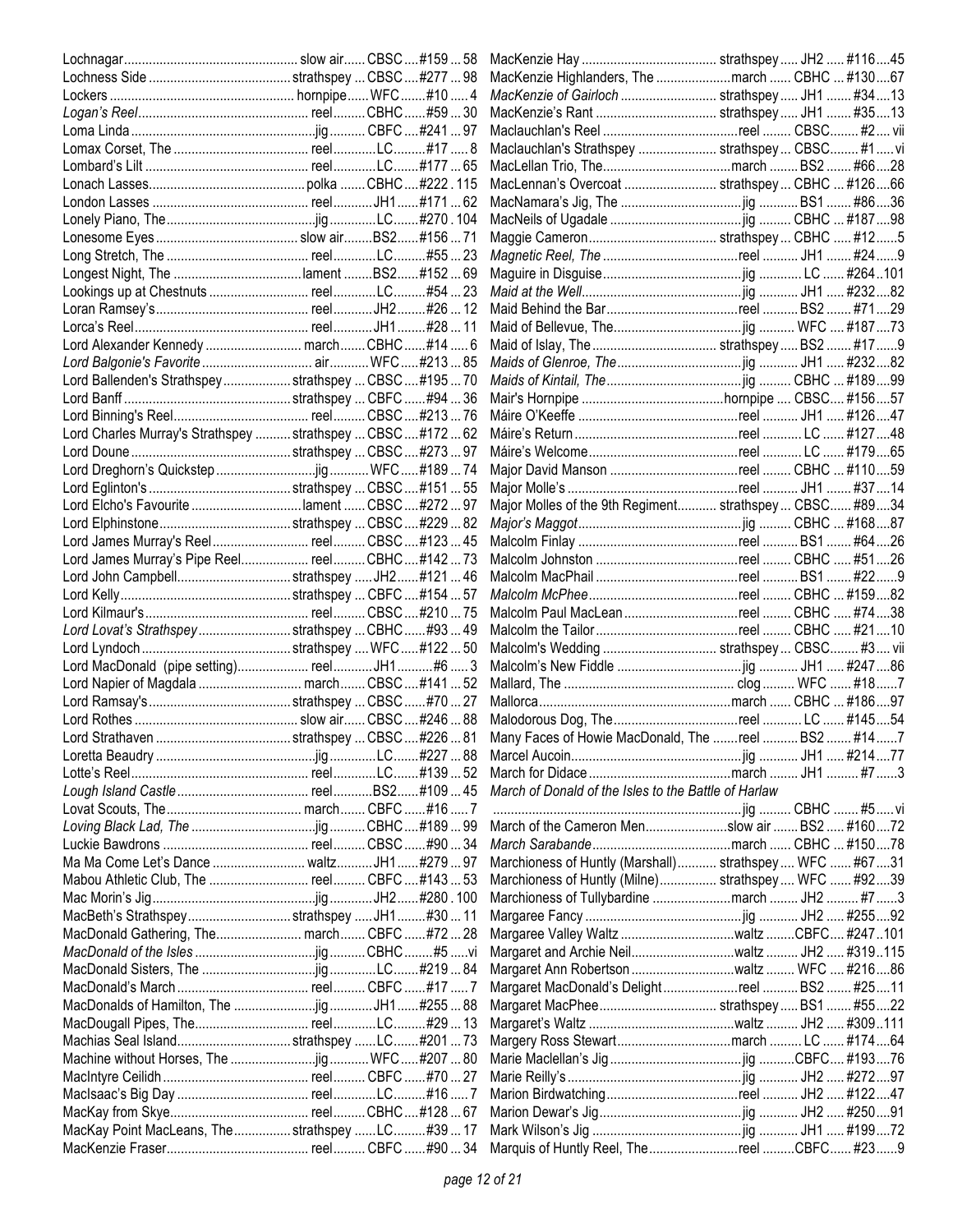| Title | Type | Book | # | Page |
|---|---|---|---|---|
| Lochnagar | slow air | CBSC | #159 | 58 |
| Lochness Side | strathspey | CBSC | #277 | 98 |
| Lockers | hornpipe | WFC | #10 | 4 |
| *Logan's Reel* | reel | CBHC | #59 | 30 |
| Loma Linda | jig | CBFC | #241 | 97 |
| Lomax Corset, The | reel | LC | #17 | 8 |
| Lombard's Lilt | reel | LC | #177 | 65 |
| Lonach Lasses | polka | CBHC | #222 | 115 |
| London Lasses | reel | JH1 | #171 | 62 |
| Lonely Piano, The | jig | LC | #270 | 104 |
| Lonesome Eyes | slow air | BS2 | #156 | 71 |
| Long Stretch, The | reel | LC | #55 | 23 |
| Longest Night, The | lament | BS2 | #152 | 69 |
| Lookings up at Chestnuts | reel | LC | #54 | 23 |
| Loran Ramsey's | reel | JH2 | #26 | 12 |
| Lorca's Reel | reel | JH1 | #28 | 11 |
| Lord Alexander Kennedy | march | CBHC | #14 | 6 |
| *Lord Balgonie's Favorite* | air | WFC | #213 | 85 |
| Lord Ballenden's Strathspey | strathspey | CBSC | #195 | 70 |
| Lord Banff | strathspey | CBFC | #94 | 36 |
| Lord Binning's Reel | reel | CBSC | #213 | 76 |
| Lord Charles Murray's Strathspey | strathspey | CBSC | #172 | 62 |
| Lord Doune | strathspey | CBSC | #273 | 97 |
| Lord Dreghorn's Quickstep | jig | WFC | #189 | 74 |
| Lord Eglinton's | strathspey | CBSC | #151 | 55 |
| Lord Elcho's Favourite | lament | CBSC | #272 | 97 |
| Lord Elphinstone | strathspey | CBSC | #229 | 82 |
| Lord James Murray's Reel | reel | CBSC | #123 | 45 |
| Lord James Murray's Pipe Reel | reel | CBHC | #142 | 73 |
| Lord John Campbell | strathspey | JH2 | #121 | 46 |
| Lord Kelly | strathspey | CBFC | #154 | 57 |
| Lord Kilmaur's | reel | CBSC | #210 | 75 |
| *Lord Lovat's Strathspey* | strathspey | CBHC | #93 | 49 |
| Lord Lyndoch | strathspey | WFC | #122 | 50 |
| Lord MacDonald (pipe setting) | reel | JH1 | #6 | 3 |
| Lord Napier of Magdala | march | CBSC | #141 | 52 |
| Lord Ramsay's | strathspey | CBSC | #70 | 27 |
| Lord Rothes | slow air | CBSC | #246 | 88 |
| Lord Strathaven | strathspey | CBSC | #226 | 81 |
| Loretta Beaudry | jig | LC | #227 | 88 |
| Lotte's Reel | reel | LC | #139 | 52 |
| *Lough Island Castle* | reel | BS2 | #109 | 45 |
| Lovat Scouts, The | march | CBFC | #16 | 7 |
| *Loving Black Lad, The* | jig | CBHC | #189 | 99 |
| Luckie Bawdrons | reel | CBSC | #90 | 34 |
| Ma Ma Come Let's Dance | waltz | JH1 | #279 | 97 |
| Mabou Athletic Club, The | reel | CBFC | #143 | 53 |
| Mac Morin's Jig | jig | JH2 | #280 | 100 |
| MacBeth's Strathspey | strathspey | JH1 | #30 | 11 |
| MacDonald Gathering, The | march | CBFC | #72 | 28 |
| *MacDonald of the Isles* | jig | CBHC | #5 | vi |
| MacDonald Sisters, The | jig | LC | #219 | 84 |
| MacDonald's March | reel | CBFC | #17 | 7 |
| MacDonalds of Hamilton, The | jig | JH1 | #255 | 88 |
| MacDougall Pipes, The | reel | LC | #29 | 13 |
| Machias Seal Island | strathspey | LC | #201 | 73 |
| Machine without Horses, The | jig | WFC | #207 | 80 |
| MacIntyre Ceilidh | reel | CBFC | #70 | 27 |
| MacIsaac's Big Day | reel | LC | #16 | 7 |
| MacKay from Skye | reel | CBHC | #128 | 67 |
| MacKay Point MacLeans, The | strathspey | LC | #39 | 17 |
| MacKenzie Fraser | reel | CBFC | #90 | 34 |
| MacKenzie Hay | strathspey | JH2 | #116 | 45 |
| MacKenzie Highlanders, The | march | CBHC | #130 | 67 |
| *MacKenzie of Gairloch* | strathspey | JH1 | #34 | 13 |
| MacKenzie's Rant | strathspey | JH1 | #35 | 13 |
| Maclauchlan's Reel | reel | CBSC | #2 | vii |
| Maclauchlan's Strathspey | strathspey | CBSC | #1 | vi |
| MacLellan Trio, The | march | BS2 | #66 | 28 |
| MacLennan's Overcoat | strathspey | CBHC | #126 | 66 |
| MacNamara's Jig, The | jig | BS1 | #86 | 36 |
| MacNeils of Ugadale | jig | CBHC | #187 | 98 |
| Maggie Cameron | strathspey | CBHC | #12 | 5 |
| *Magnetic Reel, The* | reel | JH1 | #24 | 9 |
| Maguire in Disguise | jig | LC | #264 | 101 |
| *Maid at the Well* | jig | JH1 | #232 | 82 |
| Maid Behind the Bar | reel | BS2 | #71 | 29 |
| Maid of Bellevue, The | jig | WFC | #187 | 73 |
| Maid of Islay, The | strathspey | BS2 | #17 | 9 |
| *Maids of Glenroe, The* | jig | JH1 | #232 | 82 |
| *Maids of Kintail, The* | jig | CBHC | #189 | 99 |
| Mair's Hornpipe | hornpipe | CBSC | #156 | 57 |
| Máire O'Keeffe | reel | JH1 | #126 | 47 |
| Máire's Return | reel | LC | #127 | 48 |
| Máire's Welcome | reel | LC | #179 | 65 |
| Major David Manson | reel | CBHC | #110 | 59 |
| Major Molle's | reel | JH1 | #37 | 14 |
| Major Molles of the 9th Regiment | strathspey | CBSC | #89 | 34 |
| *Major's Maggot* | jig | CBHC | #168 | 87 |
| Malcolm Finlay | reel | BS1 | #64 | 26 |
| Malcolm Johnston | reel | CBHC | #51 | 26 |
| Malcolm MacPhail | reel | BS1 | #22 | 9 |
| *Malcolm McPhee* | reel | CBHC | #159 | 82 |
| Malcolm Paul MacLean | reel | CBHC | #74 | 38 |
| Malcolm the Tailor | reel | CBHC | #21 | 10 |
| Malcolm's Wedding | strathspey | CBSC | #3 | vii |
| Malcolm's New Fiddle | jig | JH1 | #247 | 86 |
| Mallard, The | clog | WFC | #18 | 7 |
| Mallorca | march | CBHC | #186 | 97 |
| Malodorous Dog, The | reel | LC | #145 | 54 |
| Many Faces of Howie MacDonald, The | reel | BS2 | #14 | 7 |
| Marcel Aucoin | jig | JH1 | #214 | 77 |
| March for Didace | march | JH1 | #7 | 3 |
| *March of Donald of the Isles to the Battle of Harlaw* | jig | CBHC | #5 | vi |
| March of the Cameron Men | slow air | BS2 | #160 | 72 |
| *March Sarabande* | march | CBHC | #150 | 78 |
| Marchioness of Huntly (Marshall) | strathspey | WFC | #67 | 31 |
| Marchioness of Huntly (Milne) | strathspey | WFC | #92 | 39 |
| Marchioness of Tullybardine | march | JH2 | #7 | 3 |
| Margaree Fancy | jig | JH2 | #255 | 92 |
| Margaree Valley Waltz | waltz | CBFC | #247 | 101 |
| Margaret and Archie Neil | waltz | JH2 | #319 | 115 |
| Margaret Ann Robertson | waltz | WFC | #216 | 86 |
| Margaret MacDonald's Delight | reel | BS2 | #25 | 11 |
| Margaret MacPhee | strathspey | BS1 | #55 | 22 |
| Margaret's Waltz | waltz | JH2 | #309 | 111 |
| Margery Ross Stewart | march | LC | #174 | 64 |
| Marie Maclellan's Jig | jig | CBFC | #193 | 76 |
| Marie Reilly's | jig | JH2 | #272 | 97 |
| Marion Birdwatching | reel | JH2 | #122 | 47 |
| Marion Dewar's Jig | jig | JH2 | #250 | 91 |
| Mark Wilson's Jig | jig | JH1 | #199 | 72 |
| Marquis of Huntly Reel, The | reel | CBFC | #23 | 9 |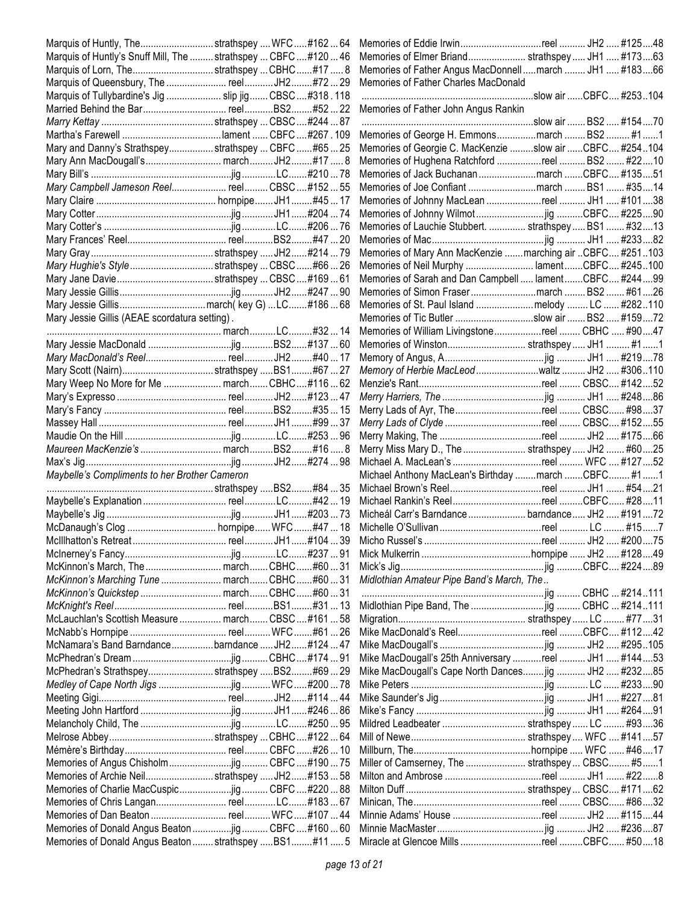| Title | Type | Book | # | Page |
|---|---|---|---|---|
| Marquis of Huntly, The | strathspey | WFC | #162 | 64 |
| Marquis of Huntly's Snuff Mill, The | strathspey | CBFC | #120 | 46 |
| Marquis of Lorn, The | strathspey | CBHC | #17 | 8 |
| Marquis of Queensbury, The | reel | JH2 | #72 | 29 |
| Marquis of Tullybardine's Jig | slip jig | CBSC | #318 | 118 |
| Married Behind the Bar | reel | BS2 | #52 | 22 |
| *Marry Kettay* | strathspey | CBSC | #244 | 87 |
| Martha's Farewell | lament | CBFC | #267 | 109 |
| Mary and Danny's Strathspey | strathspey | CBFC | #65 | 25 |
| Mary Ann MacDougall's | march | JH2 | #17 | 8 |
| Mary Bill's | jig | LC | #210 | 78 |
| *Mary Campbell Jameson Reel* | reel | CBSC | #152 | 55 |
| Mary Claire | hornpipe | JH1 | #45 | 17 |
| Mary Cotter | jig | JH1 | #204 | 74 |
| Mary Cotter's | jig | LC | #206 | 76 |
| Mary Frances' Reel | reel | BS2 | #47 | 20 |
| Mary Gray | strathspey | JH2 | #214 | 79 |
| *Mary Hughie's Style* | strathspey | CBSC | #66 | 26 |
| Mary Jane Davie | strathspey | CBSC | #169 | 61 |
| Mary Jessie Gillis | jig | JH2 | #247 | 90 |
| Mary Jessie Gillis | march( key G) | LC | #186 | 68 |
| Mary Jessie Gillis (AEAE scordatura setting). | march | LC | #32 | 14 |
| Mary Jessie MacDonald | jig | BS2 | #137 | 60 |
| *Mary MacDonald's Reel* | reel | JH2 | #40 | 17 |
| Mary Scott (Nairn) | strathspey | BS1 | #67 | 27 |
| Mary Weep No More for Me | march | CBHC | #116 | 62 |
| Mary's Expresso | reel | JH2 | #123 | 47 |
| Mary's Fancy | reel | BS2 | #35 | 15 |
| Massey Hall | reel | JH1 | #99 | 37 |
| Maudie On the Hill | jig | LC | #253 | 96 |
| *Maureen MacKenzie's* | march | BS2 | #16 | 8 |
| Max's Jig | jig | JH2 | #274 | 98 |
| *Maybelle's Compliments to her Brother Cameron* | strathspey | BS2 | #84 | 35 |
| Maybelle's Explanation | reel | LC | #42 | 19 |
| Maybelle's Jig | jig | JH1 | #203 | 73 |
| McDanaugh's Clog | hornpipe | WFC | #47 | 18 |
| McIllhatton's Retreat | reel | JH1 | #104 | 39 |
| McInerney's Fancy | jig | LC | #237 | 91 |
| McKinnon's March, The | march | CBHC | #60 | 31 |
| *McKinnon's Marching Tune* | march | CBHC | #60 | 31 |
| *McKinnon's Quickstep* | march | CBHC | #60 | 31 |
| *McKnight's Reel* | reel | BS1 | #31 | 13 |
| McLauchlan's Scottish Measure | march | CBSC | #161 | 58 |
| McNabb's Hornpipe | reel | WFC | #61 | 26 |
| McNamara's Band Barndance | barndance | JH2 | #124 | 47 |
| McPhedran's Dream | jig | CBHC | #174 | 91 |
| McPhedran's Strathspey | strathspey | BS2 | #69 | 29 |
| *Medley of Cape North Jigs* | jig | WFC | #200 | 78 |
| Meeting Gigi | reel | JH2 | #114 | 44 |
| Meeting John Hartford | jig | JH1 | #246 | 86 |
| Melancholy Child, The | jig | LC | #250 | 95 |
| Melrose Abbey | strathspey | CBHC | #122 | 64 |
| Mémère's Birthday | reel | CBFC | #26 | 10 |
| Memories of Angus Chisholm | jig | CBFC | #190 | 75 |
| Memories of Archie Neil | strathspey | JH2 | #153 | 58 |
| Memories of Charlie MacCuspic | jig | CBFC | #220 | 88 |
| Memories of Chris Langan | reel | LC | #183 | 67 |
| Memories of Dan Beaton | reel | WFC | #107 | 44 |
| Memories of Donald Angus Beaton | jig | CBFC | #160 | 60 |
| Memories of Donald Angus Beaton | strathspey | BS1 | #11 | 5 |
| Memories of Eddie Irwin | reel | JH2 | #125 | 48 |
| Memories of Elmer Briand | strathspey | JH1 | #173 | 63 |
| Memories of Father Angus MacDonnell | march | JH1 | #183 | 66 |
| Memories of Father Charles MacDonald | slow air | CBFC | #253 | 104 |
| Memories of Father John Angus Rankin | slow air | BS2 | #154 | 70 |
| Memories of George H. Emmons | march | BS2 | #1 | 1 |
| Memories of Georgie C. MacKenzie | slow air | CBFC | #254 | 104 |
| Memories of Hughena Ratchford | reel | BS2 | #22 | 10 |
| Memories of Jack Buchanan | march | CBFC | #135 | 51 |
| Memories of Joe Confiant | march | BS1 | #35 | 14 |
| Memories of Johnny MacLean | reel | JH1 | #101 | 38 |
| Memories of Johnny Wilmot | jig | CBFC | #225 | 90 |
| Memories of Lauchie Stubbert. | strathspey | BS1 | #32 | 13 |
| Memories of Mac | jig | JH1 | #233 | 82 |
| Memories of Mary Ann MacKenzie | marching air | CBFC | #251 | 103 |
| Memories of Neil Murphy | lament | CBFC | #245 | 100 |
| Memories of Sarah and Dan Campbell | lament | CBFC | #244 | 99 |
| Memories of Simon Fraser | march | BS2 | #61 | 26 |
| Memories of St. Paul Island | melody | LC | #282 | 110 |
| Memories of Tic Butler | slow air | BS2 | #159 | 72 |
| Memories of William Livingstone | reel | CBHC | #90 | 47 |
| Memories of Winston | strathspey | JH1 | #1 | 1 |
| Memory of Angus, A | jig | JH1 | #219 | 78 |
| *Memory of Herbie MacLeod* | waltz | JH2 | #306 | 110 |
| Menzie's Rant | reel | CBSC | #142 | 52 |
| *Merry Harriers, The* | jig | JH1 | #248 | 86 |
| Merry Lads of Ayr, The | reel | CBSC | #98 | 37 |
| *Merry Lads of Clyde* | reel | CBSC | #152 | 55 |
| Merry Making, The | reel | JH2 | #175 | 66 |
| Merry Miss Mary D., The | strathspey | JH2 | #60 | 25 |
| Michael A. MacLean's | reel | WFC | #127 | 52 |
| Michael Anthony MacLean's Birthday | march | CBFC | #1 | 1 |
| Michael Brown's Reel | reel | JH1 | #54 | 21 |
| Michael Rankin's Reel | reel | CBFC | #28 | 11 |
| Micheál Carr's Barndance | barndance | JH2 | #191 | 72 |
| Michelle O'Sullivan | reel | LC | #15 | 7 |
| Micho Russel's | reel | JH2 | #200 | 75 |
| Mick Mulkerrin | hornpipe | JH2 | #128 | 49 |
| Mick's Jig | jig | CBFC | #224 | 89 |
| *Midlothian Amateur Pipe Band's March, The..* | jig | CBHC | #214 | 111 |
| Midlothian Pipe Band, The | jig | CBHC | #214 | 111 |
| Migration | strathspey | LC | #77 | 31 |
| Mike MacDonald's Reel | reel | CBFC | #112 | 42 |
| Mike MacDougall's | jig | JH2 | #295 | 105 |
| Mike MacDougall's 25th Anniversary | reel | JH1 | #144 | 53 |
| Mike MacDougall's Cape North Dances | jig | JH2 | #232 | 85 |
| Mike Peters | jig | LC | #233 | 90 |
| Mike Saunder's Jig | jig | JH1 | #227 | 81 |
| Mike's Fancy | jig | JH1 | #264 | 91 |
| Mildred Leadbeater | strathspey | LC | #93 | 36 |
| Mill of Newe | strathspey | WFC | #141 | 57 |
| Millburn, The | hornpipe | WFC | #46 | 17 |
| Miller of Camserney, The | strathspey | CBSC | #5 | 1 |
| Milton and Ambrose | reel | JH1 | #22 | 8 |
| Milton Duff | strathspey | CBSC | #171 | 62 |
| Minican, The | reel | CBSC | #86 | 32 |
| Minnie Adams' House | reel | JH2 | #115 | 44 |
| Minnie MacMaster | jig | JH2 | #236 | 87 |
| Miracle at Glencoe Mills | reel | CBFC | #50 | 18 |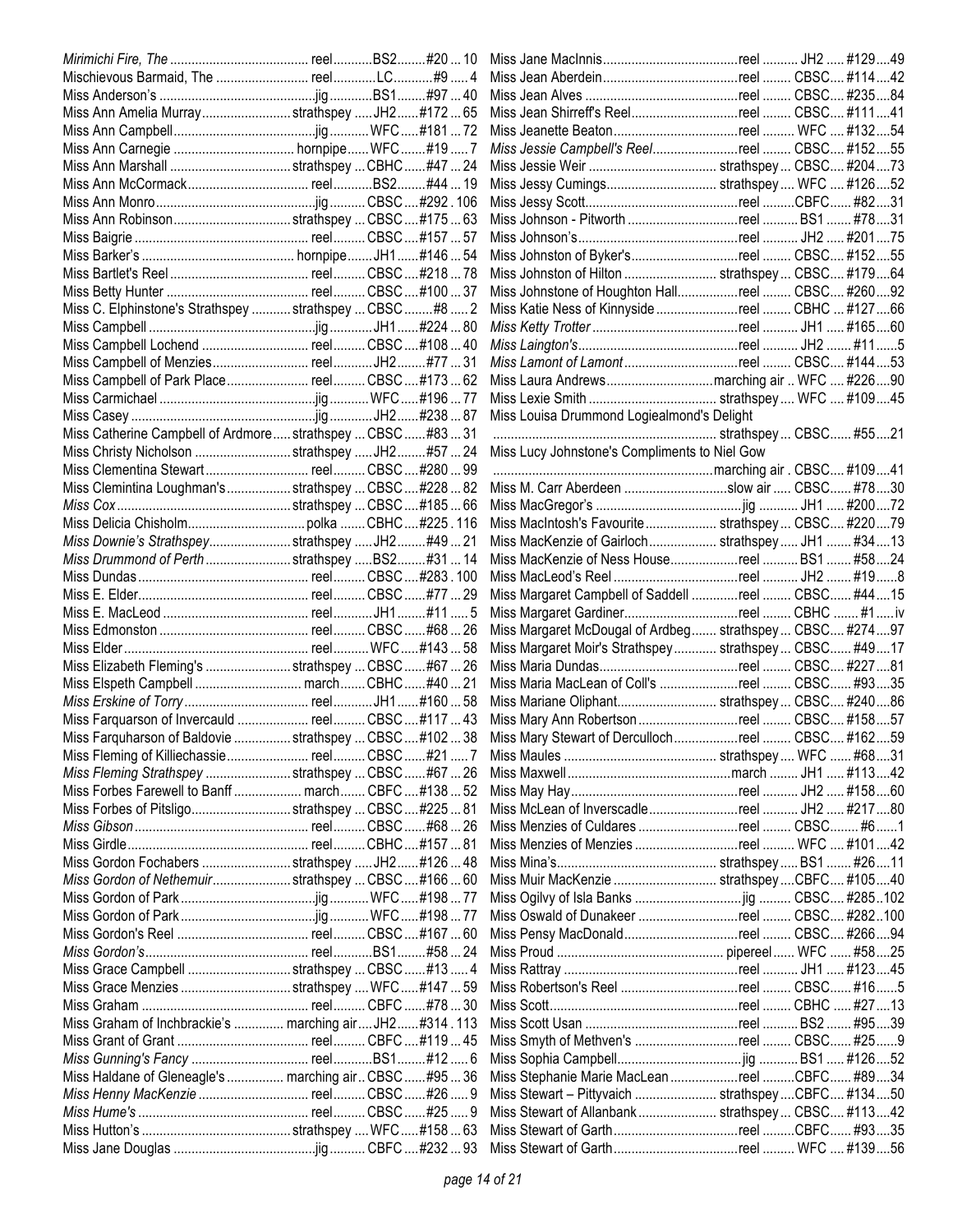| Title | Type | Book | No. | Page |
|---|---|---|---|---|
| *Mirimichi Fire, The* | reel | BS2 | #20 | 10 |
| Mischievous Barmaid, The | reel | LC | #9 | 4 |
| Miss Anderson's | jig | BS1 | #97 | 40 |
| Miss Ann Amelia Murray | strathspey | JH2 | #172 | 65 |
| Miss Ann Campbell | jig | WFC | #181 | 72 |
| Miss Ann Carnegie | hornpipe | WFC | #19 | 7 |
| Miss Ann Marshall | strathspey | CBHC | #47 | 24 |
| Miss Ann McCormack | reel | BS2 | #44 | 19 |
| Miss Ann Monro | jig | CBSC | #292 | 106 |
| Miss Ann Robinson | strathspey | CBSC | #175 | 63 |
| Miss Baigrie | reel | CBSC | #157 | 57 |
| Miss Barker's | hornpipe | JH1 | #146 | 54 |
| Miss Bartlet's Reel | reel | CBSC | #218 | 78 |
| Miss Betty Hunter | reel | CBSC | #100 | 37 |
| Miss C. Elphinstone's Strathspey | strathspey | CBSC | #8 | 2 |
| Miss Campbell | jig | JH1 | #224 | 80 |
| Miss Campbell Lochend | reel | CBSC | #108 | 40 |
| Miss Campbell of Menzies | reel | JH2 | #77 | 31 |
| Miss Campbell of Park Place | reel | CBSC | #173 | 62 |
| Miss Carmichael | jig | WFC | #196 | 77 |
| Miss Casey | jig | JH2 | #238 | 87 |
| Miss Catherine Campbell of Ardmore | strathspey | CBSC | #83 | 31 |
| Miss Christy Nicholson | strathspey | JH2 | #57 | 24 |
| Miss Clementina Stewart | reel | CBSC | #280 | 99 |
| Miss Clementina Loughman's | strathspey | CBSC | #228 | 82 |
| *Miss Cox* | strathspey | CBSC | #185 | 66 |
| Miss Delicia Chisholm | polka | CBHC | #225 | 116 |
| *Miss Downie's Strathspey* | strathspey | JH2 | #49 | 21 |
| *Miss Drummond of Perth* | strathspey | BS2 | #31 | 14 |
| Miss Dundas | reel | CBSC | #283 | 100 |
| Miss E. Elder | reel | CBSC | #77 | 29 |
| Miss E. MacLeod | reel | JH1 | #11 | 5 |
| Miss Edmonston | reel | CBSC | #68 | 26 |
| Miss Elder | reel | WFC | #143 | 58 |
| Miss Elizabeth Fleming's | strathspey | CBSC | #67 | 26 |
| Miss Elspeth Campbell | march | CBHC | #40 | 21 |
| *Miss Erskine of Torry* | reel | JH1 | #160 | 58 |
| Miss Farquarson of Invercauld | reel | CBSC | #117 | 43 |
| Miss Farquharson of Baldovie | strathspey | CBSC | #102 | 38 |
| Miss Fleming of Killiechassie | reel | CBSC | #21 | 7 |
| *Miss Fleming Strathspey* | strathspey | CBSC | #67 | 26 |
| Miss Forbes Farewell to Banff | march | CBFC | #138 | 52 |
| Miss Forbes of Pitsligo | strathspey | CBSC | #225 | 81 |
| *Miss Gibson* | reel | CBSC | #68 | 26 |
| Miss Girdle | reel | CBHC | #157 | 81 |
| Miss Gordon Fochabers | strathspey | JH2 | #126 | 48 |
| *Miss Gordon of Nethemuir* | strathspey | CBSC | #166 | 60 |
| Miss Gordon of Park | jig | WFC | #198 | 77 |
| Miss Gordon of Park | jig | WFC | #198 | 77 |
| Miss Gordon's Reel | reel | CBSC | #167 | 60 |
| *Miss Gordon's* | reel | BS1 | #58 | 24 |
| Miss Grace Campbell | strathspey | CBSC | #13 | 4 |
| Miss Grace Menzies | strathspey | WFC | #147 | 59 |
| Miss Graham | reel | CBFC | #78 | 30 |
| Miss Graham of Inchbrackie's | marching air | JH2 | #314 | 113 |
| Miss Grant of Grant | reel | CBFC | #119 | 45 |
| *Miss Gunning's Fancy* | reel | BS1 | #12 | 6 |
| Miss Haldane of Gleneagle's | marching air | CBSC | #95 | 36 |
| *Miss Henny MacKenzie* | reel | CBSC | #26 | 9 |
| *Miss Hume's* | reel | CBSC | #25 | 9 |
| Miss Hutton's | strathspey | WFC | #158 | 63 |
| Miss Jane Douglas | jig | CBFC | #232 | 93 |
| Miss Jane MacInnis | reel | JH2 | #129 | 49 |
| Miss Jean Aberdein | reel | CBSC | #114 | 42 |
| Miss Jean Alves | reel | CBSC | #235 | 84 |
| Miss Jean Shirreff's Reel | reel | CBSC | #111 | 41 |
| Miss Jeanette Beaton | reel | WFC | #132 | 54 |
| *Miss Jessie Campbell's Reel* | reel | CBSC | #152 | 55 |
| Miss Jessie Weir | strathspey | CBSC | #204 | 73 |
| Miss Jessy Cumings | strathspey | WFC | #126 | 52 |
| Miss Jessy Scott | reel | CBFC | #82 | 31 |
| Miss Johnson - Pitworth | reel | BS1 | #78 | 31 |
| Miss Johnson's | reel | JH2 | #201 | 75 |
| Miss Johnston of Byker's | reel | CBSC | #152 | 55 |
| Miss Johnston of Hilton | strathspey | CBSC | #179 | 64 |
| Miss Johnstone of Houghton Hall | reel | CBSC | #260 | 92 |
| Miss Katie Ness of Kinnyside | reel | CBHC | #127 | 66 |
| *Miss Ketty Trotter* | reel | JH1 | #165 | 60 |
| *Miss Laington's* | reel | JH2 | #11 | 5 |
| *Miss Lamont of Lamont* | reel | CBSC | #144 | 53 |
| Miss Laura Andrews | marching air | WFC | #226 | 90 |
| Miss Lexie Smith | strathspey | WFC | #109 | 45 |
| Miss Louisa Drummond Logiealmond's Delight | strathspey | CBSC | #55 | 21 |
| Miss Lucy Johnstone's Compliments to Niel Gow | marching air | CBSC | #109 | 41 |
| Miss M. Carr Aberdeen | slow air | CBSC | #78 | 30 |
| Miss MacGregor's | jig | JH1 | #200 | 72 |
| Miss MacIntosh's Favourite | strathspey | CBSC | #220 | 79 |
| Miss MacKenzie of Gairloch | strathspey | JH1 | #34 | 13 |
| Miss MacKenzie of Ness House | reel | BS1 | #58 | 24 |
| Miss MacLeod's Reel | reel | JH2 | #19 | 8 |
| Miss Margaret Campbell of Saddell | reel | CBSC | #44 | 15 |
| Miss Margaret Gardiner | reel | CBHC | #1 | iv |
| Miss Margaret McDougal of Ardbeg | strathspey | CBSC | #274 | 97 |
| Miss Margaret Moir's Strathspey | strathspey | CBSC | #49 | 17 |
| Miss Maria Dundas | reel | CBSC | #227 | 81 |
| Miss Maria MacLean of Coll's | reel | CBSC | #93 | 35 |
| Miss Mariane Oliphant | strathspey | CBSC | #240 | 86 |
| Miss Mary Ann Robertson | reel | CBSC | #158 | 57 |
| Miss Mary Stewart of Derculloch | reel | CBSC | #162 | 59 |
| Miss Maules | strathspey | WFC | #68 | 31 |
| Miss Maxwell | march | JH1 | #113 | 42 |
| Miss May Hay | reel | JH2 | #158 | 60 |
| Miss McLean of Inverscadle | reel | JH2 | #217 | 80 |
| Miss Menzies of Culdares | reel | CBSC | #6 | 1 |
| Miss Menzies of Menzies | reel | WFC | #101 | 42 |
| Miss Mina's | strathspey | BS1 | #26 | 11 |
| Miss Muir MacKenzie | strathspey | CBFC | #105 | 40 |
| Miss Ogilvy of Isla Banks | jig | CBSC | #285 | 102 |
| Miss Oswald of Dunakeer | reel | CBSC | #282 | 100 |
| Miss Pensy MacDonald | reel | CBSC | #266 | 94 |
| Miss Proud | pipereel | WFC | #58 | 25 |
| Miss Rattray | reel | JH1 | #123 | 45 |
| Miss Robertson's Reel | reel | CBSC | #16 | 5 |
| Miss Scott | reel | CBHC | #27 | 13 |
| Miss Scott Usan | reel | BS2 | #95 | 39 |
| Miss Smyth of Methven's | reel | CBSC | #25 | 9 |
| Miss Sophia Campbell | jig | BS1 | #126 | 52 |
| Miss Stephanie Marie MacLean | reel | CBFC | #89 | 34 |
| Miss Stewart – Pittyvaich | strathspey | CBFC | #134 | 50 |
| Miss Stewart of Allanbank | strathspey | CBSC | #113 | 42 |
| Miss Stewart of Garth | reel | CBFC | #93 | 35 |
| Miss Stewart of Garth | reel | WFC | #139 | 56 |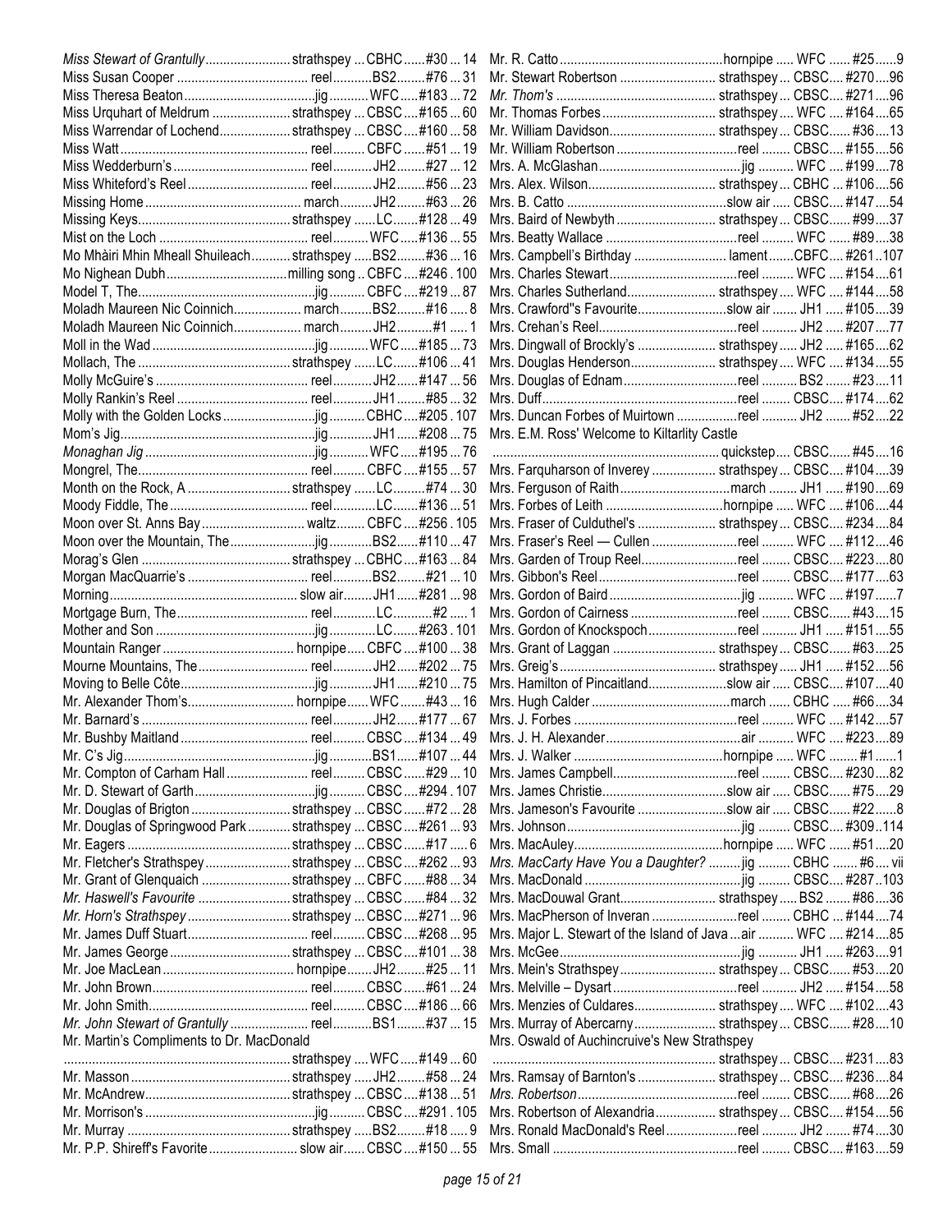| Title | Type | Book | No. | Page |
|---|---|---|---|---|
| *Miss Stewart of Grantully* | strathspey | CBHC | #30 | 14 |
| Miss Susan Cooper | reel | BS2 | #76 | 31 |
| Miss Theresa Beaton | jig | WFC | #183 | 72 |
| Miss Urquhart of Meldrum | strathspey | CBSC | #165 | 60 |
| Miss Warrendar of Lochend | strathspey | CBSC | #160 | 58 |
| Miss Watt | reel | CBFC | #51 | 19 |
| Miss Wedderburn's | reel | JH2 | #27 | 12 |
| Miss Whiteford's Reel | reel | JH2 | #56 | 23 |
| Missing Home | march | JH2 | #63 | 26 |
| Missing Keys | strathspey | LC | #128 | 49 |
| Mist on the Loch | reel | WFC | #136 | 55 |
| Mo Mhàiri Mhin Mheall Shuileach | strathspey | BS2 | #36 | 16 |
| Mo Nighean Dubh | milling song | CBFC | #246 | 100 |
| Model T, The | jig | CBFC | #219 | 87 |
| Moladh Maureen Nic Coinnich | march | BS2 | #16 | 8 |
| Moladh Maureen Nic Coinnich | march | JH2 | #1 | 1 |
| Moll in the Wad | jig | WFC | #185 | 73 |
| Mollach, The | strathspey | LC | #106 | 41 |
| Molly McGuire's | reel | JH2 | #147 | 56 |
| Molly Rankin's Reel | reel | JH1 | #85 | 32 |
| Molly with the Golden Locks | jig | CBHC | #205 | 107 |
| Mom's Jig | jig | JH1 | #208 | 75 |
| *Monaghan Jig* | jig | WFC | #195 | 76 |
| Mongrel, The | reel | CBFC | #155 | 57 |
| Month on the Rock, A | strathspey | LC | #74 | 30 |
| Moody Fiddle, The | reel | LC | #136 | 51 |
| Moon over St. Anns Bay | waltz | CBFC | #256 | 105 |
| Moon over the Mountain, The | jig | BS2 | #110 | 47 |
| Morag's Glen | strathspey | CBHC | #163 | 84 |
| Morgan MacQuarrie's | reel | BS2 | #21 | 10 |
| Morning | slow air | JH1 | #281 | 98 |
| Mortgage Burn, The | reel | LC | #2 | 1 |
| Mother and Son | jig | LC | #263 | 101 |
| Mountain Ranger | hornpipe | CBFC | #100 | 38 |
| Mourne Mountains, The | reel | JH2 | #202 | 75 |
| Moving to Belle Côte | jig | JH1 | #210 | 75 |
| Mr. Alexander Thom's | hornpipe | WFC | #43 | 16 |
| Mr. Barnard's | reel | JH2 | #177 | 67 |
| Mr. Bushby Maitland | reel | CBSC | #134 | 49 |
| Mr. C's Jig | jig | BS1 | #107 | 44 |
| Mr. Compton of Carham Hall | reel | CBSC | #29 | 10 |
| Mr. D. Stewart of Garth | jig | CBSC | #294 | 107 |
| Mr. Douglas of Brigton | strathspey | CBSC | #72 | 28 |
| Mr. Douglas of Springwood Park | strathspey | CBSC | #261 | 93 |
| Mr. Eagers | strathspey | CBSC | #17 | 6 |
| Mr. Fletcher's Strathspey | strathspey | CBSC | #262 | 93 |
| Mr. Grant of Glenquaich | strathspey | CBFC | #88 | 34 |
| *Mr. Haswell's Favourite* | strathspey | CBSC | #84 | 32 |
| *Mr. Horn's Strathspey* | strathspey | CBSC | #271 | 96 |
| Mr. James Duff Stuart | reel | CBSC | #268 | 95 |
| Mr. James George | strathspey | CBSC | #101 | 38 |
| Mr. Joe MacLean | hornpipe | JH2 | #25 | 11 |
| Mr. John Brown | reel | CBSC | #61 | 24 |
| Mr. John Smith | reel | CBSC | #186 | 66 |
| *Mr. John Stewart of Grantully* | reel | BS1 | #37 | 15 |
| Mr. Martin's Compliments to Dr. MacDonald | strathspey | WFC | #149 | 60 |
| Mr. Masson | strathspey | JH2 | #58 | 24 |
| Mr. McAndrew | strathspey | CBSC | #138 | 51 |
| Mr. Morrison's | jig | CBSC | #291 | 105 |
| Mr. Murray | strathspey | BS2 | #18 | 9 |
| Mr. P.P. Shireff's Favorite | slow air | CBSC | #150 | 55 |
| Mr. R. Catto | hornpipe | WFC | #25 | 9 |
| Mr. Stewart Robertson | strathspey | CBSC | #270 | 96 |
| *Mr. Thom's* | strathspey | CBSC | #271 | 96 |
| Mr. Thomas Forbes | strathspey | WFC | #164 | 65 |
| Mr. William Davidson | strathspey | CBSC | #36 | 13 |
| Mr. William Robertson | reel | CBSC | #155 | 56 |
| Mrs. A. McGlashan | jig | WFC | #199 | 78 |
| Mrs. Alex. Wilson | strathspey | CBHC | #106 | 56 |
| Mrs. B. Catto | slow air | CBSC | #147 | 54 |
| Mrs. Baird of Newbyth | strathspey | CBSC | #99 | 37 |
| Mrs. Beatty Wallace | reel | WFC | #89 | 38 |
| Mrs. Campbell's Birthday | lament | CBFC | #261 | 107 |
| Mrs. Charles Stewart | reel | WFC | #154 | 61 |
| Mrs. Charles Sutherland | strathspey | WFC | #144 | 58 |
| Mrs. Crawford"s Favourite | slow air | JH1 | #105 | 39 |
| Mrs. Crehan's Reel | reel | JH2 | #207 | 77 |
| Mrs. Dingwall of Brockly's | strathspey | JH2 | #165 | 62 |
| Mrs. Douglas Henderson | strathspey | WFC | #134 | 55 |
| Mrs. Douglas of Ednam | reel | BS2 | #23 | 11 |
| Mrs. Duff | reel | CBSC | #174 | 62 |
| Mrs. Duncan Forbes of Muirtown | reel | JH2 | #52 | 22 |
| Mrs. E.M. Ross' Welcome to Kiltarlity Castle | quickstep | CBSC | #45 | 16 |
| Mrs. Farquharson of Inverey | strathspey | CBSC | #104 | 39 |
| Mrs. Ferguson of Raith | march | JH1 | #190 | 69 |
| Mrs. Forbes of Leith | hornpipe | WFC | #106 | 44 |
| Mrs. Fraser of Culduthel's | strathspey | CBSC | #234 | 84 |
| Mrs. Fraser's Reel — Cullen | reel | WFC | #112 | 46 |
| Mrs. Garden of Troup Reel | reel | CBSC | #223 | 80 |
| Mrs. Gibbon's Reel | reel | CBSC | #177 | 63 |
| Mrs. Gordon of Baird | jig | WFC | #197 | 7 |
| Mrs. Gordon of Cairness | reel | CBSC | #43 | 15 |
| Mrs. Gordon of Knockspoch | reel | JH1 | #151 | 55 |
| Mrs. Grant of Laggan | strathspey | CBSC | #63 | 25 |
| Mrs. Greig's | strathspey | JH1 | #152 | 56 |
| Mrs. Hamilton of Pincaitland | slow air | CBSC | #107 | 40 |
| Mrs. Hugh Calder | march | CBHC | #66 | 34 |
| Mrs. J. Forbes | reel | WFC | #142 | 57 |
| Mrs. J. H. Alexander | air | WFC | #223 | 89 |
| Mrs. J. Walker | hornpipe | WFC | #1 | 1 |
| Mrs. James Campbell | reel | CBSC | #230 | 82 |
| Mrs. James Christie | slow air | CBSC | #75 | 29 |
| Mrs. Jameson's Favourite | slow air | CBSC | #22 | 8 |
| Mrs. Johnson | jig | CBSC | #309 | 114 |
| Mrs. MacAuley | hornpipe | WFC | #51 | 20 |
| *Mrs. MacCarty Have You a Daughter?* | jig | CBHC | #6 | vii |
| Mrs. MacDonald | jig | CBSC | #287 | 103 |
| Mrs. MacDouwal Grant | strathspey | BS2 | #86 | 36 |
| Mrs. MacPherson of Inveran | reel | CBHC | #144 | 74 |
| Mrs. Major L. Stewart of the Island of Java | air | WFC | #214 | 85 |
| Mrs. McGee | jig | JH1 | #263 | 91 |
| Mrs. Mein's Strathspey | strathspey | CBSC | #53 | 20 |
| Mrs. Melville – Dysart | reel | JH2 | #154 | 58 |
| Mrs. Menzies of Culdares | strathspey | WFC | #102 | 43 |
| Mrs. Murray of Abercarny | strathspey | CBSC | #28 | 10 |
| Mrs. Oswald of Auchincruive's New Strathspey | strathspey | CBSC | #231 | 83 |
| Mrs. Ramsay of Barnton's | strathspey | CBSC | #236 | 84 |
| *Mrs. Robertson* | reel | CBSC | #68 | 26 |
| Mrs. Robertson of Alexandria | strathspey | CBSC | #154 | 56 |
| Mrs. Ronald MacDonald's Reel | reel | JH2 | #74 | 30 |
| Mrs. Small | reel | CBSC | #163 | 59 |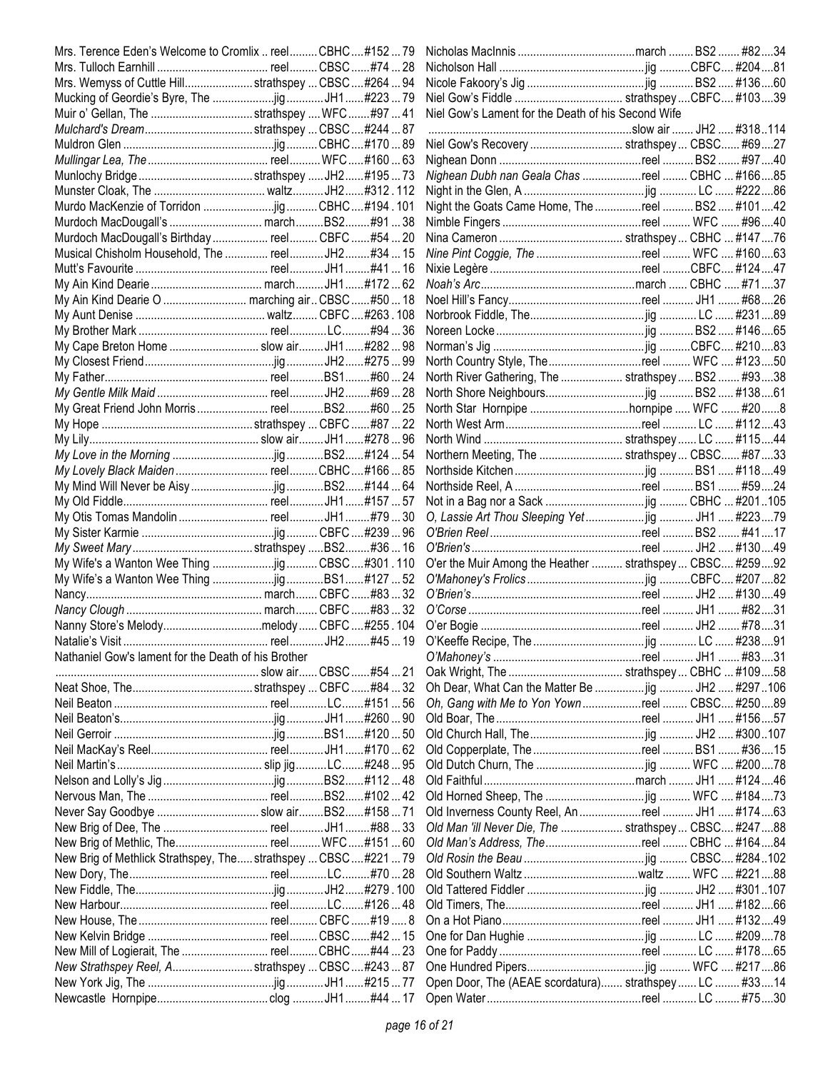| Title | Type | Book | # | Page |
|---|---|---|---|---|
| Mrs. Terence Eden's Welcome to Cromlix | reel | CBHC | #152 | 79 |
| Mrs. Tulloch Earnhill | reel | CBSC | #74 | 28 |
| Mrs. Wemyss of Cuttle Hill | strathspey | CBSC | #264 | 94 |
| Mucking of Geordie's Byre, The | jig | JH1 | #223 | 79 |
| Muir o' Gellan, The | strathspey | WFC | #97 | 41 |
| *Mulchard's Dream* | strathspey | CBSC | #244 | 87 |
| Muldron Glen | jig | CBHC | #170 | 89 |
| *Mullingar Lea, The* | reel | WFC | #160 | 63 |
| Munlochy Bridge | strathspey | JH2 | #195 | 73 |
| Munster Cloak, The | waltz | JH2 | #312 | 112 |
| Murdo MacKenzie of Torridon | jig | CBHC | #194 | 101 |
| Murdoch MacDougall's | march | BS2 | #91 | 38 |
| Murdoch MacDougall's Birthday | reel | CBFC | #54 | 20 |
| Musical Chisholm Household, The | reel | JH2 | #34 | 15 |
| Mutt's Favourite | reel | JH1 | #41 | 16 |
| My Ain Kind Dearie | march | JH1 | #172 | 62 |
| My Ain Kind Dearie O | marching air | CBSC | #50 | 18 |
| My Aunt Denise | waltz | CBFC | #263 | 108 |
| My Brother Mark | reel | LC | #94 | 36 |
| My Cape Breton Home | slow air | JH1 | #282 | 98 |
| My Closest Friend | jig | JH2 | #275 | 99 |
| My Father | reel | BS1 | #60 | 24 |
| *My Gentle Milk Maid* | reel | JH2 | #69 | 28 |
| My Great Friend John Morris | reel | BS2 | #60 | 25 |
| My Hope | strathspey | CBFC | #87 | 22 |
| My Lily | slow air | JH1 | #278 | 96 |
| *My Love in the Morning* | jig | BS2 | #124 | 54 |
| *My Lovely Black Maiden* | reel | CBHC | #166 | 85 |
| My Mind Will Never be Aisy | jig | BS2 | #144 | 64 |
| My Old Fiddle | reel | JH1 | #157 | 57 |
| My Otis Tomas Mandolin | reel | JH1 | #79 | 30 |
| My Sister Karmie | jig | CBFC | #239 | 96 |
| *My Sweet Mary* | strathspey | BS2 | #36 | 16 |
| My Wife's a Wanton Wee Thing | jig | CBSC | #301 | 110 |
| My Wife's a Wanton Wee Thing | jig | BS1 | #127 | 52 |
| Nancy | march | CBFC | #83 | 32 |
| *Nancy Clough* | march | CBFC | #83 | 32 |
| Nanny Store's Melody | melody | CBFC | #255 | 104 |
| Natalie's Visit | reel | JH2 | #45 | 19 |
| Nathaniel Gow's lament for the Death of his Brother | slow air | CBSC | #54 | 21 |
| Neat Shoe, The | strathspey | CBFC | #84 | 32 |
| Neil Beaton | reel | LC | #151 | 56 |
| Neil Beaton's | jig | JH1 | #260 | 90 |
| Neil Gerroir | jig | BS1 | #120 | 50 |
| Neil MacKay's Reel | reel | JH1 | #170 | 62 |
| Neil Martin's | slip jig | LC | #248 | 95 |
| Nelson and Lolly's Jig | jig | BS2 | #112 | 48 |
| Nervous Man, The | reel | BS2 | #102 | 42 |
| Never Say Goodbye | slow air | BS2 | #158 | 71 |
| New Brig of Dee, The | reel | JH1 | #88 | 33 |
| New Brig of Methlic, The | reel | WFC | #151 | 60 |
| New Brig of Methlick Strathspey, The | strathspey | CBSC | #221 | 79 |
| New Dory, The | reel | LC | #70 | 28 |
| New Fiddle, The | jig | JH2 | #279 | 100 |
| New Harbour | reel | LC | #126 | 48 |
| New House, The | reel | CBFC | #19 | 8 |
| New Kelvin Bridge | reel | CBSC | #42 | 15 |
| New Mill of Logierait, The | reel | CBHC | #44 | 23 |
| *New Strathspey Reel, A* | strathspey | CBSC | #243 | 87 |
| New York Jig, The | jig | JH1 | #215 | 77 |
| Newcastle Hornpipe | clog | JH1 | #44 | 17 |
| Nicholas MacInnis | march | BS2 | #82 | 34 |
| Nicholson Hall | jig | CBFC | #204 | 81 |
| Nicole Fakoory's Jig | jig | BS2 | #136 | 60 |
| Niel Gow's Fiddle | strathspey | CBFC | #103 | 39 |
| Niel Gow's Lament for the Death of his Second Wife | slow air | JH2 | #318 | 114 |
| Niel Gow's Recovery | strathspey | CBSC | #69 | 27 |
| Nighean Donn | reel | BS2 | #97 | 40 |
| *Nighean Dubh nan Geala Chas* | reel | CBHC | #166 | 85 |
| Night in the Glen, A | jig | LC | #222 | 86 |
| Night the Goats Came Home, The | reel | BS2 | #101 | 42 |
| Nimble Fingers | reel | WFC | #96 | 40 |
| Nina Cameron | strathspey | CBHC | #147 | 76 |
| *Nine Pint Coggie, The* | reel | WFC | #160 | 63 |
| Nixie Legère | reel | CBFC | #124 | 47 |
| *Noah's Arc* | march | CBHC | #71 | 37 |
| Noel Hill's Fancy | reel | JH1 | #68 | 26 |
| Norbrook Fiddle | jig | LC | #231 | 89 |
| Noreen Locke | jig | BS2 | #146 | 65 |
| Norman's Jig | jig | CBFC | #210 | 83 |
| North Country Style, The | reel | WFC | #123 | 50 |
| North River Gathering, The | strathspey | BS2 | #93 | 38 |
| North Shore Neighbours | jig | BS2 | #138 | 61 |
| North Star Hornpipe | hornpipe | WFC | #20 | 8 |
| North West Arm | reel | LC | #112 | 43 |
| North Wind | strathspey | LC | #115 | 44 |
| Northern Meeting, The | strathspey | CBSC | #87 | 33 |
| Northside Kitchen | jig | BS1 | #118 | 49 |
| Northside Reel, A | reel | BS1 | #59 | 24 |
| Not in a Bag nor a Sack | jig | CBHC | #201 | 105 |
| *O, Lassie Art Thou Sleeping Yet* | jig | JH1 | #223 | 79 |
| *O'Brien Reel* | reel | BS2 | #41 | 17 |
| *O'Brien's* | reel | JH2 | #130 | 49 |
| O'er the Muir Among the Heather | strathspey | CBSC | #259 | 92 |
| *O'Mahoney's Frolics* | jig | CBFC | #207 | 82 |
| *O'Brien's* | reel | JH2 | #130 | 49 |
| *O'Corse* | reel | JH1 | #82 | 31 |
| O'er Bogie | reel | JH2 | #78 | 31 |
| O'Keeffe Recipe, The | jig | LC | #238 | 91 |
| *O'Mahoney's* | reel | JH1 | #83 | 31 |
| Oak Wright, The | strathspey | CBHC | #109 | 58 |
| Oh Dear, What Can the Matter Be | jig | JH2 | #297 | 106 |
| *Oh, Gang with Me to Yon Yown* | reel | CBSC | #250 | 89 |
| Old Boar, The | reel | JH1 | #156 | 57 |
| Old Church Hall, The | jig | JH2 | #300 | 107 |
| Old Copperplate, The | reel | BS1 | #36 | 15 |
| Old Dutch Churn, The | jig | WFC | #200 | 78 |
| Old Faithful | march | JH1 | #124 | 46 |
| Old Horned Sheep, The | jig | WFC | #184 | 73 |
| Old Inverness County Reel, An | reel | JH1 | #174 | 63 |
| *Old Man 'ill Never Die, The* | strathspey | CBSC | #247 | 88 |
| *Old Man's Address, The* | reel | CBHC | #164 | 84 |
| *Old Rosin the Beau* | jig | CBSC | #284 | 102 |
| Old Southern Waltz | waltz | WFC | #221 | 88 |
| Old Tattered Fiddler | jig | JH2 | #301 | 107 |
| Old Timers, The | reel | JH1 | #182 | 66 |
| On a Hot Piano | reel | JH1 | #132 | 49 |
| One for Dan Hughie | jig | LC | #209 | 78 |
| One for Paddy | reel | LC | #178 | 65 |
| One Hundred Pipers | jig | WFC | #217 | 86 |
| Open Door, The (AEAE scordatura) | strathspey | LC | #33 | 14 |
| Open Water | reel | LC | #75 | 30 |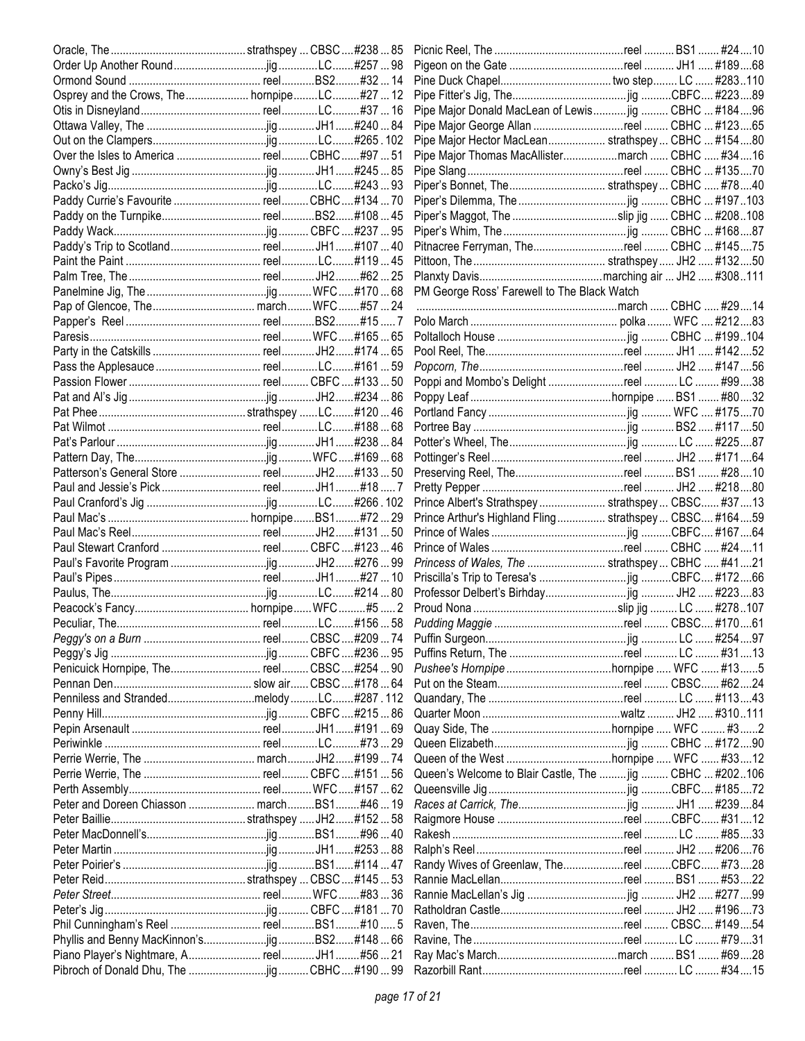| Title | Type | Book | # | Page |
|---|---|---|---|---|
| Oracle, The | strathspey | CBSC | #238 | 85 |
| Order Up Another Round | jig | LC | #257 | 98 |
| Ormond Sound | reel | BS2 | #32 | 14 |
| Osprey and the Crows, The | hornpipe | LC | #27 | 12 |
| Otis in Disneyland | reel | LC | #37 | 16 |
| Ottawa Valley, The | jig | JH1 | #240 | 84 |
| Out on the Clampers | jig | LC | #265 | 102 |
| Over the Isles to America | reel | CBHC | #97 | 51 |
| Owny's Best Jig | jig | JH1 | #245 | 85 |
| Packo's Jig | jig | LC | #243 | 93 |
| Paddy Currie's Favourite | reel | CBHC | #134 | 70 |
| Paddy on the Turnpike | reel | BS2 | #108 | 45 |
| Paddy Wack | jig | CBFC | #237 | 95 |
| Paddy's Trip to Scotland | reel | JH1 | #107 | 40 |
| Paint the Paint | reel | LC | #119 | 45 |
| Palm Tree, The | reel | JH2 | #62 | 25 |
| Panelmine Jig, The | jig | WFC | #170 | 68 |
| Pap of Glencoe, The | march | WFC | #57 | 24 |
| Papper's Reel | reel | BS2 | #15 | 7 |
| Paresis | reel | WFC | #165 | 65 |
| Party in the Catskills | reel | JH2 | #174 | 65 |
| Pass the Applesauce | reel | LC | #161 | 59 |
| Passion Flower | reel | CBFC | #133 | 50 |
| Pat and Al's Jig | jig | JH2 | #234 | 86 |
| Pat Phee | strathspey | LC | #120 | 46 |
| Pat Wilmot | reel | LC | #188 | 68 |
| Pat's Parlour | jig | JH1 | #238 | 84 |
| Pattern Day, The | jig | WFC | #169 | 68 |
| Patterson's General Store | reel | JH2 | #133 | 50 |
| Paul and Jessie's Pick | reel | JH1 | #18 | 7 |
| Paul Cranford's Jig | jig | LC | #266 | 102 |
| Paul Mac's | hornpipe | BS1 | #72 | 29 |
| Paul Mac's Reel | reel | JH2 | #131 | 50 |
| Paul Stewart Cranford | reel | CBFC | #123 | 46 |
| Paul's Favorite Program | jig | JH2 | #276 | 99 |
| Paul's Pipes | reel | JH1 | #27 | 10 |
| Paulus, The | jig | LC | #214 | 80 |
| Peacock's Fancy | hornpipe | WFC | #5 | 2 |
| Peculiar, The | reel | LC | #156 | 58 |
| *Peggy's on a Burn* | reel | CBSC | #209 | 74 |
| Peggy's Jig | jig | CBFC | #236 | 95 |
| Penicuick Hornpipe, The | reel | CBSC | #254 | 90 |
| Pennan Den | slow air | CBSC | #178 | 64 |
| Penniless and Stranded | melody | LC | #287 | 112 |
| Penny Hill | jig | CBFC | #215 | 86 |
| Pepin Arsenault | reel | JH1 | #191 | 69 |
| Periwinkle | reel | LC | #73 | 29 |
| Perrie Werrie, The | march | JH2 | #199 | 74 |
| Perrie Werrie, The | reel | CBFC | #151 | 56 |
| Perth Assembly | reel | WFC | #157 | 62 |
| Peter and Doreen Chiasson | march | BS1 | #46 | 19 |
| Peter Baillie | strathspey | JH2 | #152 | 58 |
| Peter MacDonnell's | jig | BS1 | #96 | 40 |
| Peter Martin | jig | JH1 | #253 | 88 |
| Peter Poirier's | jig | BS1 | #114 | 47 |
| Peter Reid | strathspey | CBSC | #145 | 53 |
| *Peter Street* | reel | WFC | #83 | 36 |
| Peter's Jig | jig | CBFC | #181 | 70 |
| Phil Cunningham's Reel | reel | BS1 | #10 | 5 |
| Phyllis and Benny MacKinnon's | jig | BS2 | #148 | 66 |
| Piano Player's Nightmare, A | reel | JH1 | #56 | 21 |
| Pibroch of Donald Dhu, The | jig | CBHC | #190 | 99 |
| Picnic Reel, The | reel | BS1 | #24 | 10 |
| Pigeon on the Gate | reel | JH1 | #189 | 68 |
| Pine Duck Chapel | two step | LC | #283 | 110 |
| Pipe Fitter's Jig, The | jig | CBFC | #223 | 89 |
| Pipe Major Donald MacLean of Lewis | jig | CBHC | #184 | 96 |
| Pipe Major George Allan | reel | CBHC | #123 | 65 |
| Pipe Major Hector MacLean | strathspey | CBHC | #154 | 80 |
| Pipe Major Thomas MacAllister | march | CBHC | #34 | 16 |
| Pipe Slang | reel | CBHC | #135 | 70 |
| Piper's Bonnet, The | strathspey | CBHC | #78 | 40 |
| Piper's Dilemma, The | jig | CBHC | #197 | 103 |
| Piper's Maggot, The | slip jig | CBHC | #208 | 108 |
| Piper's Whim, The | jig | CBHC | #168 | 87 |
| Pitnacree Ferryman, The | reel | CBHC | #145 | 75 |
| Pittoon, The | strathspey | JH2 | #132 | 50 |
| Planxty Davis | marching air | JH2 | #308 | 111 |
| PM George Ross' Farewell to The Black Watch | march | CBHC | #29 | 14 |
| Polo March | polka | WFC | #212 | 83 |
| Poltalloch House | jig | CBHC | #199 | 104 |
| Pool Reel, The | reel | JH1 | #142 | 52 |
| *Popcorn, The* | reel | JH2 | #147 | 56 |
| Poppi and Mombo's Delight | reel | LC | #99 | 38 |
| Poppy Leaf | hornpipe | BS1 | #80 | 32 |
| Portland Fancy | jig | WFC | #175 | 70 |
| Portree Bay | jig | BS2 | #117 | 50 |
| Potter's Wheel, The | jig | LC | #225 | 87 |
| Pottinger's Reel | reel | JH2 | #171 | 64 |
| Preserving Reel, The | reel | BS1 | #28 | 10 |
| Pretty Pepper | reel | JH2 | #218 | 80 |
| Prince Albert's Strathspey | strathspey | CBSC | #37 | 13 |
| Prince Arthur's Highland Fling | strathspey | CBSC | #164 | 59 |
| Prince of Wales | jig | CBFC | #167 | 64 |
| Prince of Wales | reel | CBHC | #24 | 11 |
| *Princess of Wales, The* | strathspey | CBHC | #41 | 21 |
| Priscilla's Trip to Teresa's | jig | CBFC | #172 | 66 |
| Professor Delbert's Birhday | jig | JH2 | #223 | 83 |
| Proud Nona | slip jig | LC | #278 | 107 |
| *Pudding Maggie* | reel | CBSC | #170 | 61 |
| Puffin Surgeon | jig | LC | #254 | 97 |
| Puffins Return, The | reel | LC | #31 | 13 |
| *Pushee's Hornpipe* | hornpipe | WFC | #13 | 5 |
| Put on the Steam | reel | CBSC | #62 | 24 |
| Quandary, The | reel | LC | #113 | 43 |
| Quarter Moon | waltz | JH2 | #310 | 111 |
| Quay Side, The | hornpipe | WFC | #3 | 2 |
| Queen Elizabeth | jig | CBHC | #172 | 90 |
| Queen of the West | hornpipe | WFC | #33 | 12 |
| Queen's Welcome to Blair Castle, The | jig | CBHC | #202 | 106 |
| Queensville Jig | jig | CBFC | #185 | 72 |
| *Races at Carrick, The* | jig | JH1 | #239 | 84 |
| Raigmore House | reel | CBFC | #31 | 12 |
| Rakesh | reel | LC | #85 | 33 |
| Ralph's Reel | reel | JH2 | #206 | 76 |
| Randy Wives of Greenlaw, The | reel | CBFC | #73 | 28 |
| Rannie MacLellan | reel | BS1 | #53 | 22 |
| Rannie MacLellan's Jig | jig | JH2 | #277 | 99 |
| Ratholdran Castle | reel | JH2 | #196 | 73 |
| Raven, The | reel | CBSC | #149 | 54 |
| Ravine, The | reel | LC | #79 | 31 |
| Ray Mac's March | march | BS1 | #69 | 28 |
| Razorbill Rant | reel | LC | #34 | 15 |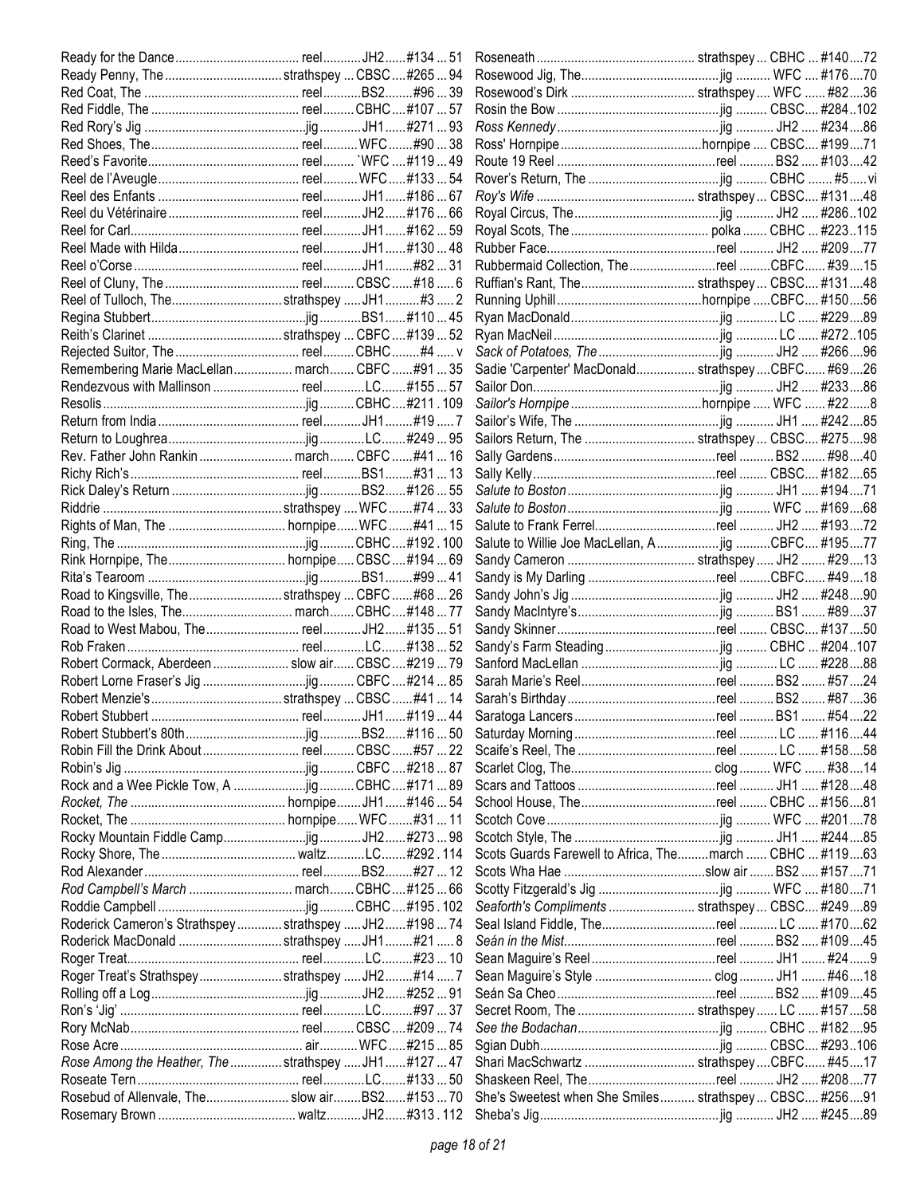| Title | Type | Book | # | Page |
|---|---|---|---|---|
| Ready for the Dance | reel | JH2 | #134 | 51 |
| Ready Penny, The | strathspey | CBSC | #265 | 94 |
| Red Coat, The | reel | BS2 | #96 | 39 |
| Red Fiddle, The | reel | CBHC | #107 | 57 |
| Red Rory's Jig | jig | JH1 | #271 | 93 |
| Red Shoes, The | reel | WFC | #90 | 38 |
| Reed's Favorite | reel | `WFC | #119 | 49 |
| Reel de l'Aveugle | reel | WFC | #133 | 54 |
| Reel des Enfants | reel | JH1 | #186 | 67 |
| Reel du Vétérinaire | reel | JH2 | #176 | 66 |
| Reel for Carl | reel | JH1 | #162 | 59 |
| Reel Made with Hilda | reel | JH1 | #130 | 48 |
| Reel o'Corse | reel | JH1 | #82 | 31 |
| Reel of Cluny, The | reel | CBSC | #18 | 6 |
| Reel of Tulloch, The | strathspey | JH1 | #3 | 2 |
| Regina Stubbert | jig | BS1 | #110 | 45 |
| Reith's Clarinet | strathspey | CBFC | #139 | 52 |
| Rejected Suitor, The | reel | CBHC | #4 | v |
| Remembering Marie MacLellan | march | CBFC | #91 | 35 |
| Rendezvous with Mallinson | reel | LC | #155 | 57 |
| Resolis | jig | CBHC | #211 | 109 |
| Return from India | reel | JH1 | #19 | 7 |
| Return to Loughrea | jig | LC | #249 | 95 |
| Rev. Father John Rankin | march | CBFC | #41 | 16 |
| Richy Rich's | reel | BS1 | #31 | 13 |
| Rick Daley's Return | jig | BS2 | #126 | 55 |
| Riddrie | strathspey | WFC | #74 | 33 |
| Rights of Man, The | hornpipe | WFC | #41 | 15 |
| Ring, The | jig | CBHC | #192 | 100 |
| Rink Hornpipe, The | hornpipe | CBSC | #194 | 69 |
| Rita's Tearoom | jig | BS1 | #99 | 41 |
| Road to Kingsville, The | strathspey | CBFC | #68 | 26 |
| Road to the Isles, The | march | CBHC | #148 | 77 |
| Road to West Mabou, The | reel | JH2 | #135 | 51 |
| Rob Fraken | reel | LC | #138 | 52 |
| Robert Cormack, Aberdeen | slow air | CBSC | #219 | 79 |
| Robert Lorne Fraser's Jig | jig | CBFC | #214 | 85 |
| Robert Menzie's | strathspey | CBSC | #41 | 14 |
| Robert Stubbert | reel | JH1 | #119 | 44 |
| Robert Stubbert's 80th | jig | BS2 | #116 | 50 |
| Robin Fill the Drink About | reel | CBSC | #57 | 22 |
| Robin's Jig | jig | CBFC | #218 | 87 |
| Rock and a Wee Pickle Tow, A | jig | CBHC | #171 | 89 |
| *Rocket, The* | hornpipe | JH1 | #146 | 54 |
| Rocket, The | hornpipe | WFC | #31 | 11 |
| Rocky Mountain Fiddle Camp | jig | JH2 | #273 | 98 |
| Rocky Shore, The | waltz | LC | #292 | 114 |
| Rod Alexander | reel | BS2 | #27 | 12 |
| *Rod Campbell's March* | march | CBHC | #125 | 66 |
| Roddie Campbell | jig | CBHC | #195 | 102 |
| Roderick Cameron's Strathspey | strathspey | JH2 | #198 | 74 |
| Roderick MacDonald | strathspey | JH1 | #21 | 8 |
| Roger Treat | reel | LC | #23 | 10 |
| Roger Treat's Strathspey | strathspey | JH2 | #14 | 7 |
| Rolling off a Log | jig | JH2 | #252 | 91 |
| Ron's 'Jig' | reel | LC | #97 | 37 |
| Rory McNab | reel | CBSC | #209 | 74 |
| Rose Acre | air | WFC | #215 | 85 |
| *Rose Among the Heather, The* | strathspey | JH1 | #127 | 47 |
| Roseate Tern | reel | LC | #133 | 50 |
| Rosebud of Allenvale, The | slow air | BS2 | #153 | 70 |
| Rosemary Brown | waltz | JH2 | #313 | 112 |
| Roseneath | strathspey | CBHC | #140 | 72 |
| Rosewood Jig, The | jig | WFC | #176 | 70 |
| Rosewood's Dirk | strathspey | WFC | #82 | 36 |
| Rosin the Bow | jig | CBSC | #284 | 102 |
| *Ross Kennedy* | jig | JH2 | #234 | 86 |
| Ross' Hornpipe | hornpipe | CBSC | #199 | 71 |
| Route 19 Reel | reel | BS2 | #103 | 42 |
| Rover's Return, The | jig | CBHC | #5 | vi |
| *Roy's Wife* | strathspey | CBSC | #131 | 48 |
| Royal Circus, The | jig | JH2 | #286 | 102 |
| Royal Scots, The | polka | CBHC | #223 | 115 |
| Rubber Face | reel | JH2 | #209 | 77 |
| Rubbermaid Collection, The | reel | CBFC | #39 | 15 |
| Ruffian's Rant, The | strathspey | CBSC | #131 | 48 |
| Running Uphill | hornpipe | CBFC | #150 | 56 |
| Ryan MacDonald | jig | LC | #229 | 89 |
| Ryan MacNeil | jig | LC | #272 | 105 |
| *Sack of Potatoes, The* | jig | JH2 | #266 | 96 |
| Sadie 'Carpenter' MacDonald | strathspey | CBFC | #69 | 26 |
| Sailor Don | jig | JH2 | #233 | 86 |
| *Sailor's Hornpipe* | hornpipe | WFC | #22 | 8 |
| Sailor's Wife, The | jig | JH1 | #242 | 85 |
| Sailors Return, The | strathspey | CBSC | #275 | 98 |
| Sally Gardens | reel | BS2 | #98 | 40 |
| Sally Kelly | reel | CBSC | #182 | 65 |
| *Salute to Boston* | jig | JH1 | #194 | 71 |
| *Salute to Boston* | jig | WFC | #169 | 68 |
| Salute to Frank Ferrel | reel | JH2 | #193 | 72 |
| Salute to Willie Joe MacLellan, A | jig | CBFC | #195 | 77 |
| Sandy Cameron | strathspey | JH2 | #29 | 13 |
| Sandy is My Darling | reel | CBFC | #49 | 18 |
| Sandy John's Jig | jig | JH2 | #248 | 90 |
| Sandy MacIntyre's | jig | BS1 | #89 | 37 |
| Sandy Skinner | reel | CBSC | #137 | 50 |
| Sandy's Farm Steading | jig | CBHC | #204 | 107 |
| Sanford MacLellan | jig | LC | #228 | 88 |
| Sarah Marie's Reel | reel | BS2 | #57 | 24 |
| Sarah's Birthday | reel | BS2 | #87 | 36 |
| Saratoga Lancers | reel | BS1 | #54 | 22 |
| Saturday Morning | reel | LC | #116 | 44 |
| Scaife's Reel, The | reel | LC | #158 | 58 |
| Scarlet Clog, The | clog | WFC | #38 | 14 |
| Scars and Tattoos | reel | JH1 | #128 | 48 |
| School House, The | reel | CBHC | #156 | 81 |
| Scotch Cove | jig | WFC | #201 | 78 |
| Scotch Style, The | jig | JH1 | #244 | 85 |
| Scots Guards Farewell to Africa, The | march | CBHC | #119 | 63 |
| Scots Wha Hae | slow air | BS2 | #157 | 71 |
| Scotty Fitzgerald's Jig | jig | WFC | #180 | 71 |
| *Seaforth's Compliments* | strathspey | CBSC | #249 | 89 |
| Seal Island Fiddle, The | reel | LC | #170 | 62 |
| *Seán in the Mist* | reel | BS2 | #109 | 45 |
| Sean Maguire's Reel | reel | JH1 | #24 | 9 |
| Sean Maguire's Style | clog | JH1 | #46 | 18 |
| Seán Sa Cheo | reel | BS2 | #109 | 45 |
| Secret Room, The | strathspey | LC | #157 | 58 |
| *See the Bodachan* | jig | CBHC | #182 | 95 |
| Sgian Dubh | jig | CBSC | #293 | 106 |
| Shari MacSchwartz | strathspey | CBFC | #45 | 17 |
| Shaskeen Reel, The | reel | JH2 | #208 | 77 |
| She's Sweetest when She Smiles | strathspey | CBSC | #256 | 91 |
| Sheba's Jig | jig | JH2 | #245 | 89 |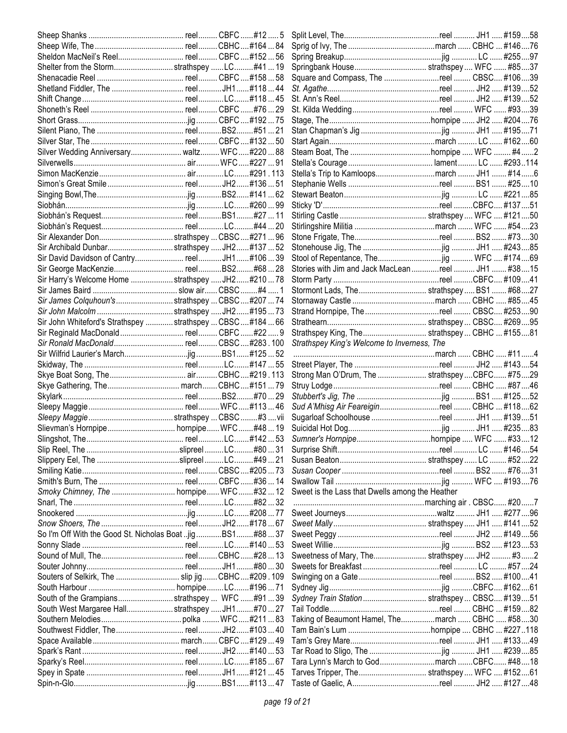| Title | Type | Book | Tune # | Page |
|---|---|---|---|---|
| Sheep Shanks | reel | CBFC | #12 | 5 |
| Sheep Wife, The | reel | CBHC | #164 | 84 |
| Sheldon MacNeil's Reel | reel | CBFC | #152 | 56 |
| Shelter from the Storm | strathspey | LC | #41 | 19 |
| Shenacadie Reel | reel | CBFC | #158 | 58 |
| Shetland Fiddler, The | reel | JH1 | #118 | 44 |
| Shift Change | reel | LC | #118 | 45 |
| Shoneth's Reel | reel | CBFC | #76 | 29 |
| Short Grass | jig | CBFC | #192 | 75 |
| Silent Piano, The | reel | BS2 | #51 | 21 |
| Silver Star, The | reel | CBFC | #132 | 50 |
| Silver Wedding Anniversary | waltz | WFC | #220 | 88 |
| Silverwells | air | WFC | #227 | 91 |
| Simon MacKenzie | air | LC | #291 | 113 |
| Simon's Great Smile | reel | JH2 | #136 | 51 |
| Singing Bowl,The | jig | BS2 | #141 | 62 |
| Siobhán | jig | LC | #260 | 99 |
| Siobhán's Request | reel | BS1 | #27 | 11 |
| Siobhán's Request | reel | LC | #44 | 20 |
| Sir Alexander Don | strathspey | CBSC | #271 | 96 |
| Sir Archibald Dunbar | strathspey | JH2 | #137 | 52 |
| Sir David Davidson of Cantry | reel | JH1 | #106 | 39 |
| Sir George MacKenzie | reel | BS2 | #68 | 28 |
| Sir Harry's Welcome Home | strathspey | JH2 | #210 | 78 |
| Sir James Baird | slow air | CBSC | #4 | 1 |
| *Sir James Colquhoun's* | strathspey | CBSC | #207 | 74 |
| *Sir John Malcolm* | strathspey | JH2 | #195 | 73 |
| Sir John Whiteford's Strathspey | strathspey | CBSC | #184 | 66 |
| Sir Reginald MacDonald | reel | CBFC | #22 | 9 |
| *Sir Ronald MacDonald* | reel | CBSC | #283 | 100 |
| Sir Wilfrid Laurier's March | jig | BS1 | #125 | 52 |
| Skidway, The | reel | LC | #147 | 55 |
| Skye Boat Song, The | air | CBHC | #219 | 113 |
| Skye Gathering, The | march | CBHC | #151 | 79 |
| Skylark | reel | BS2 | #70 | 29 |
| Sleepy Maggie | reel | WFC | #113 | 46 |
| *Sleepy Maggie* | strathspey | CBSC | #3 | vii |
| Slievman's Hornpipe | hornpipe | WFC | #48 | 19 |
| Slingshot, The | reel | LC | #142 | 53 |
| Slip Reel, The | slipreel | LC | #80 | 31 |
| Slippery Eel, The | slipreel | LC | #49 | 21 |
| Smiling Katie | reel | CBSC | #205 | 73 |
| Smith's Burn, The | reel | CBFC | #36 | 14 |
| *Smoky Chimney, The* | hornpipe | WFC | #32 | 12 |
| Snarl, The | reel | LC | #82 | 32 |
| Snookered | jig | LC | #208 | 77 |
| *Snow Shoers, The* | reel | JH2 | #178 | 67 |
| So I'm Off With the Good St. Nicholas Boat | jig | BS1 | #88 | 37 |
| Sonny Slade | reel | LC | #140 | 53 |
| Sound of Mull, The | reel | CBHC | #28 | 13 |
| Souter Johnny | reel | JH1 | #80 | 30 |
| Souters of Selkirk, The | slip jig | CBHC | #209 | 109 |
| South Harbour | hornpipe | LC | #196 | 71 |
| South of the Grampians | strathspey | WFC | #91 | 39 |
| South West Margaree Hall | strathspey | JH1 | #70 | 27 |
| Southern Melodies | polka | WFC | #211 | 83 |
| Southwest Fiddler, The | reel | JH2 | #103 | 40 |
| Space Available | march | CBFC | #129 | 49 |
| Spark's Rant | reel | JH2 | #140 | 53 |
| Sparky's Reel | reel | LC | #185 | 67 |
| Spey in Spate | reel | JH1 | #121 | 45 |
| Spin-n-Glo | jig | BS1 | #113 | 47 |
| Split Level, The | reel | JH1 | #159 | 58 |
| Sprig of Ivy, The | march | CBHC | #146 | 76 |
| Spring Breakup | jig | LC | #255 | 97 |
| Springbank House | strathspey | WFC | #85 | 37 |
| Square and Compass, The | reel | CBSC | #106 | 39 |
| *St. Agathe* | reel | JH2 | #139 | 52 |
| St. Ann's Reel | reel | JH2 | #139 | 52 |
| St. Kilda Wedding | reel | WFC | #93 | 39 |
| Stage, The | hornpipe | JH2 | #204 | 76 |
| Stan Chapman's Jig | jig | JH1 | #195 | 71 |
| Start Again | march | LC | #162 | 60 |
| Steam Boat, The | hornpipe | WFC | #4 | 2 |
| Stella's Courage | lament | LC | #293 | 114 |
| Stella's Trip to Kamloops | march | JH1 | #14 | 6 |
| Stephanie Wells | reel | BS1 | #25 | 10 |
| Stewart Beaton | jig | LC | #221 | 85 |
| Sticky 'D' | reel | CBFC | #137 | 51 |
| Stirling Castle | strathspey | WFC | #121 | 50 |
| Stirlingshire Militia | march | WFC | #54 | 23 |
| Stone Frigate, The | reel | BS2 | #73 | 30 |
| Stonehouse Jig, The | jig | JH1 | #243 | 85 |
| Stool of Repentance, The | jig | WFC | #174 | 69 |
| Stories with Jim and Jack MacLean | reel | JH1 | #38 | 15 |
| Storm Party | reel | CBFC | #109 | 41 |
| Stormont Lads, The | strathspey | BS1 | #68 | 27 |
| Stornaway Castle | march | CBHC | #85 | 45 |
| Strand Hornpipe, The | reel | CBSC | #253 | 90 |
| Strathearn | strathspey | CBSC | #269 | 95 |
| Strathspey King, The | strathspey | CBHC | #155 | 81 |
| *Strathspey King's Welcome to Inverness, The* | march | CBHC | #11 | 4 |
| Street Player, The | reel | JH2 | #143 | 54 |
| Strong Man O'Drum, The | strathspey | CBFC | #75 | 29 |
| Struy Lodge | reel | CBHC | #87 | 46 |
| *Stubbert's Jig, The* | jig | BS1 | #125 | 52 |
| *Sud A'Mhisg Air Feareigin* | reel | CBHC | #118 | 62 |
| Sugarloaf Schoolhouse | reel | JH1 | #139 | 51 |
| Suicidal Hot Dog | jig | JH1 | #235 | 83 |
| *Sumner's Hornpipe* | hornpipe | WFC | #33 | 12 |
| Surprise Shift | reel | LC | #146 | 54 |
| Susan Beaton | strathspey | LC | #52 | 22 |
| *Susan Cooper* | reel | BS2 | #76 | 31 |
| Swallow Tail | jig | WFC | #193 | 76 |
| Sweet is the Lass that Dwells among the Heather | marching air | CBSC | #20 | 7 |
| Sweet Journeys | waltz | JH1 | #277 | 96 |
| *Sweet Mally* | strathspey | JH1 | #141 | 52 |
| Sweet Peggy | reel | JH2 | #149 | 56 |
| Sweet Willie | jig | BS2 | #123 | 53 |
| Sweetness of Mary, The | strathspey | JH2 | #3 | 2 |
| Sweets for Breakfast | reel | LC | #57 | 24 |
| Swinging on a Gate | reel | BS2 | #100 | 41 |
| Sydney Jig | jig | CBFC | #162 | 61 |
| *Sydney Train Station* | strathspey | CBSC | #139 | 51 |
| Tail Toddle | reel | CBHC | #159 | 82 |
| Taking of Beaumont Hamel, The | march | CBHC | #58 | 30 |
| Tam Bain's Lum | hornpipe | CBHC | #227 | 118 |
| Tam's Grey Mare | reel | JH1 | #133 | 49 |
| Tar Road to Sligo, The | jig | JH1 | #239 | 85 |
| Tara Lynn's March to God | march | CBFC | #48 | 18 |
| Tarves Tripper, The | strathspey | WFC | #152 | 61 |
| Taste of Gaelic, A | reel | JH2 | #127 | 48 |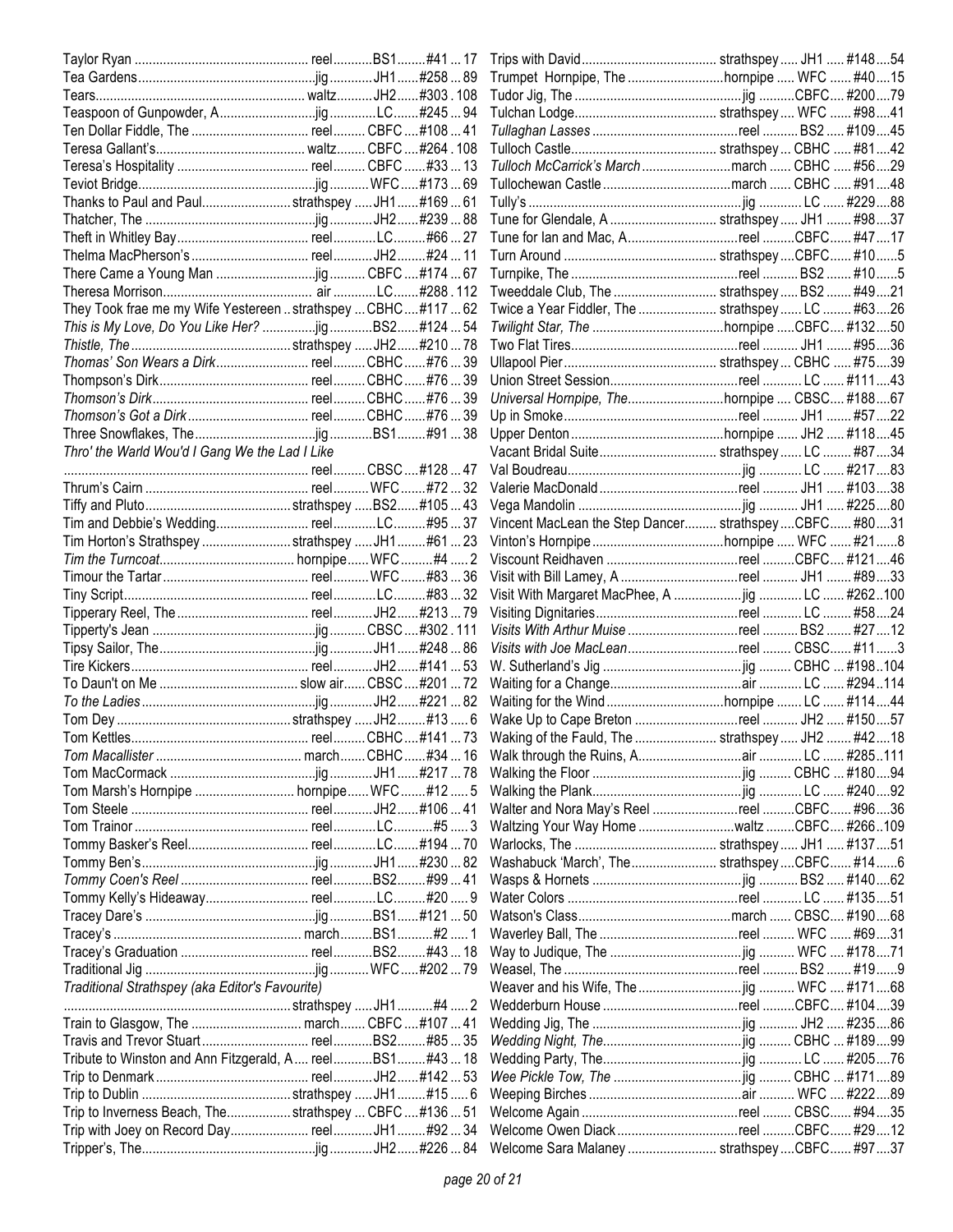| Title | Type | Book | # | Page |
|---|---|---|---|---|
| Taylor Ryan | reel | BS1 | #41 | 17 |
| Tea Gardens | jig | JH1 | #258 | 89 |
| Tears | waltz | JH2 | #303 | 108 |
| Teaspoon of Gunpowder, A | jig | LC | #245 | 94 |
| Ten Dollar Fiddle, The | reel | CBFC | #108 | 41 |
| Teresa Gallant's | waltz | CBFC | #264 | 108 |
| Teresa's Hospitality | reel | CBFC | #33 | 13 |
| Teviot Bridge | jig | WFC | #173 | 69 |
| Thanks to Paul and Paul | strathspey | JH1 | #169 | 61 |
| Thatcher, The | jig | JH2 | #239 | 88 |
| Theft in Whitley Bay | reel | LC | #66 | 27 |
| Thelma MacPherson's | reel | JH2 | #24 | 11 |
| There Came a Young Man | jig | CBFC | #174 | 67 |
| Theresa Morrison | air | LC | #288 | 112 |
| They Took frae me my Wife Yestereen | strathspey | CBHC | #117 | 62 |
| *This is My Love, Do You Like Her?* | jig | BS2 | #124 | 54 |
| *Thistle, The* | strathspey | JH2 | #210 | 78 |
| *Thomas' Son Wears a Dirk* | reel | CBHC | #76 | 39 |
| Thompson's Dirk | reel | CBHC | #76 | 39 |
| *Thomson's Dirk* | reel | CBHC | #76 | 39 |
| *Thomson's Got a Dirk* | reel | CBHC | #76 | 39 |
| Three Snowflakes, The | jig | BS1 | #91 | 38 |
| *Thro' the Warld Wou'd I Gang We the Lad I Like* | reel | CBSC | #128 | 47 |
| Thrum's Cairn | reel | WFC | #72 | 32 |
| Tiffy and Pluto | strathspey | BS2 | #105 | 43 |
| Tim and Debbie's Wedding | reel | LC | #95 | 37 |
| Tim Horton's Strathspey | strathspey | JH1 | #61 | 23 |
| *Tim the Turncoat* | hornpipe | WFC | #4 | 2 |
| Timour the Tartar | reel | WFC | #83 | 36 |
| Tiny Script | reel | LC | #83 | 32 |
| Tipperary Reel, The | reel | JH2 | #213 | 79 |
| Tipperty's Jean | jig | CBSC | #302 | 111 |
| Tipsy Sailor, The | jig | JH1 | #248 | 86 |
| Tire Kickers | reel | JH2 | #141 | 53 |
| To Daun't on Me | slow air | CBSC | #201 | 72 |
| *To the Ladies* | jig | JH2 | #221 | 82 |
| Tom Dey | strathspey | JH2 | #13 | 6 |
| Tom Kettles | reel | CBHC | #141 | 73 |
| *Tom Macallister* | march | CBHC | #34 | 16 |
| Tom MacCormack | jig | JH1 | #217 | 78 |
| Tom Marsh's Hornpipe | hornpipe | WFC | #12 | 5 |
| Tom Steele | reel | JH2 | #106 | 41 |
| Tom Trainor | reel | LC | #5 | 3 |
| Tommy Basker's Reel | reel | LC | #194 | 70 |
| Tommy Ben's | jig | JH1 | #230 | 82 |
| *Tommy Coen's Reel* | reel | BS2 | #99 | 41 |
| Tommy Kelly's Hideaway | reel | LC | #20 | 9 |
| Tracey Dare's | jig | BS1 | #121 | 50 |
| Tracey's | march | BS1 | #2 | 1 |
| Tracey's Graduation | reel | BS2 | #43 | 18 |
| Traditional Jig | jig | WFC | #202 | 79 |
| *Traditional Strathspey (aka Editor's Favourite)* | strathspey | JH1 | #4 | 2 |
| Train to Glasgow, The | march | CBFC | #107 | 41 |
| Travis and Trevor Stuart | reel | BS2 | #85 | 35 |
| Tribute to Winston and Ann Fitzgerald, A | reel | BS1 | #43 | 18 |
| Trip to Denmark | reel | JH2 | #142 | 53 |
| Trip to Dublin | strathspey | JH1 | #15 | 6 |
| Trip to Inverness Beach, The | strathspey | CBFC | #136 | 51 |
| Trip with Joey on Record Day | reel | JH1 | #92 | 34 |
| Tripper's, The | jig | JH2 | #226 | 84 |
| Trips with David | strathspey | JH1 | #148 | 54 |
| Trumpet Hornpipe, The | hornpipe | WFC | #40 | 15 |
| Tudor Jig, The | jig | CBFC | #200 | 79 |
| Tulchan Lodge | strathspey | WFC | #98 | 41 |
| *Tullaghan Lasses* | reel | BS2 | #109 | 45 |
| Tulloch Castle | strathspey | CBHC | #81 | 42 |
| *Tulloch McCarrick's March* | march | CBHC | #56 | 29 |
| Tullochewan Castle | march | CBHC | #91 | 48 |
| Tully's | jig | LC | #229 | 88 |
| Tune for Glendale, A | strathspey | JH1 | #98 | 37 |
| Tune for Ian and Mac, A | reel | CBFC | #47 | 17 |
| Turn Around | strathspey | CBFC | #10 | 5 |
| Turnpike, The | reel | BS2 | #10 | 5 |
| Tweeddale Club, The | strathspey | BS2 | #49 | 21 |
| Twice a Year Fiddler, The | strathspey | LC | #63 | 26 |
| *Twilight Star, The* | hornpipe | CBFC | #132 | 50 |
| Two Flat Tires | reel | JH1 | #95 | 36 |
| Ullapool Pier | strathspey | CBHC | #75 | 39 |
| Union Street Session | reel | LC | #111 | 43 |
| *Universal Hornpipe, The* | hornpipe | CBSC | #188 | 67 |
| Up in Smoke | reel | JH1 | #57 | 22 |
| Upper Denton | hornpipe | JH2 | #118 | 45 |
| Vacant Bridal Suite | strathspey | LC | #87 | 34 |
| Val Boudreau | jig | LC | #217 | 83 |
| Valerie MacDonald | reel | JH1 | #103 | 38 |
| Vega Mandolin | jig | JH1 | #225 | 80 |
| Vincent MacLean the Step Dancer | strathspey | CBFC | #80 | 31 |
| Vinton's Hornpipe | hornpipe | WFC | #21 | 8 |
| Viscount Reidhaven | reel | CBFC | #121 | 46 |
| Visit with Bill Lamey, A | reel | JH1 | #89 | 33 |
| Visit With Margaret MacPhee, A | jig | LC | #262 | 100 |
| Visiting Dignitaries | reel | LC | #58 | 24 |
| *Visits With Arthur Muise* | reel | BS2 | #27 | 12 |
| *Visits with Joe MacLean* | reel | CBSC | #11 | 3 |
| W. Sutherland's Jig | jig | CBHC | #198 | 104 |
| Waiting for a Change | air | LC | #294 | 114 |
| Waiting for the Wind | hornpipe | LC | #114 | 44 |
| Wake Up to Cape Breton | reel | JH2 | #150 | 57 |
| Waking of the Fauld, The | strathspey | JH2 | #42 | 18 |
| Walk through the Ruins, A | air | LC | #285 | 111 |
| Walking the Floor | jig | CBHC | #180 | 94 |
| Walking the Plank | jig | LC | #240 | 92 |
| Walter and Nora May's Reel | reel | CBFC | #96 | 36 |
| Waltzing Your Way Home | waltz | CBFC | #266 | 109 |
| Warlocks, The | strathspey | JH1 | #137 | 51 |
| Washabuck 'March', The | strathspey | CBFC | #14 | 6 |
| Wasps & Hornets | jig | BS2 | #140 | 62 |
| Water Colors | reel | LC | #135 | 51 |
| Watson's Class | march | CBSC | #190 | 68 |
| Waverley Ball, The | reel | WFC | #69 | 31 |
| Way to Judique, The | jig | WFC | #178 | 71 |
| Weasel, The | reel | BS2 | #19 | 9 |
| Weaver and his Wife, The | jig | WFC | #171 | 68 |
| Wedderburn House | reel | CBFC | #104 | 39 |
| Wedding Jig, The | jig | JH2 | #235 | 86 |
| *Wedding Night, The* | jig | CBHC | #189 | 99 |
| Wedding Party, The | jig | LC | #205 | 76 |
| *Wee Pickle Tow, The* | jig | CBHC | #171 | 89 |
| Weeping Birches | air | WFC | #222 | 89 |
| Welcome Again | reel | CBSC | #94 | 35 |
| Welcome Owen Diack | reel | CBFC | #29 | 12 |
| Welcome Sara Malaney | strathspey | CBFC | #97 | 37 |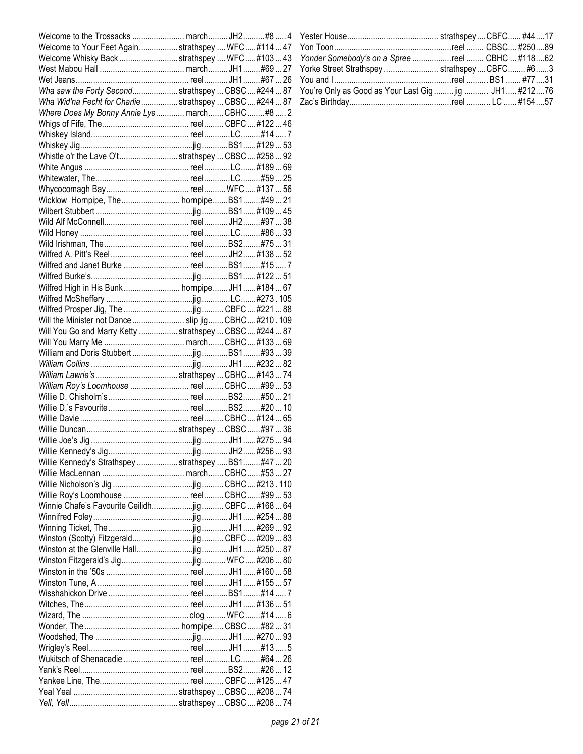| | | | | |
|---|---|---|---|---|
| Welcome to the Trossacks | march | JH2 | #8 | 4 |
| Welcome to Your Feet Again | strathspey | WFC | #114 | 47 |
| Welcome Whisky Back | strathspey | WFC | #103 | 43 |
| West Mabou Hall | march | JH1 | #69 | 27 |
| Wet Jeans | reel | JH1 | #67 | 26 |
| *Wha saw the Forty Second* | strathspey | CBSC | #244 | 87 |
| *Wha Wid'na Fecht for Charlie* | strathspey | CBSC | #244 | 87 |
| *Where Does My Bonny Annie Lye* | march | CBHC | #8 | 2 |
| Whigs of Fife, The | reel | CBFC | #122 | 46 |
| Whiskey Island | reel | LC | #14 | 7 |
| Whiskey Jig | jig | BS1 | #129 | 53 |
| Whistle o'r the Lave O't | strathspey | CBSC | #258 | 92 |
| White Angus | reel | LC | #189 | 69 |
| Whitewater, The | reel | LC | #59 | 25 |
| Whycocomagh Bay | reel | WFC | #137 | 56 |
| Wicklow Hornpipe, The | hornpipe | BS1 | #49 | 21 |
| Wilbert Stubbert | jig | BS1 | #109 | 45 |
| Wild Alf McConnell | reel | JH2 | #97 | 38 |
| Wild Honey | reel | LC | #86 | 33 |
| Wild Irishman, The | reel | BS2 | #75 | 31 |
| Wilfred A. Pitt's Reel | reel | JH2 | #138 | 52 |
| Wilfred and Janet Burke | reel | BS1 | #15 | 7 |
| Wilfred Burke's | jig | BS1 | #122 | 51 |
| Wilfred High in His Bunk | hornpipe | JH1 | #184 | 67 |
| Wilfred McSheffery | jig | LC | #273 | 105 |
| Wilfred Prosper Jig, The | jig | CBFC | #221 | 88 |
| Will the Minister not Dance | slip jig | CBHC | #210 | 109 |
| Will You Go and Marry Ketty | strathspey | CBSC | #244 | 87 |
| Will You Marry Me | march | CBHC | #133 | 69 |
| William and Doris Stubbert | jig | BS1 | #93 | 39 |
| *William Collins* | jig | JH1 | #232 | 82 |
| *William Lawrie's* | strathspey | CBHC | #143 | 74 |
| *William Roy's Loomhouse* | reel | CBHC | #99 | 53 |
| Willie D. Chisholm's | reel | BS2 | #50 | 21 |
| Willie D.'s Favourite | reel | BS2 | #20 | 10 |
| Willie Davie | reel | CBHC | #124 | 65 |
| Willie Duncan | strathspey | CBSC | #97 | 36 |
| Willie Joe's Jig | jig | JH1 | #275 | 94 |
| Willie Kennedy's Jig | jig | JH2 | #256 | 93 |
| Willie Kennedy's Strathspey | strathspey | BS1 | #47 | 20 |
| Willie MacLennan | march | CBHC | #53 | 27 |
| Willie Nicholson's Jig | jig | CBHC | #213 | 110 |
| Willie Roy's Loomhouse | reel | CBHC | #99 | 53 |
| Winnie Chafe's Favourite Ceilidh | jig | CBFC | #168 | 64 |
| Winnifred Foley | jig | JH1 | #254 | 88 |
| Winning Ticket, The | jig | JH1 | #269 | 92 |
| Winston (Scotty) Fitzgerald | jig | CBFC | #209 | 83 |
| Winston at the Glenville Hall | jig | JH1 | #250 | 87 |
| Winston Fitzgerald's Jig | jig | WFC | #206 | 80 |
| Winston in the '50s | reel | JH1 | #160 | 58 |
| Winston Tune, A | reel | JH1 | #155 | 57 |
| Wisshahickon Drive | reel | BS1 | #14 | 7 |
| Witches, The | reel | JH1 | #136 | 51 |
| Wizard, The | clog | WFC | #14 | 6 |
| Wonder, The | hornpipe | CBSC | #82 | 31 |
| Woodshed, The | jig | JH1 | #270 | 93 |
| Wrigley's Reel | reel | JH1 | #13 | 5 |
| Wukitsch of Shenacadie | reel | LC | #64 | 26 |
| Yank's Reel | reel | BS2 | #26 | 12 |
| Yankee Line, The | reel | CBFC | #125 | 47 |
| Yeal Yeal | strathspey | CBSC | #208 | 74 |
| *Yell, Yell* | strathspey | CBSC | #208 | 74 |
| Yester House | strathspey | CBFC | #44 | 17 |
| Yon Toon | reel | CBSC | #250 | 89 |
| *Yonder Somebody's on a Spree* | reel | CBHC | #118 | 62 |
| Yorke Street Strathspey | strathspey | CBFC | #6 | 3 |
| You and I | reel | BS1 | #77 | 31 |
| You're Only as Good as Your Last Gig | jig | JH1 | #212 | 76 |
| Zac's Birthday | reel | LC | #154 | 57 |